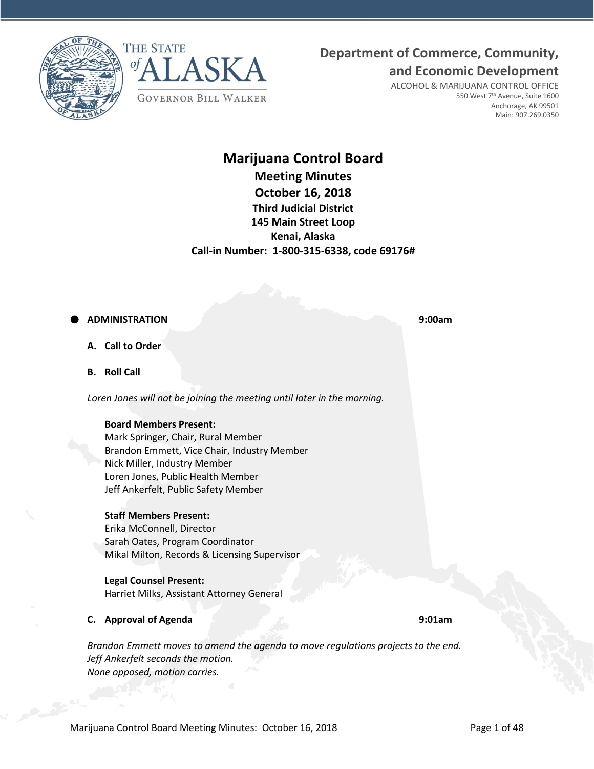THE STATE of ALASKA

GOVERNOR BILL WALKER

**Department of Commerce, Community, and Economic Development**

ALCOHOL & MARIJUANA CONTROL OFFICE
550 West 7th Avenue, Suite 1600
Anchorage, AK 99501
Main: 907.269.0350

# Marijuana Control Board

## Meeting Minutes

## October 16, 2018

**Third Judicial District**
**145 Main Street Loop**
**Kenai, Alaska**
**Call-in Number: 1-800-315-6338, code 69176#**

- **ADMINISTRATION** **9:00am**

**A. Call to Order**

**B. Roll Call**

*Loren Jones will not be joining the meeting until later in the morning.*

**Board Members Present:**
Mark Springer, Chair, Rural Member
Brandon Emmett, Vice Chair, Industry Member
Nick Miller, Industry Member
Loren Jones, Public Health Member
Jeff Ankerfelt, Public Safety Member

**Staff Members Present:**
Erika McConnell, Director
Sarah Oates, Program Coordinator
Mikal Milton, Records & Licensing Supervisor

**Legal Counsel Present:**
Harriet Milks, Assistant Attorney General

**C. Approval of Agenda** **9:01am**

*Brandon Emmett moves to amend the agenda to move regulations projects to the end.*
*Jeff Ankerfelt seconds the motion.*
*None opposed, motion carries.*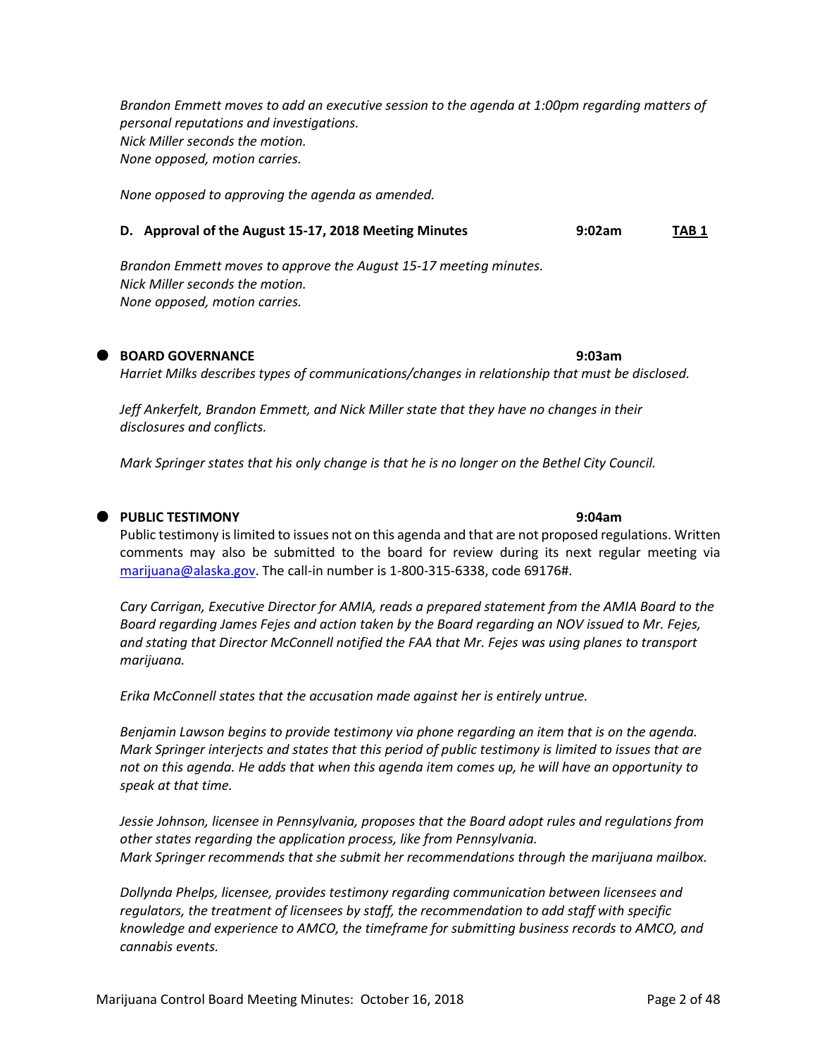*Brandon Emmett moves to add an executive session to the agenda at 1:00pm regarding matters of personal reputations and investigations.*
*Nick Miller seconds the motion.*
*None opposed, motion carries.*

*None opposed to approving the agenda as amended.*

**D. Approval of the August 15-17, 2018 Meeting Minutes** **9:02am** **TAB 1**

*Brandon Emmett moves to approve the August 15-17 meeting minutes.*
*Nick Miller seconds the motion.*
*None opposed, motion carries.*

- **BOARD GOVERNANCE** **9:03am**

*Harriet Milks describes types of communications/changes in relationship that must be disclosed.*

*Jeff Ankerfelt, Brandon Emmett, and Nick Miller state that they have no changes in their disclosures and conflicts.*

*Mark Springer states that his only change is that he is no longer on the Bethel City Council.*

- **PUBLIC TESTIMONY** **9:04am**

Public testimony is limited to issues not on this agenda and that are not proposed regulations. Written comments may also be submitted to the board for review during its next regular meeting via marijuana@alaska.gov. The call-in number is 1-800-315-6338, code 69176#.

*Cary Carrigan, Executive Director for AMIA, reads a prepared statement from the AMIA Board to the Board regarding James Fejes and action taken by the Board regarding an NOV issued to Mr. Fejes, and stating that Director McConnell notified the FAA that Mr. Fejes was using planes to transport marijuana.*

*Erika McConnell states that the accusation made against her is entirely untrue.*

*Benjamin Lawson begins to provide testimony via phone regarding an item that is on the agenda. Mark Springer interjects and states that this period of public testimony is limited to issues that are not on this agenda. He adds that when this agenda item comes up, he will have an opportunity to speak at that time.*

*Jessie Johnson, licensee in Pennsylvania, proposes that the Board adopt rules and regulations from other states regarding the application process, like from Pennsylvania.*
*Mark Springer recommends that she submit her recommendations through the marijuana mailbox.*

*Dollynda Phelps, licensee, provides testimony regarding communication between licensees and regulators, the treatment of licensees by staff, the recommendation to add staff with specific knowledge and experience to AMCO, the timeframe for submitting business records to AMCO, and cannabis events.*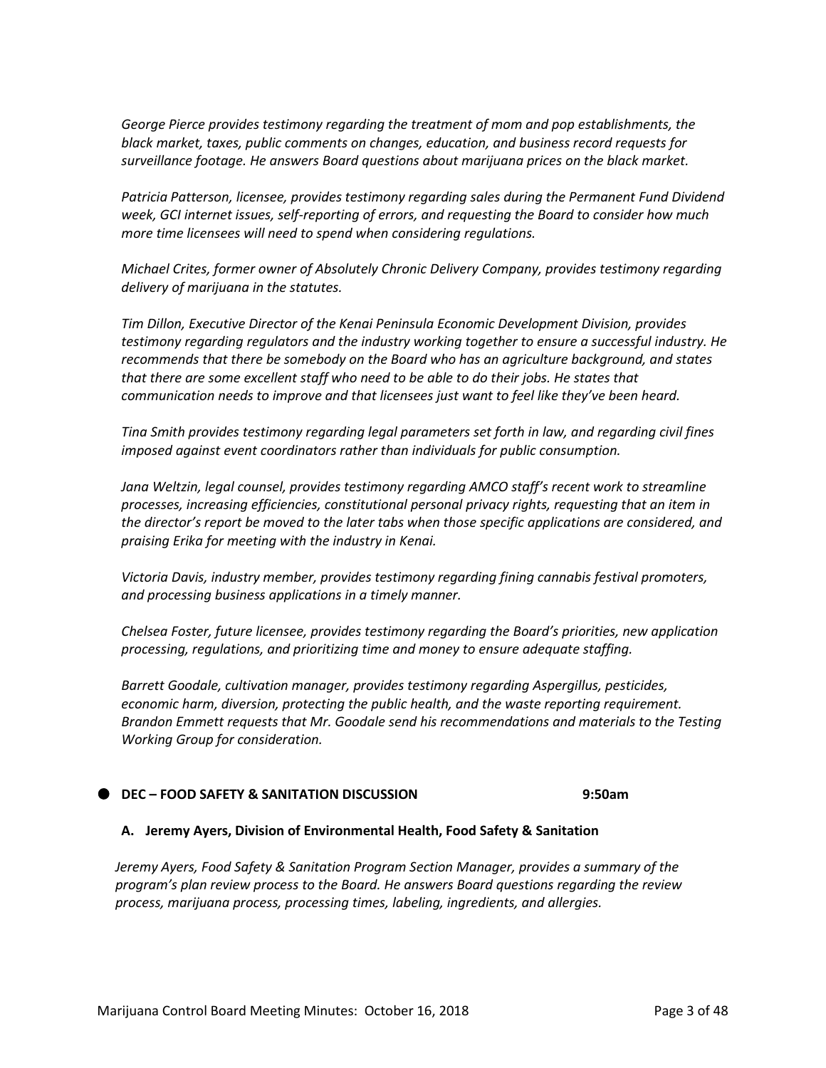*George Pierce provides testimony regarding the treatment of mom and pop establishments, the black market, taxes, public comments on changes, education, and business record requests for surveillance footage. He answers Board questions about marijuana prices on the black market.*

*Patricia Patterson, licensee, provides testimony regarding sales during the Permanent Fund Dividend week, GCI internet issues, self-reporting of errors, and requesting the Board to consider how much more time licensees will need to spend when considering regulations.*

*Michael Crites, former owner of Absolutely Chronic Delivery Company, provides testimony regarding delivery of marijuana in the statutes.*

*Tim Dillon, Executive Director of the Kenai Peninsula Economic Development Division, provides testimony regarding regulators and the industry working together to ensure a successful industry. He recommends that there be somebody on the Board who has an agriculture background, and states that there are some excellent staff who need to be able to do their jobs. He states that communication needs to improve and that licensees just want to feel like they've been heard.*

*Tina Smith provides testimony regarding legal parameters set forth in law, and regarding civil fines imposed against event coordinators rather than individuals for public consumption.*

*Jana Weltzin, legal counsel, provides testimony regarding AMCO staff's recent work to streamline processes, increasing efficiencies, constitutional personal privacy rights, requesting that an item in the director's report be moved to the later tabs when those specific applications are considered, and praising Erika for meeting with the industry in Kenai.*

*Victoria Davis, industry member, provides testimony regarding fining cannabis festival promoters, and processing business applications in a timely manner.*

*Chelsea Foster, future licensee, provides testimony regarding the Board's priorities, new application processing, regulations, and prioritizing time and money to ensure adequate staffing.*

*Barrett Goodale, cultivation manager, provides testimony regarding Aspergillus, pesticides, economic harm, diversion, protecting the public health, and the waste reporting requirement. Brandon Emmett requests that Mr. Goodale send his recommendations and materials to the Testing Working Group for consideration.*

- **DEC – FOOD SAFETY & SANITATION DISCUSSION** **9:50am**

**A. Jeremy Ayers, Division of Environmental Health, Food Safety & Sanitation**

*Jeremy Ayers, Food Safety & Sanitation Program Section Manager, provides a summary of the program's plan review process to the Board. He answers Board questions regarding the review process, marijuana process, processing times, labeling, ingredients, and allergies.*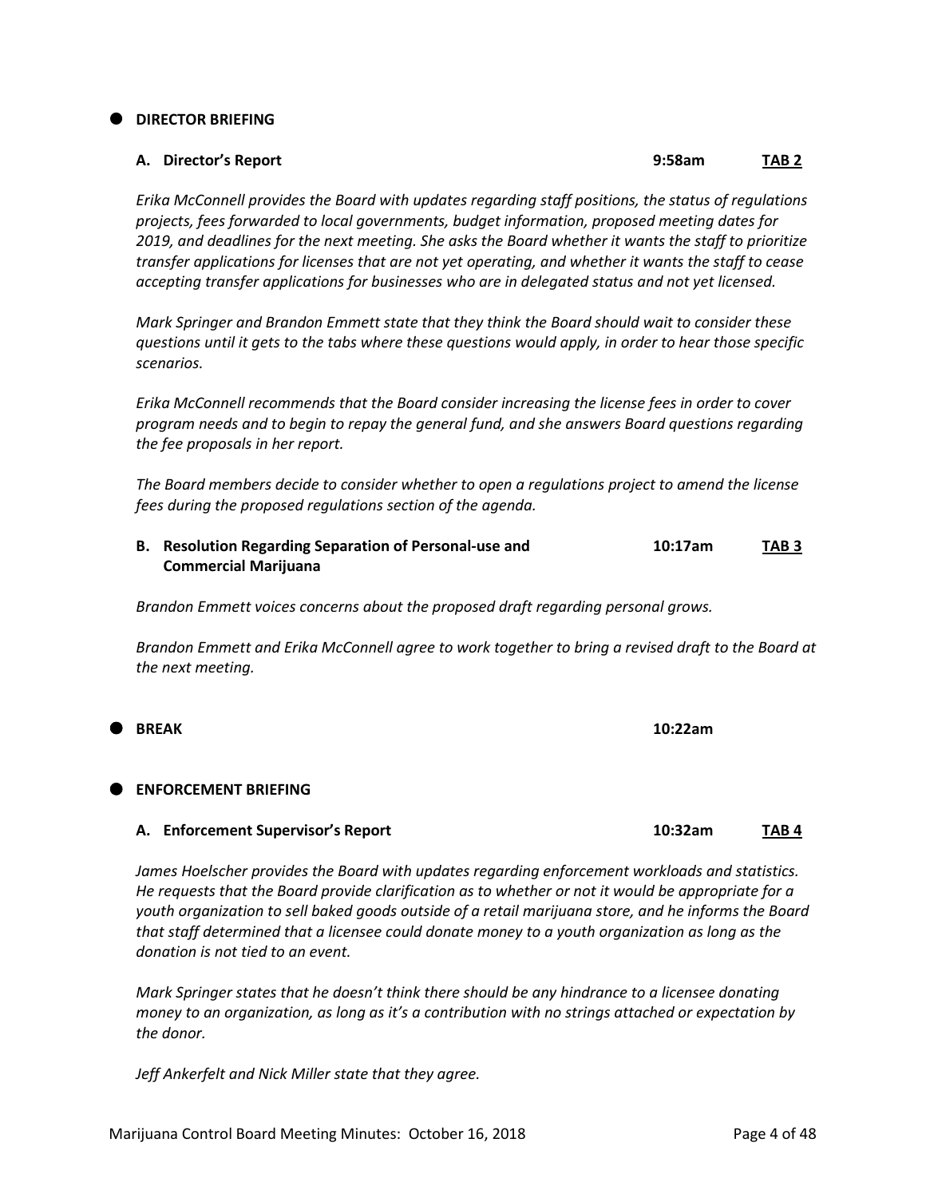- **DIRECTOR BRIEFING**

**A. Director's Report** 9:58am **TAB 2**

*Erika McConnell provides the Board with updates regarding staff positions, the status of regulations projects, fees forwarded to local governments, budget information, proposed meeting dates for 2019, and deadlines for the next meeting. She asks the Board whether it wants the staff to prioritize transfer applications for licenses that are not yet operating, and whether it wants the staff to cease accepting transfer applications for businesses who are in delegated status and not yet licensed.*

*Mark Springer and Brandon Emmett state that they think the Board should wait to consider these questions until it gets to the tabs where these questions would apply, in order to hear those specific scenarios.*

*Erika McConnell recommends that the Board consider increasing the license fees in order to cover program needs and to begin to repay the general fund, and she answers Board questions regarding the fee proposals in her report.*

*The Board members decide to consider whether to open a regulations project to amend the license fees during the proposed regulations section of the agenda.*

**B. Resolution Regarding Separation of Personal-use and Commercial Marijuana** 10:17am **TAB 3**

*Brandon Emmett voices concerns about the proposed draft regarding personal grows.*

*Brandon Emmett and Erika McConnell agree to work together to bring a revised draft to the Board at the next meeting.*

- **BREAK** 10:22am

- **ENFORCEMENT BRIEFING**

**A. Enforcement Supervisor's Report** 10:32am **TAB 4**

*James Hoelscher provides the Board with updates regarding enforcement workloads and statistics. He requests that the Board provide clarification as to whether or not it would be appropriate for a youth organization to sell baked goods outside of a retail marijuana store, and he informs the Board that staff determined that a licensee could donate money to a youth organization as long as the donation is not tied to an event.*

*Mark Springer states that he doesn't think there should be any hindrance to a licensee donating money to an organization, as long as it's a contribution with no strings attached or expectation by the donor.*

*Jeff Ankerfelt and Nick Miller state that they agree.*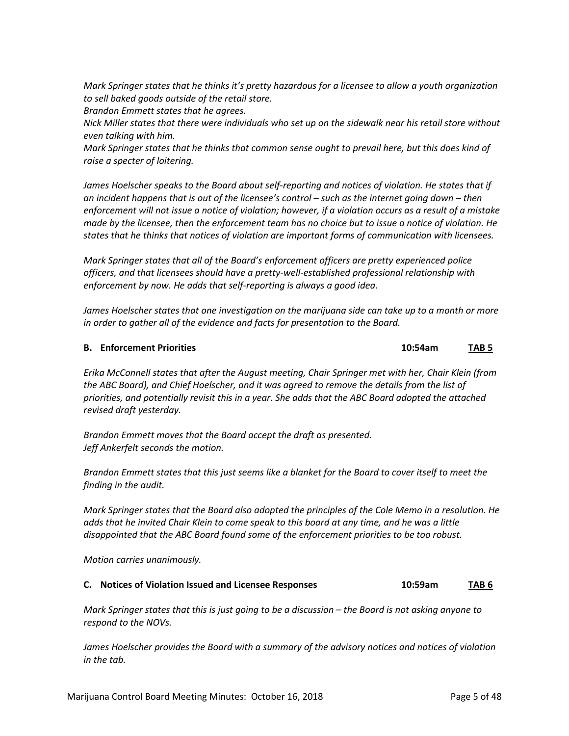*Mark Springer states that he thinks it's pretty hazardous for a licensee to allow a youth organization to sell baked goods outside of the retail store.*
*Brandon Emmett states that he agrees.*
*Nick Miller states that there were individuals who set up on the sidewalk near his retail store without even talking with him.*
*Mark Springer states that he thinks that common sense ought to prevail here, but this does kind of raise a specter of loitering.*

*James Hoelscher speaks to the Board about self-reporting and notices of violation. He states that if an incident happens that is out of the licensee's control – such as the internet going down – then enforcement will not issue a notice of violation; however, if a violation occurs as a result of a mistake made by the licensee, then the enforcement team has no choice but to issue a notice of violation. He states that he thinks that notices of violation are important forms of communication with licensees.*

*Mark Springer states that all of the Board's enforcement officers are pretty experienced police officers, and that licensees should have a pretty-well-established professional relationship with enforcement by now. He adds that self-reporting is always a good idea.*

*James Hoelscher states that one investigation on the marijuana side can take up to a month or more in order to gather all of the evidence and facts for presentation to the Board.*

**B. Enforcement Priorities** **10:54am** **<u>TAB 5</u>**

*Erika McConnell states that after the August meeting, Chair Springer met with her, Chair Klein (from the ABC Board), and Chief Hoelscher, and it was agreed to remove the details from the list of priorities, and potentially revisit this in a year. She adds that the ABC Board adopted the attached revised draft yesterday.*

*Brandon Emmett moves that the Board accept the draft as presented.*
*Jeff Ankerfelt seconds the motion.*

*Brandon Emmett states that this just seems like a blanket for the Board to cover itself to meet the finding in the audit.*

*Mark Springer states that the Board also adopted the principles of the Cole Memo in a resolution. He adds that he invited Chair Klein to come speak to this board at any time, and he was a little disappointed that the ABC Board found some of the enforcement priorities to be too robust.*

*Motion carries unanimously.*

**C. Notices of Violation Issued and Licensee Responses** **10:59am** **<u>TAB 6</u>**

*Mark Springer states that this is just going to be a discussion – the Board is not asking anyone to respond to the NOVs.*

*James Hoelscher provides the Board with a summary of the advisory notices and notices of violation in the tab.*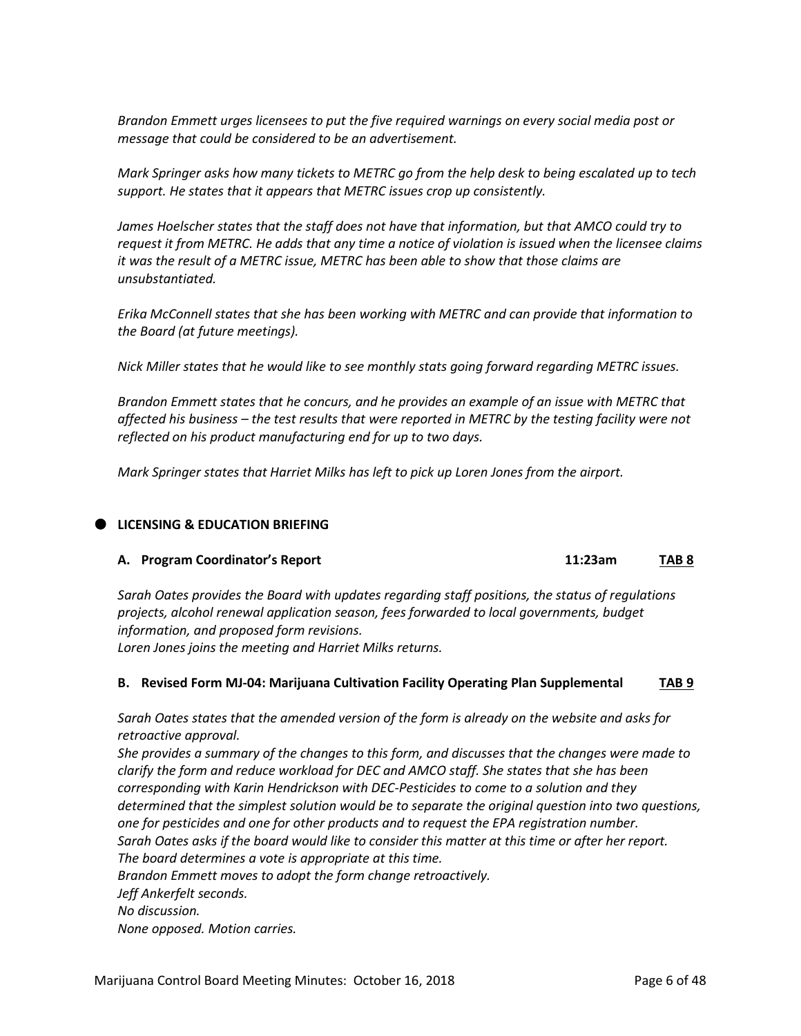*Brandon Emmett urges licensees to put the five required warnings on every social media post or message that could be considered to be an advertisement.*

*Mark Springer asks how many tickets to METRC go from the help desk to being escalated up to tech support. He states that it appears that METRC issues crop up consistently.*

*James Hoelscher states that the staff does not have that information, but that AMCO could try to request it from METRC. He adds that any time a notice of violation is issued when the licensee claims it was the result of a METRC issue, METRC has been able to show that those claims are unsubstantiated.*

*Erika McConnell states that she has been working with METRC and can provide that information to the Board (at future meetings).*

*Nick Miller states that he would like to see monthly stats going forward regarding METRC issues.*

*Brandon Emmett states that he concurs, and he provides an example of an issue with METRC that affected his business – the test results that were reported in METRC by the testing facility were not reflected on his product manufacturing end for up to two days.*

*Mark Springer states that Harriet Milks has left to pick up Loren Jones from the airport.*

- **LICENSING & EDUCATION BRIEFING**

### A. Program Coordinator's Report — 11:23am — TAB 8

*Sarah Oates provides the Board with updates regarding staff positions, the status of regulations projects, alcohol renewal application season, fees forwarded to local governments, budget information, and proposed form revisions.*
*Loren Jones joins the meeting and Harriet Milks returns.*

### B. Revised Form MJ-04: Marijuana Cultivation Facility Operating Plan Supplemental — TAB 9

*Sarah Oates states that the amended version of the form is already on the website and asks for retroactive approval.*
*She provides a summary of the changes to this form, and discusses that the changes were made to clarify the form and reduce workload for DEC and AMCO staff. She states that she has been corresponding with Karin Hendrickson with DEC-Pesticides to come to a solution and they determined that the simplest solution would be to separate the original question into two questions, one for pesticides and one for other products and to request the EPA registration number.*
*Sarah Oates asks if the board would like to consider this matter at this time or after her report.*
*The board determines a vote is appropriate at this time.*
*Brandon Emmett moves to adopt the form change retroactively.*
*Jeff Ankerfelt seconds.*
*No discussion.*
*None opposed. Motion carries.*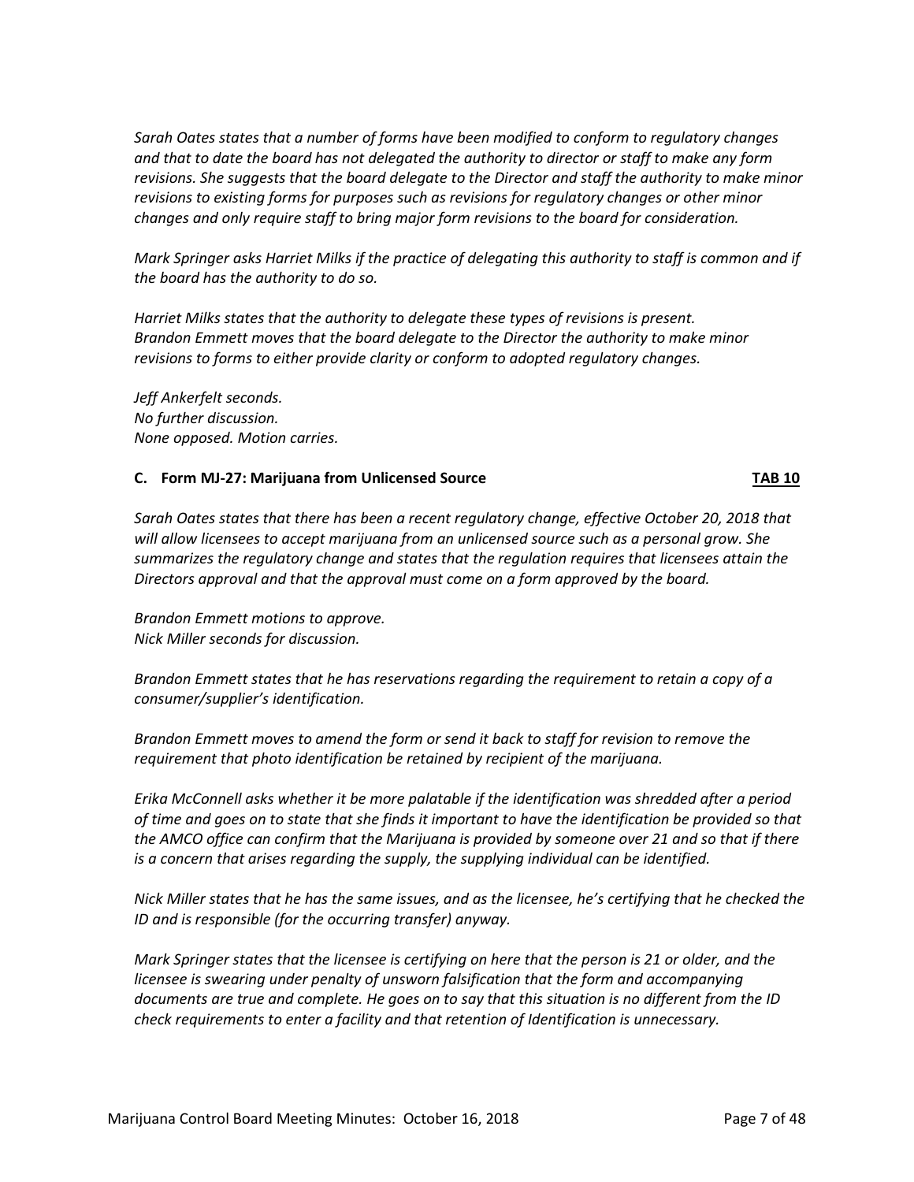*Sarah Oates states that a number of forms have been modified to conform to regulatory changes and that to date the board has not delegated the authority to director or staff to make any form revisions. She suggests that the board delegate to the Director and staff the authority to make minor revisions to existing forms for purposes such as revisions for regulatory changes or other minor changes and only require staff to bring major form revisions to the board for consideration.*

*Mark Springer asks Harriet Milks if the practice of delegating this authority to staff is common and if the board has the authority to do so.*

*Harriet Milks states that the authority to delegate these types of revisions is present.*
*Brandon Emmett moves that the board delegate to the Director the authority to make minor revisions to forms to either provide clarity or conform to adopted regulatory changes.*

*Jeff Ankerfelt seconds.*
*No further discussion.*
*None opposed. Motion carries.*

### C. Form MJ-27: Marijuana from Unlicensed Source — TAB 10

*Sarah Oates states that there has been a recent regulatory change, effective October 20, 2018 that will allow licensees to accept marijuana from an unlicensed source such as a personal grow. She summarizes the regulatory change and states that the regulation requires that licensees attain the Directors approval and that the approval must come on a form approved by the board.*

*Brandon Emmett motions to approve.*
*Nick Miller seconds for discussion.*

*Brandon Emmett states that he has reservations regarding the requirement to retain a copy of a consumer/supplier's identification.*

*Brandon Emmett moves to amend the form or send it back to staff for revision to remove the requirement that photo identification be retained by recipient of the marijuana.*

*Erika McConnell asks whether it be more palatable if the identification was shredded after a period of time and goes on to state that she finds it important to have the identification be provided so that the AMCO office can confirm that the Marijuana is provided by someone over 21 and so that if there is a concern that arises regarding the supply, the supplying individual can be identified.*

*Nick Miller states that he has the same issues, and as the licensee, he's certifying that he checked the ID and is responsible (for the occurring transfer) anyway.*

*Mark Springer states that the licensee is certifying on here that the person is 21 or older, and the licensee is swearing under penalty of unsworn falsification that the form and accompanying documents are true and complete. He goes on to say that this situation is no different from the ID check requirements to enter a facility and that retention of Identification is unnecessary.*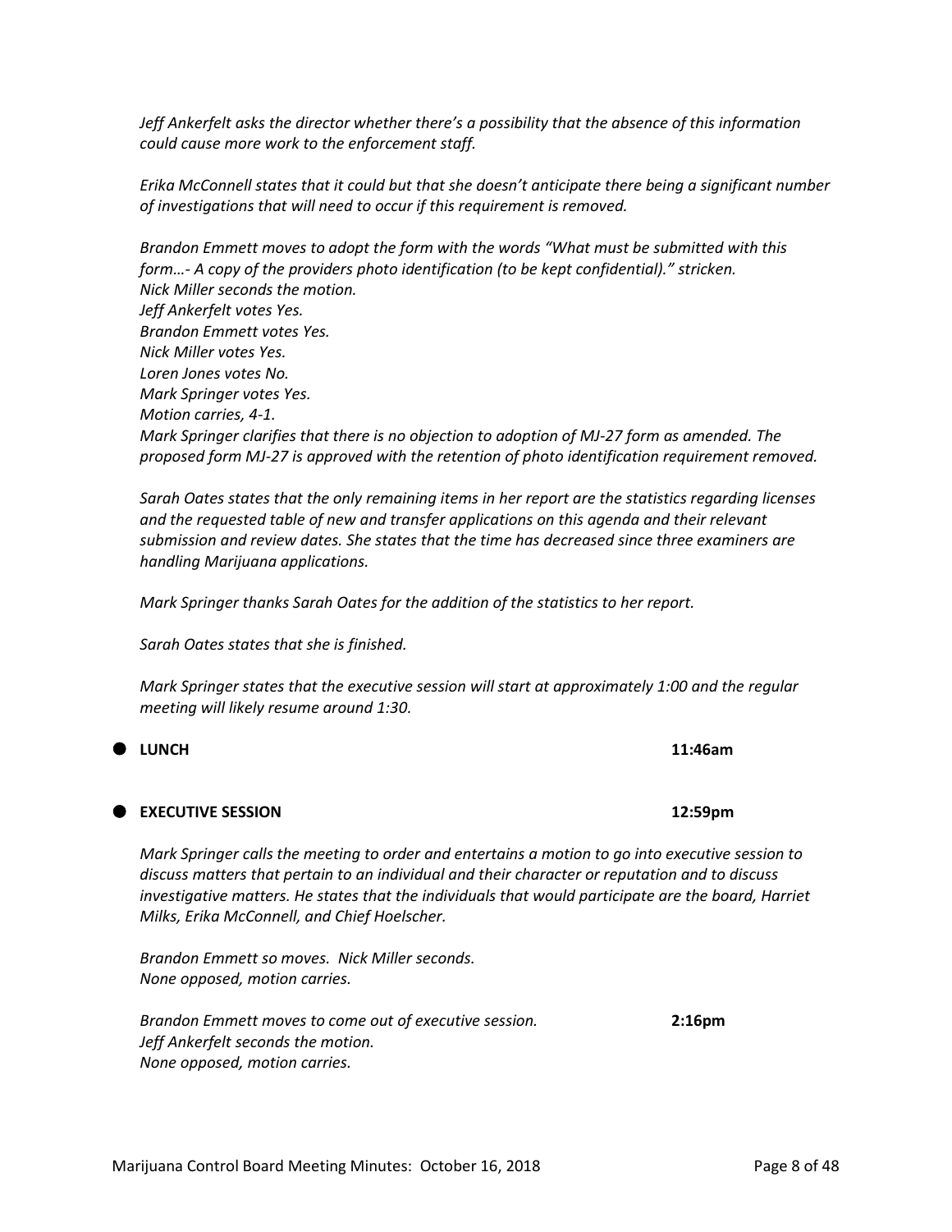*Jeff Ankerfelt asks the director whether there's a possibility that the absence of this information could cause more work to the enforcement staff.*

*Erika McConnell states that it could but that she doesn't anticipate there being a significant number of investigations that will need to occur if this requirement is removed.*

*Brandon Emmett moves to adopt the form with the words "What must be submitted with this form…- A copy of the providers photo identification (to be kept confidential)." stricken.*
*Nick Miller seconds the motion.*
*Jeff Ankerfelt votes Yes.*
*Brandon Emmett votes Yes.*
*Nick Miller votes Yes.*
*Loren Jones votes No.*
*Mark Springer votes Yes.*
*Motion carries, 4-1.*
*Mark Springer clarifies that there is no objection to adoption of MJ-27 form as amended. The proposed form MJ-27 is approved with the retention of photo identification requirement removed.*

*Sarah Oates states that the only remaining items in her report are the statistics regarding licenses and the requested table of new and transfer applications on this agenda and their relevant submission and review dates. She states that the time has decreased since three examiners are handling Marijuana applications.*

*Mark Springer thanks Sarah Oates for the addition of the statistics to her report.*

*Sarah Oates states that she is finished.*

*Mark Springer states that the executive session will start at approximately 1:00 and the regular meeting will likely resume around 1:30.*

- **LUNCH** **11:46am**

- **EXECUTIVE SESSION** **12:59pm**

*Mark Springer calls the meeting to order and entertains a motion to go into executive session to discuss matters that pertain to an individual and their character or reputation and to discuss investigative matters. He states that the individuals that would participate are the board, Harriet Milks, Erika McConnell, and Chief Hoelscher.*

*Brandon Emmett so moves. Nick Miller seconds.*
*None opposed, motion carries.*

*Brandon Emmett moves to come out of executive session.* **2:16pm**
*Jeff Ankerfelt seconds the motion.*
*None opposed, motion carries.*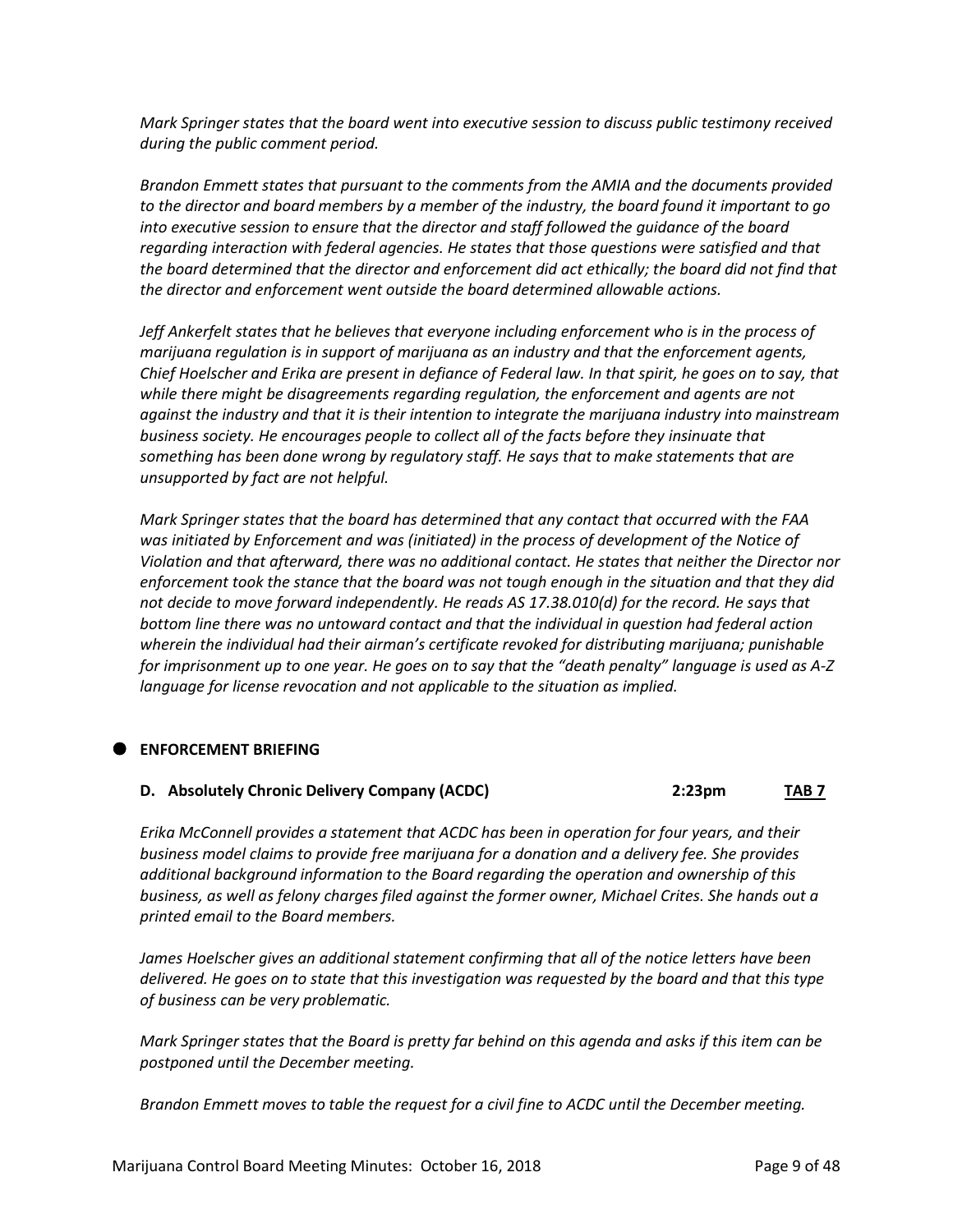*Mark Springer states that the board went into executive session to discuss public testimony received during the public comment period.*

*Brandon Emmett states that pursuant to the comments from the AMIA and the documents provided to the director and board members by a member of the industry, the board found it important to go into executive session to ensure that the director and staff followed the guidance of the board regarding interaction with federal agencies. He states that those questions were satisfied and that the board determined that the director and enforcement did act ethically; the board did not find that the director and enforcement went outside the board determined allowable actions.*

*Jeff Ankerfelt states that he believes that everyone including enforcement who is in the process of marijuana regulation is in support of marijuana as an industry and that the enforcement agents, Chief Hoelscher and Erika are present in defiance of Federal law. In that spirit, he goes on to say, that while there might be disagreements regarding regulation, the enforcement and agents are not against the industry and that it is their intention to integrate the marijuana industry into mainstream business society. He encourages people to collect all of the facts before they insinuate that something has been done wrong by regulatory staff. He says that to make statements that are unsupported by fact are not helpful.*

*Mark Springer states that the board has determined that any contact that occurred with the FAA was initiated by Enforcement and was (initiated) in the process of development of the Notice of Violation and that afterward, there was no additional contact. He states that neither the Director nor enforcement took the stance that the board was not tough enough in the situation and that they did not decide to move forward independently. He reads AS 17.38.010(d) for the record. He says that bottom line there was no untoward contact and that the individual in question had federal action wherein the individual had their airman's certificate revoked for distributing marijuana; punishable for imprisonment up to one year. He goes on to say that the "death penalty" language is used as A-Z language for license revocation and not applicable to the situation as implied.*

- **ENFORCEMENT BRIEFING**

### D. Absolutely Chronic Delivery Company (ACDC) 2:23pm TAB 7

*Erika McConnell provides a statement that ACDC has been in operation for four years, and their business model claims to provide free marijuana for a donation and a delivery fee. She provides additional background information to the Board regarding the operation and ownership of this business, as well as felony charges filed against the former owner, Michael Crites. She hands out a printed email to the Board members.*

*James Hoelscher gives an additional statement confirming that all of the notice letters have been delivered. He goes on to state that this investigation was requested by the board and that this type of business can be very problematic.*

*Mark Springer states that the Board is pretty far behind on this agenda and asks if this item can be postponed until the December meeting.*

*Brandon Emmett moves to table the request for a civil fine to ACDC until the December meeting.*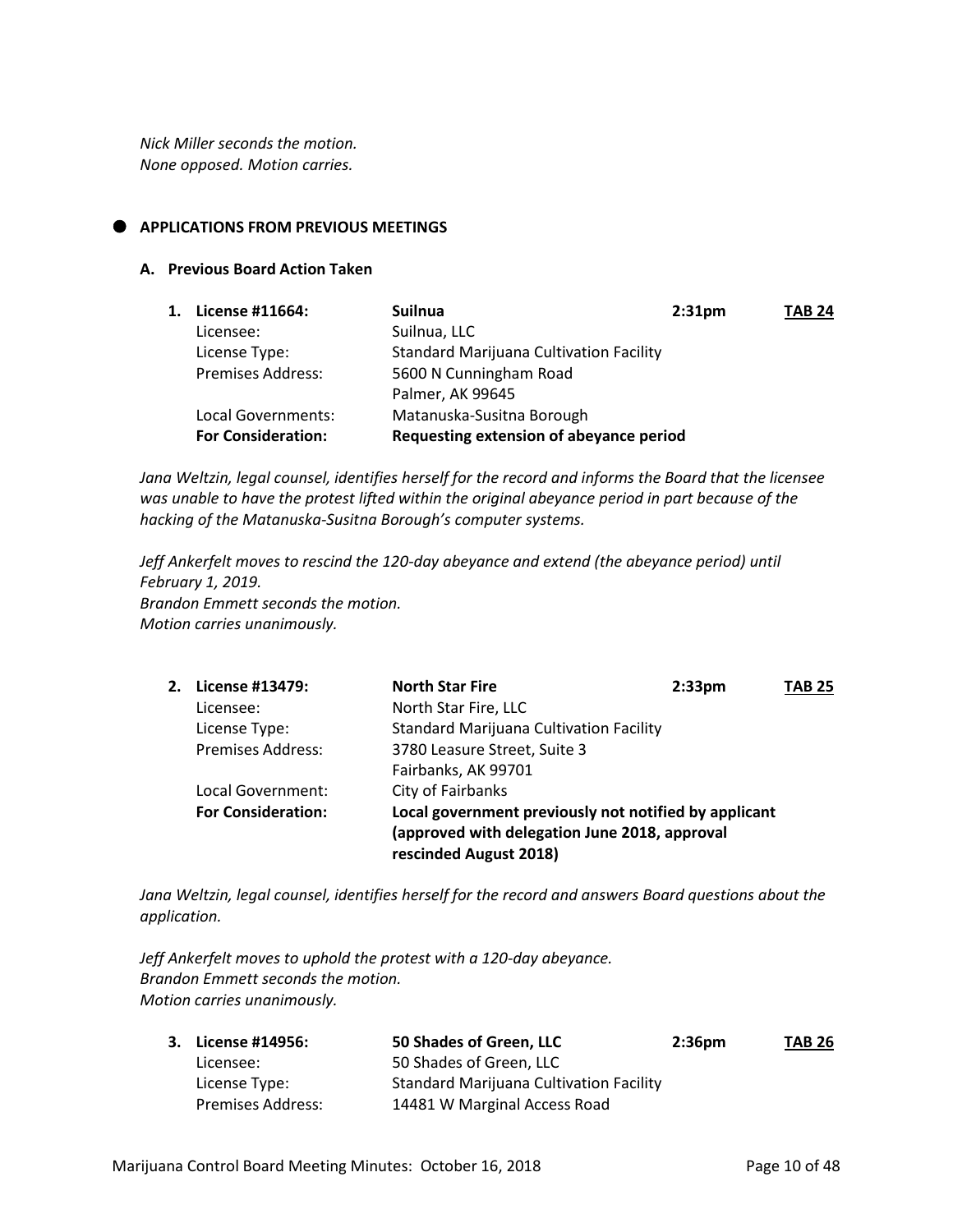*Nick Miller seconds the motion.*
*None opposed. Motion carries.*

- **APPLICATIONS FROM PREVIOUS MEETINGS**

**A. Previous Board Action Taken**

| | | | |
|---|---|---|---|
| **1. License #11664:** | **Suilnua** | **2:31pm** | **TAB 24** |
| Licensee: | Suilnua, LLC | | |
| License Type: | Standard Marijuana Cultivation Facility | | |
| Premises Address: | 5600 N Cunningham Road<br>Palmer, AK 99645 | | |
| Local Governments: | Matanuska-Susitna Borough | | |
| **For Consideration:** | **Requesting extension of abeyance period** | | |

*Jana Weltzin, legal counsel, identifies herself for the record and informs the Board that the licensee was unable to have the protest lifted within the original abeyance period in part because of the hacking of the Matanuska-Susitna Borough's computer systems.*

*Jeff Ankerfelt moves to rescind the 120-day abeyance and extend (the abeyance period) until February 1, 2019.*
*Brandon Emmett seconds the motion.*
*Motion carries unanimously.*

| | | | |
|---|---|---|---|
| **2. License #13479:** | **North Star Fire** | **2:33pm** | **TAB 25** |
| Licensee: | North Star Fire, LLC | | |
| License Type: | Standard Marijuana Cultivation Facility | | |
| Premises Address: | 3780 Leasure Street, Suite 3<br>Fairbanks, AK 99701 | | |
| Local Government: | City of Fairbanks | | |
| **For Consideration:** | **Local government previously not notified by applicant (approved with delegation June 2018, approval rescinded August 2018)** | | |

*Jana Weltzin, legal counsel, identifies herself for the record and answers Board questions about the application.*

*Jeff Ankerfelt moves to uphold the protest with a 120-day abeyance.*
*Brandon Emmett seconds the motion.*
*Motion carries unanimously.*

| | | | |
|---|---|---|---|
| **3. License #14956:** | **50 Shades of Green, LLC** | **2:36pm** | **TAB 26** |
| Licensee: | 50 Shades of Green, LLC | | |
| License Type: | Standard Marijuana Cultivation Facility | | |
| Premises Address: | 14481 W Marginal Access Road | | |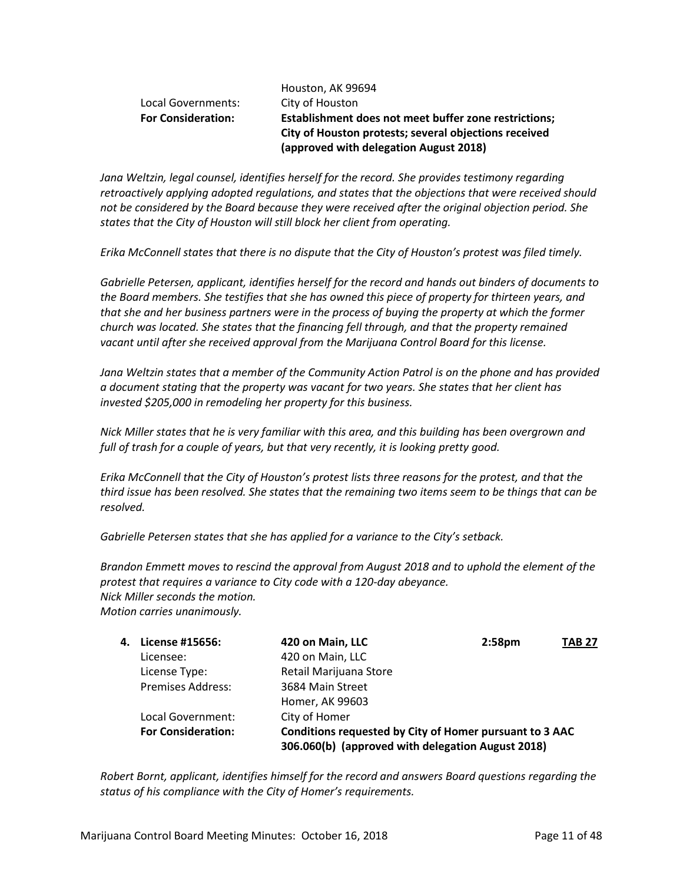| | |
|---|---|
| | Houston, AK 99694 |
| Local Governments: | City of Houston |
| **For Consideration:** | **Establishment does not meet buffer zone restrictions; City of Houston protests; several objections received (approved with delegation August 2018)** |

*Jana Weltzin, legal counsel, identifies herself for the record. She provides testimony regarding retroactively applying adopted regulations, and states that the objections that were received should not be considered by the Board because they were received after the original objection period. She states that the City of Houston will still block her client from operating.*

*Erika McConnell states that there is no dispute that the City of Houston's protest was filed timely.*

*Gabrielle Petersen, applicant, identifies herself for the record and hands out binders of documents to the Board members. She testifies that she has owned this piece of property for thirteen years, and that she and her business partners were in the process of buying the property at which the former church was located. She states that the financing fell through, and that the property remained vacant until after she received approval from the Marijuana Control Board for this license.*

*Jana Weltzin states that a member of the Community Action Patrol is on the phone and has provided a document stating that the property was vacant for two years. She states that her client has invested $205,000 in remodeling her property for this business.*

*Nick Miller states that he is very familiar with this area, and this building has been overgrown and full of trash for a couple of years, but that very recently, it is looking pretty good.*

*Erika McConnell that the City of Houston's protest lists three reasons for the protest, and that the third issue has been resolved. She states that the remaining two items seem to be things that can be resolved.*

*Gabrielle Petersen states that she has applied for a variance to the City's setback.*

*Brandon Emmett moves to rescind the approval from August 2018 and to uphold the element of the protest that requires a variance to City code with a 120-day abeyance.*
*Nick Miller seconds the motion.*
*Motion carries unanimously.*

| | | | |
|---|---|---|---|
| **4. License #15656:** | **420 on Main, LLC** | **2:58pm** | **TAB 27** |
| Licensee: | 420 on Main, LLC | | |
| License Type: | Retail Marijuana Store | | |
| Premises Address: | 3684 Main Street<br>Homer, AK 99603 | | |
| Local Government: | City of Homer | | |
| **For Consideration:** | **Conditions requested by City of Homer pursuant to 3 AAC 306.060(b) (approved with delegation August 2018)** | | |

*Robert Bornt, applicant, identifies himself for the record and answers Board questions regarding the status of his compliance with the City of Homer's requirements.*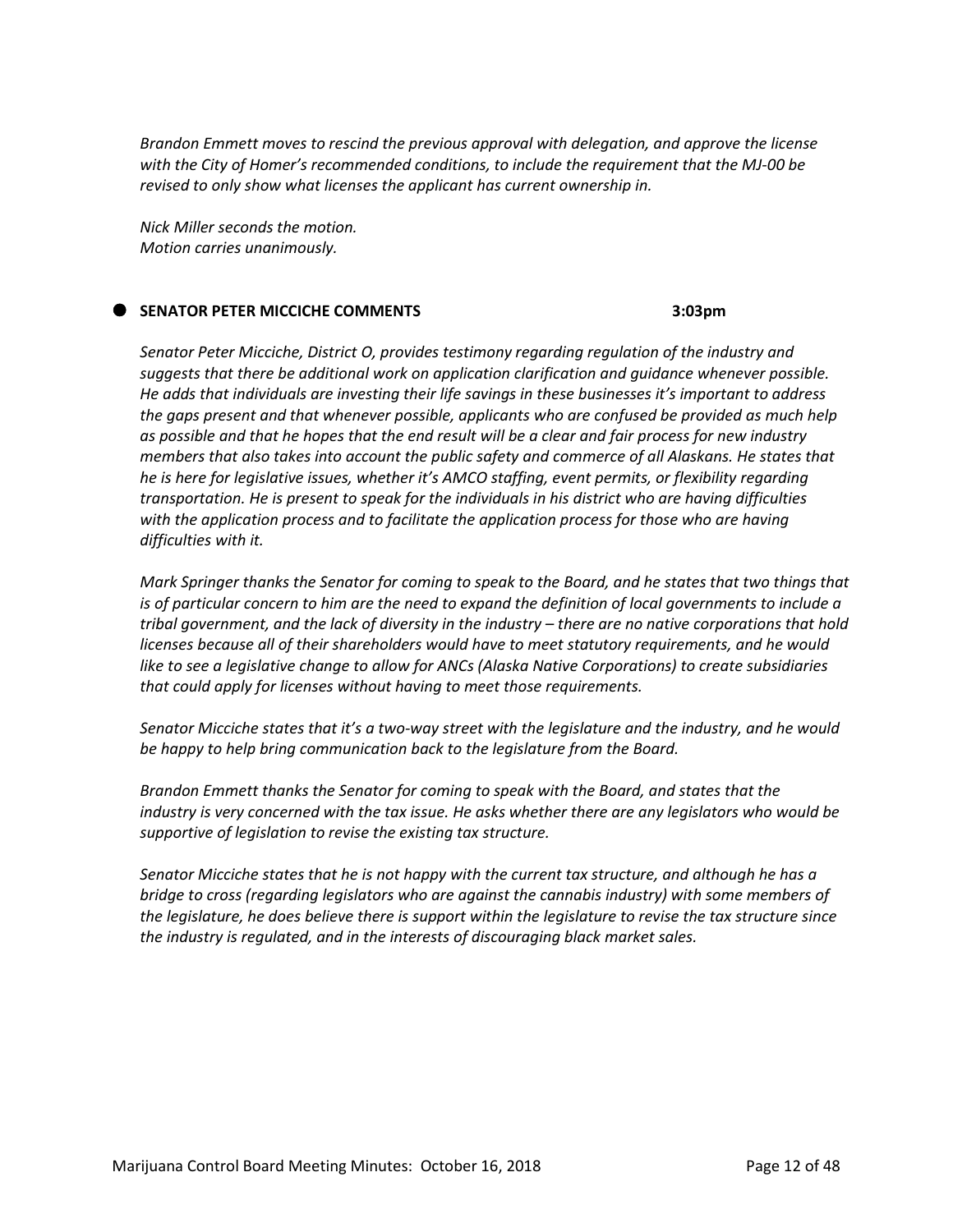*Brandon Emmett moves to rescind the previous approval with delegation, and approve the license with the City of Homer's recommended conditions, to include the requirement that the MJ-00 be revised to only show what licenses the applicant has current ownership in.*

*Nick Miller seconds the motion.*
*Motion carries unanimously.*

- **SENATOR PETER MICCICHE COMMENTS** **3:03pm**

*Senator Peter Micciche, District O, provides testimony regarding regulation of the industry and suggests that there be additional work on application clarification and guidance whenever possible. He adds that individuals are investing their life savings in these businesses it's important to address the gaps present and that whenever possible, applicants who are confused be provided as much help as possible and that he hopes that the end result will be a clear and fair process for new industry members that also takes into account the public safety and commerce of all Alaskans. He states that he is here for legislative issues, whether it's AMCO staffing, event permits, or flexibility regarding transportation. He is present to speak for the individuals in his district who are having difficulties with the application process and to facilitate the application process for those who are having difficulties with it.*

*Mark Springer thanks the Senator for coming to speak to the Board, and he states that two things that is of particular concern to him are the need to expand the definition of local governments to include a tribal government, and the lack of diversity in the industry – there are no native corporations that hold licenses because all of their shareholders would have to meet statutory requirements, and he would like to see a legislative change to allow for ANCs (Alaska Native Corporations) to create subsidiaries that could apply for licenses without having to meet those requirements.*

*Senator Micciche states that it's a two-way street with the legislature and the industry, and he would be happy to help bring communication back to the legislature from the Board.*

*Brandon Emmett thanks the Senator for coming to speak with the Board, and states that the industry is very concerned with the tax issue. He asks whether there are any legislators who would be supportive of legislation to revise the existing tax structure.*

*Senator Micciche states that he is not happy with the current tax structure, and although he has a bridge to cross (regarding legislators who are against the cannabis industry) with some members of the legislature, he does believe there is support within the legislature to revise the tax structure since the industry is regulated, and in the interests of discouraging black market sales.*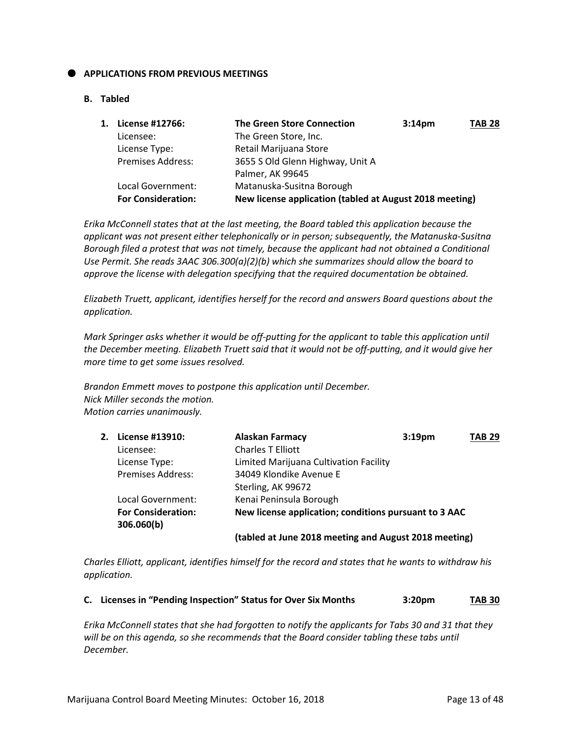## APPLICATIONS FROM PREVIOUS MEETINGS

### B. Tabled

| | | | |
|---|---|---|---|
| **1. License #12766:** | **The Green Store Connection** | **3:14pm** | **TAB 28** |
| Licensee: | The Green Store, Inc. | | |
| License Type: | Retail Marijuana Store | | |
| Premises Address: | 3655 S Old Glenn Highway, Unit A<br>Palmer, AK 99645 | | |
| Local Government: | Matanuska-Susitna Borough | | |
| **For Consideration:** | **New license application (tabled at August 2018 meeting)** | | |

*Erika McConnell states that at the last meeting, the Board tabled this application because the applicant was not present either telephonically or in person; subsequently, the Matanuska-Susitna Borough filed a protest that was not timely, because the applicant had not obtained a Conditional Use Permit. She reads 3AAC 306.300(a)(2)(b) which she summarizes should allow the board to approve the license with delegation specifying that the required documentation be obtained.*

*Elizabeth Truett, applicant, identifies herself for the record and answers Board questions about the application.*

*Mark Springer asks whether it would be off-putting for the applicant to table this application until the December meeting. Elizabeth Truett said that it would not be off-putting, and it would give her more time to get some issues resolved.*

*Brandon Emmett moves to postpone this application until December.*
*Nick Miller seconds the motion.*
*Motion carries unanimously.*

| | | | |
|---|---|---|---|
| **2. License #13910:** | **Alaskan Farmacy** | **3:19pm** | **TAB 29** |
| Licensee: | Charles T Elliott | | |
| License Type: | Limited Marijuana Cultivation Facility | | |
| Premises Address: | 34049 Klondike Avenue E<br>Sterling, AK 99672 | | |
| Local Government: | Kenai Peninsula Borough | | |
| **For Consideration: 306.060(b)** | **New license application; conditions pursuant to 3 AAC** | | |
| | **(tabled at June 2018 meeting and August 2018 meeting)** | | |

*Charles Elliott, applicant, identifies himself for the record and states that he wants to withdraw his application.*

### C. Licenses in "Pending Inspection" Status for Over Six Months — 3:20pm — TAB 30

*Erika McConnell states that she had forgotten to notify the applicants for Tabs 30 and 31 that they will be on this agenda, so she recommends that the Board consider tabling these tabs until December.*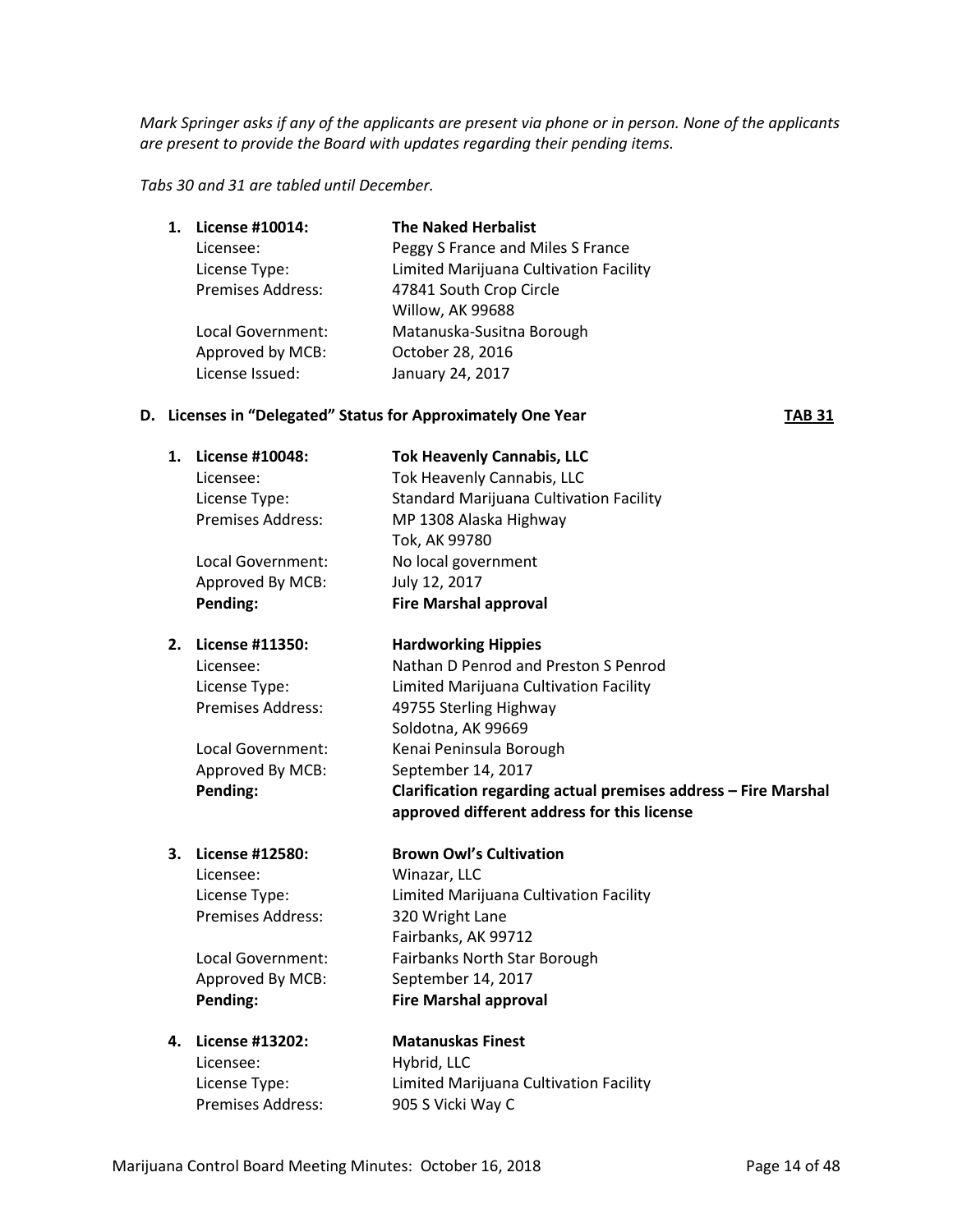*Mark Springer asks if any of the applicants are present via phone or in person. None of the applicants are present to provide the Board with updates regarding their pending items.*

*Tabs 30 and 31 are tabled until December.*

1. **License #10014:** **The Naked Herbalist**
   Licensee: Peggy S France and Miles S France
   License Type: Limited Marijuana Cultivation Facility
   Premises Address: 47841 South Crop Circle
   Willow, AK 99688
   Local Government: Matanuska-Susitna Borough
   Approved by MCB: October 28, 2016
   License Issued: January 24, 2017

### D. Licenses in "Delegated" Status for Approximately One Year — TAB 31

1. **License #10048:** **Tok Heavenly Cannabis, LLC**
   Licensee: Tok Heavenly Cannabis, LLC
   License Type: Standard Marijuana Cultivation Facility
   Premises Address: MP 1308 Alaska Highway
   Tok, AK 99780
   Local Government: No local government
   Approved By MCB: July 12, 2017
   **Pending:** **Fire Marshal approval**

2. **License #11350:** **Hardworking Hippies**
   Licensee: Nathan D Penrod and Preston S Penrod
   License Type: Limited Marijuana Cultivation Facility
   Premises Address: 49755 Sterling Highway
   Soldotna, AK 99669
   Local Government: Kenai Peninsula Borough
   Approved By MCB: September 14, 2017
   **Pending:** **Clarification regarding actual premises address – Fire Marshal approved different address for this license**

3. **License #12580:** **Brown Owl's Cultivation**
   Licensee: Winazar, LLC
   License Type: Limited Marijuana Cultivation Facility
   Premises Address: 320 Wright Lane
   Fairbanks, AK 99712
   Local Government: Fairbanks North Star Borough
   Approved By MCB: September 14, 2017
   **Pending:** **Fire Marshal approval**

4. **License #13202:** **Matanuskas Finest**
   Licensee: Hybrid, LLC
   License Type: Limited Marijuana Cultivation Facility
   Premises Address: 905 S Vicki Way C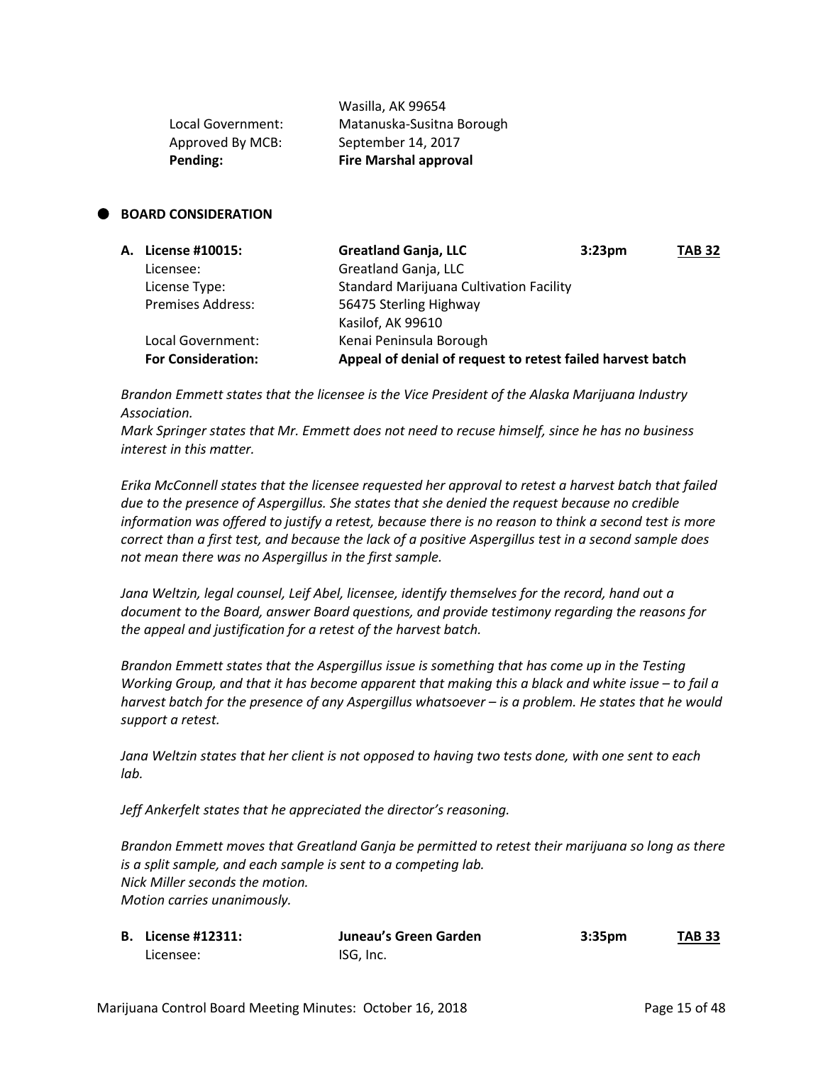| | |
|---|---|
| | Wasilla, AK 99654 |
| Local Government: | Matanuska-Susitna Borough |
| Approved By MCB: | September 14, 2017 |
| **Pending:** | **Fire Marshal approval** |

## BOARD CONSIDERATION

| | | | |
|---|---|---|---|
| **A. License #10015:** | **Greatland Ganja, LLC** | **3:23pm** | **TAB 32** |
| Licensee: | Greatland Ganja, LLC | | |
| License Type: | Standard Marijuana Cultivation Facility | | |
| Premises Address: | 56475 Sterling Highway | | |
| | Kasilof, AK 99610 | | |
| Local Government: | Kenai Peninsula Borough | | |
| **For Consideration:** | **Appeal of denial of request to retest failed harvest batch** | | |

*Brandon Emmett states that the licensee is the Vice President of the Alaska Marijuana Industry Association.*
*Mark Springer states that Mr. Emmett does not need to recuse himself, since he has no business interest in this matter.*

*Erika McConnell states that the licensee requested her approval to retest a harvest batch that failed due to the presence of Aspergillus. She states that she denied the request because no credible information was offered to justify a retest, because there is no reason to think a second test is more correct than a first test, and because the lack of a positive Aspergillus test in a second sample does not mean there was no Aspergillus in the first sample.*

*Jana Weltzin, legal counsel, Leif Abel, licensee, identify themselves for the record, hand out a document to the Board, answer Board questions, and provide testimony regarding the reasons for the appeal and justification for a retest of the harvest batch.*

*Brandon Emmett states that the Aspergillus issue is something that has come up in the Testing Working Group, and that it has become apparent that making this a black and white issue – to fail a harvest batch for the presence of any Aspergillus whatsoever – is a problem. He states that he would support a retest.*

*Jana Weltzin states that her client is not opposed to having two tests done, with one sent to each lab.*

*Jeff Ankerfelt states that he appreciated the director's reasoning.*

*Brandon Emmett moves that Greatland Ganja be permitted to retest their marijuana so long as there is a split sample, and each sample is sent to a competing lab.*
*Nick Miller seconds the motion.*
*Motion carries unanimously.*

| | | | |
|---|---|---|---|
| **B. License #12311:** | **Juneau's Green Garden** | **3:35pm** | **TAB 33** |
| Licensee: | ISG, Inc. | | |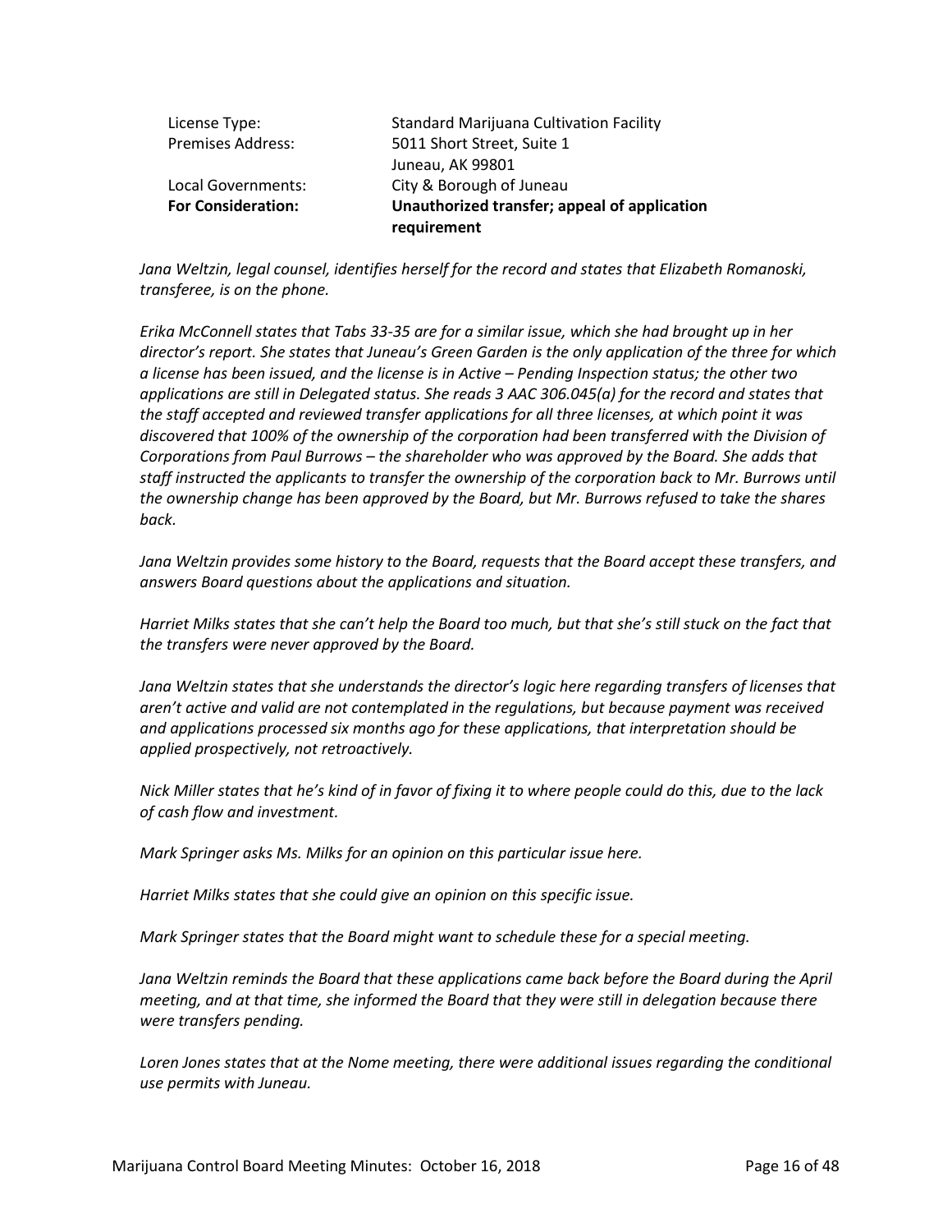License Type: Standard Marijuana Cultivation Facility
Premises Address: 5011 Short Street, Suite 1
Juneau, AK 99801
Local Governments: City & Borough of Juneau
**For Consideration: Unauthorized transfer; appeal of application requirement**

*Jana Weltzin, legal counsel, identifies herself for the record and states that Elizabeth Romanoski, transferee, is on the phone.*

*Erika McConnell states that Tabs 33-35 are for a similar issue, which she had brought up in her director's report. She states that Juneau's Green Garden is the only application of the three for which a license has been issued, and the license is in Active – Pending Inspection status; the other two applications are still in Delegated status. She reads 3 AAC 306.045(a) for the record and states that the staff accepted and reviewed transfer applications for all three licenses, at which point it was discovered that 100% of the ownership of the corporation had been transferred with the Division of Corporations from Paul Burrows – the shareholder who was approved by the Board. She adds that staff instructed the applicants to transfer the ownership of the corporation back to Mr. Burrows until the ownership change has been approved by the Board, but Mr. Burrows refused to take the shares back.*

*Jana Weltzin provides some history to the Board, requests that the Board accept these transfers, and answers Board questions about the applications and situation.*

*Harriet Milks states that she can't help the Board too much, but that she's still stuck on the fact that the transfers were never approved by the Board.*

*Jana Weltzin states that she understands the director's logic here regarding transfers of licenses that aren't active and valid are not contemplated in the regulations, but because payment was received and applications processed six months ago for these applications, that interpretation should be applied prospectively, not retroactively.*

*Nick Miller states that he's kind of in favor of fixing it to where people could do this, due to the lack of cash flow and investment.*

*Mark Springer asks Ms. Milks for an opinion on this particular issue here.*

*Harriet Milks states that she could give an opinion on this specific issue.*

*Mark Springer states that the Board might want to schedule these for a special meeting.*

*Jana Weltzin reminds the Board that these applications came back before the Board during the April meeting, and at that time, she informed the Board that they were still in delegation because there were transfers pending.*

*Loren Jones states that at the Nome meeting, there were additional issues regarding the conditional use permits with Juneau.*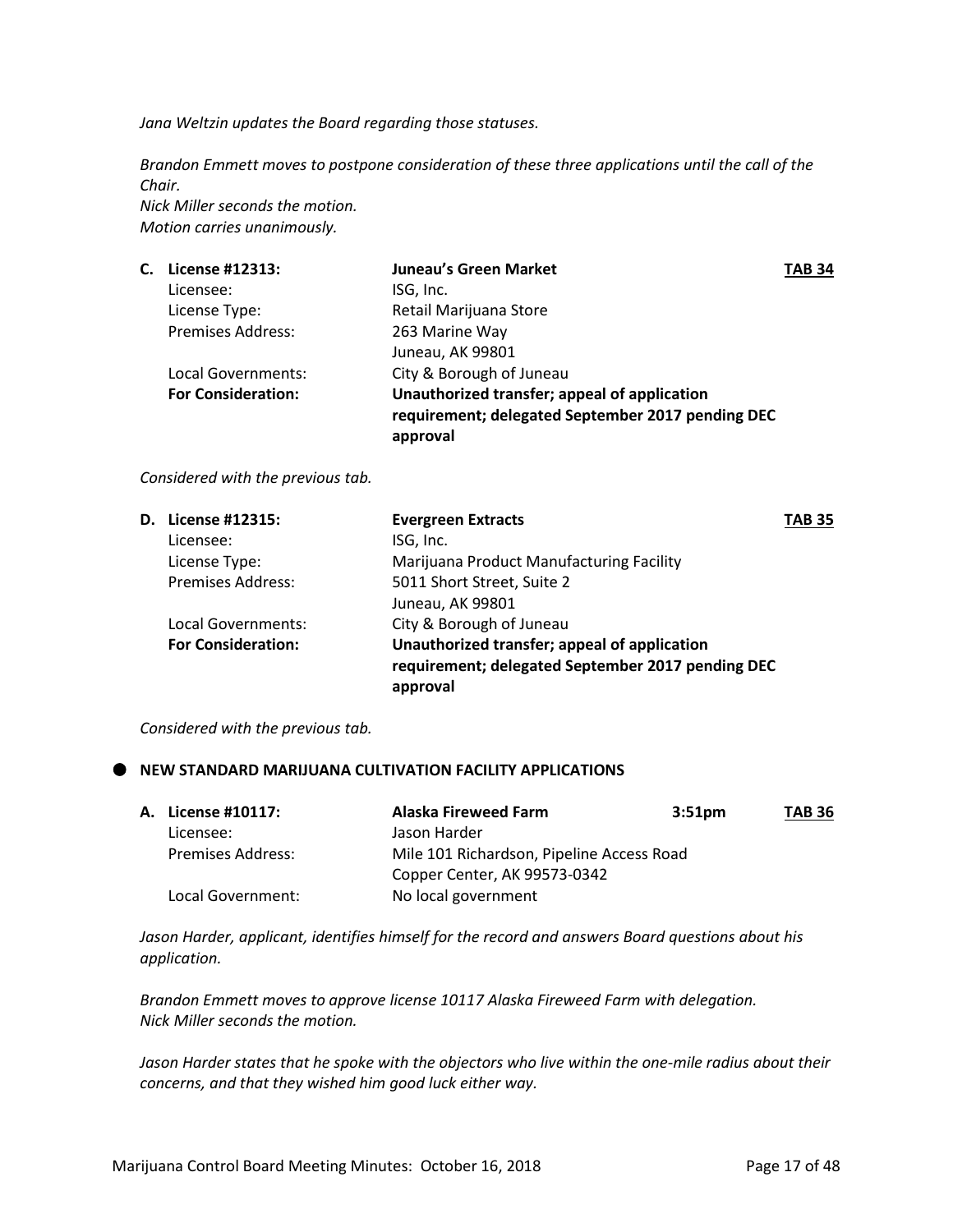*Jana Weltzin updates the Board regarding those statuses.*

*Brandon Emmett moves to postpone consideration of these three applications until the call of the Chair.*
*Nick Miller seconds the motion.*
*Motion carries unanimously.*

| **C. License #12313:** | **Juneau's Green Market** | **TAB 34** |
|---|---|---|
| Licensee: | ISG, Inc. | |
| License Type: | Retail Marijuana Store | |
| Premises Address: | 263 Marine Way<br>Juneau, AK 99801 | |
| Local Governments: | City & Borough of Juneau | |
| **For Consideration:** | **Unauthorized transfer; appeal of application requirement; delegated September 2017 pending DEC approval** | |

*Considered with the previous tab.*

| **D. License #12315:** | **Evergreen Extracts** | **TAB 35** |
|---|---|---|
| Licensee: | ISG, Inc. | |
| License Type: | Marijuana Product Manufacturing Facility | |
| Premises Address: | 5011 Short Street, Suite 2<br>Juneau, AK 99801 | |
| Local Governments: | City & Borough of Juneau | |
| **For Consideration:** | **Unauthorized transfer; appeal of application requirement; delegated September 2017 pending DEC approval** | |

*Considered with the previous tab.*

- **NEW STANDARD MARIJUANA CULTIVATION FACILITY APPLICATIONS**

| **A. License #10117:** | **Alaska Fireweed Farm** | **3:51pm** | **TAB 36** |
|---|---|---|---|
| Licensee: | Jason Harder | | |
| Premises Address: | Mile 101 Richardson, Pipeline Access Road<br>Copper Center, AK 99573-0342 | | |
| Local Government: | No local government | | |

*Jason Harder, applicant, identifies himself for the record and answers Board questions about his application.*

*Brandon Emmett moves to approve license 10117 Alaska Fireweed Farm with delegation.*
*Nick Miller seconds the motion.*

*Jason Harder states that he spoke with the objectors who live within the one-mile radius about their concerns, and that they wished him good luck either way.*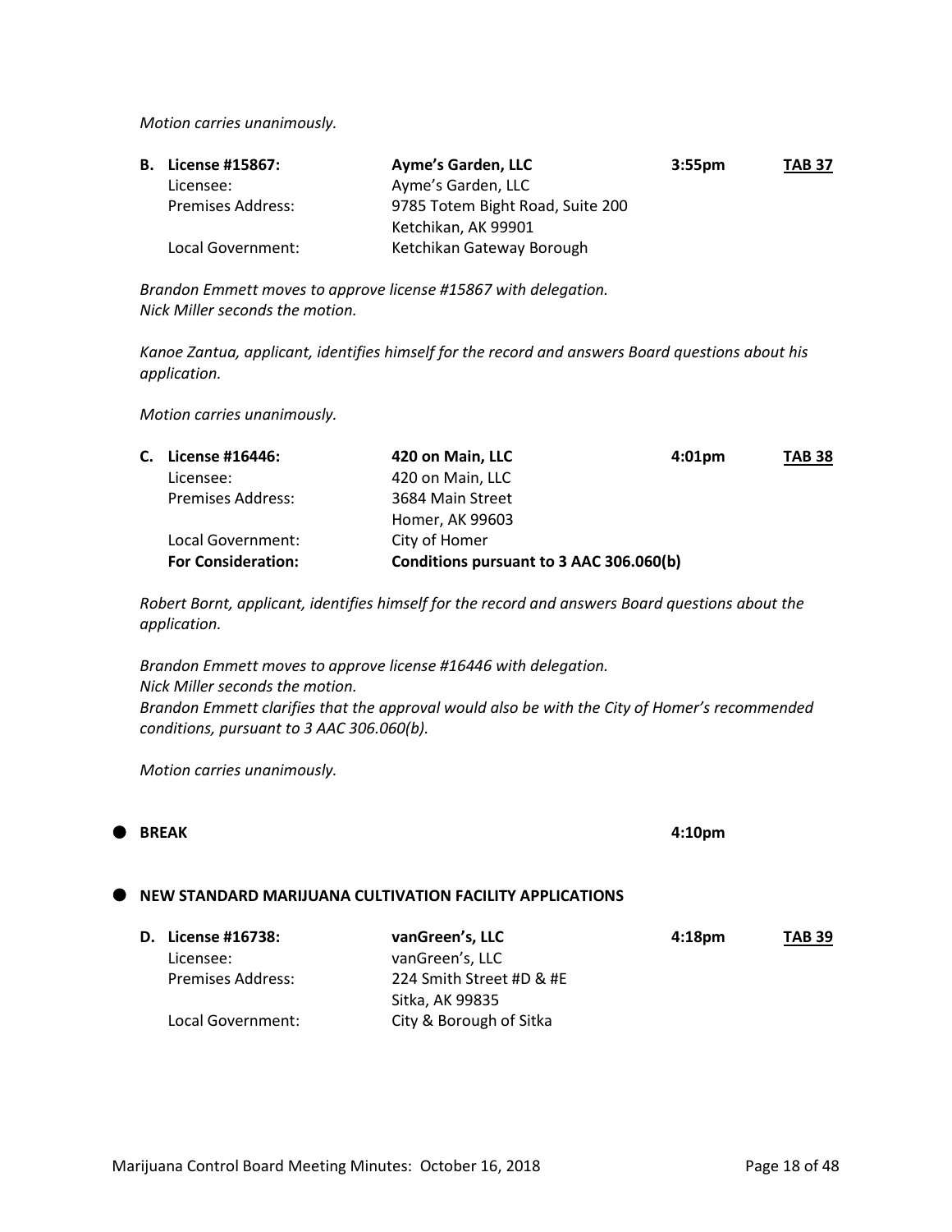*Motion carries unanimously.*

| | | | |
|---|---|---|---|
| **B. License #15867:** | **Ayme's Garden, LLC** | **3:55pm** | **TAB 37** |
| Licensee: | Ayme's Garden, LLC | | |
| Premises Address: | 9785 Totem Bight Road, Suite 200<br>Ketchikan, AK 99901 | | |
| Local Government: | Ketchikan Gateway Borough | | |

*Brandon Emmett moves to approve license #15867 with delegation.*
*Nick Miller seconds the motion.*

*Kanoe Zantua, applicant, identifies himself for the record and answers Board questions about his application.*

*Motion carries unanimously.*

| | | | |
|---|---|---|---|
| **C. License #16446:** | **420 on Main, LLC** | **4:01pm** | **TAB 38** |
| Licensee: | 420 on Main, LLC | | |
| Premises Address: | 3684 Main Street<br>Homer, AK 99603 | | |
| Local Government: | City of Homer | | |
| **For Consideration:** | **Conditions pursuant to 3 AAC 306.060(b)** | | |

*Robert Bornt, applicant, identifies himself for the record and answers Board questions about the application.*

*Brandon Emmett moves to approve license #16446 with delegation.*
*Nick Miller seconds the motion.*
*Brandon Emmett clarifies that the approval would also be with the City of Homer's recommended conditions, pursuant to 3 AAC 306.060(b).*

*Motion carries unanimously.*

- **BREAK** 4:10pm

- **NEW STANDARD MARIJUANA CULTIVATION FACILITY APPLICATIONS**

| | | | |
|---|---|---|---|
| **D. License #16738:** | **vanGreen's, LLC** | **4:18pm** | **TAB 39** |
| Licensee: | vanGreen's, LLC | | |
| Premises Address: | 224 Smith Street #D & #E<br>Sitka, AK 99835 | | |
| Local Government: | City & Borough of Sitka | | |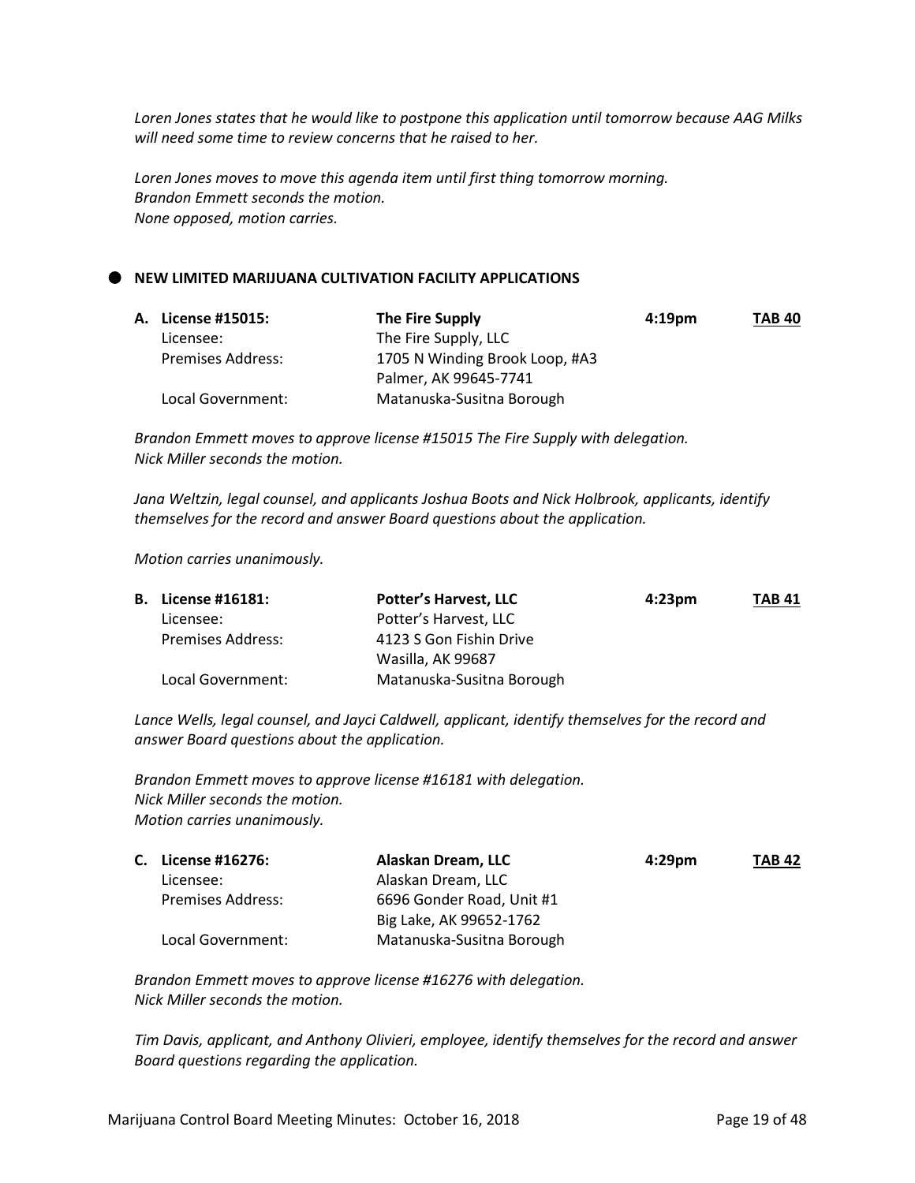*Loren Jones states that he would like to postpone this application until tomorrow because AAG Milks will need some time to review concerns that he raised to her.*

*Loren Jones moves to move this agenda item until first thing tomorrow morning.*
*Brandon Emmett seconds the motion.*
*None opposed, motion carries.*

## ● NEW LIMITED MARIJUANA CULTIVATION FACILITY APPLICATIONS

| | | | |
|---|---|---|---|
| **A. License #15015:** | **The Fire Supply** | **4:19pm** | **TAB 40** |
| Licensee: | The Fire Supply, LLC | | |
| Premises Address: | 1705 N Winding Brook Loop, #A3 | | |
| | Palmer, AK 99645-7741 | | |
| Local Government: | Matanuska-Susitna Borough | | |

*Brandon Emmett moves to approve license #15015 The Fire Supply with delegation.*
*Nick Miller seconds the motion.*

*Jana Weltzin, legal counsel, and applicants Joshua Boots and Nick Holbrook, applicants, identify themselves for the record and answer Board questions about the application.*

*Motion carries unanimously.*

| | | | |
|---|---|---|---|
| **B. License #16181:** | **Potter's Harvest, LLC** | **4:23pm** | **TAB 41** |
| Licensee: | Potter's Harvest, LLC | | |
| Premises Address: | 4123 S Gon Fishin Drive | | |
| | Wasilla, AK 99687 | | |
| Local Government: | Matanuska-Susitna Borough | | |

*Lance Wells, legal counsel, and Jayci Caldwell, applicant, identify themselves for the record and answer Board questions about the application.*

*Brandon Emmett moves to approve license #16181 with delegation.*
*Nick Miller seconds the motion.*
*Motion carries unanimously.*

| | | | |
|---|---|---|---|
| **C. License #16276:** | **Alaskan Dream, LLC** | **4:29pm** | **TAB 42** |
| Licensee: | Alaskan Dream, LLC | | |
| Premises Address: | 6696 Gonder Road, Unit #1 | | |
| | Big Lake, AK 99652-1762 | | |
| Local Government: | Matanuska-Susitna Borough | | |

*Brandon Emmett moves to approve license #16276 with delegation.*
*Nick Miller seconds the motion.*

*Tim Davis, applicant, and Anthony Olivieri, employee, identify themselves for the record and answer Board questions regarding the application.*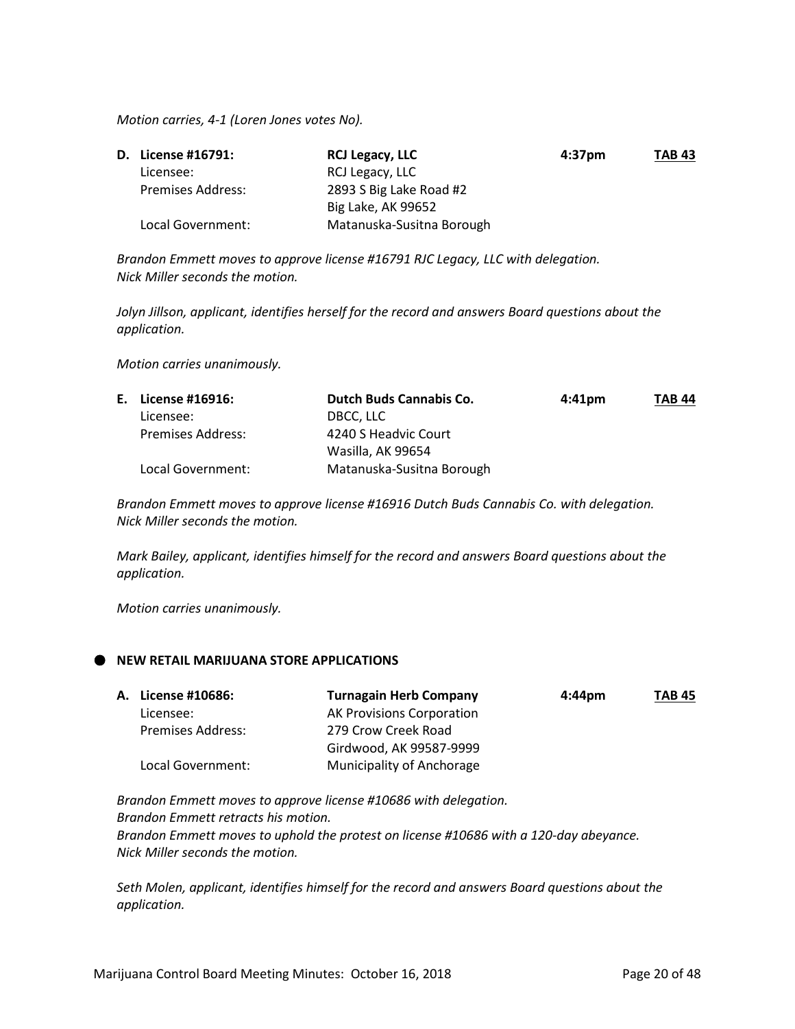*Motion carries, 4-1 (Loren Jones votes No).*

**D. License #16791: RCJ Legacy, LLC** 4:37pm **TAB 43**

Licensee: RCJ Legacy, LLC
Premises Address: 2893 S Big Lake Road #2
Big Lake, AK 99652
Local Government: Matanuska-Susitna Borough

*Brandon Emmett moves to approve license #16791 RJC Legacy, LLC with delegation.*
*Nick Miller seconds the motion.*

*Jolyn Jillson, applicant, identifies herself for the record and answers Board questions about the application.*

*Motion carries unanimously.*

**E. License #16916: Dutch Buds Cannabis Co.** 4:41pm **TAB 44**

Licensee: DBCC, LLC
Premises Address: 4240 S Headvic Court
Wasilla, AK 99654
Local Government: Matanuska-Susitna Borough

*Brandon Emmett moves to approve license #16916 Dutch Buds Cannabis Co. with delegation.*
*Nick Miller seconds the motion.*

*Mark Bailey, applicant, identifies himself for the record and answers Board questions about the application.*

*Motion carries unanimously.*

- **NEW RETAIL MARIJUANA STORE APPLICATIONS**

**A. License #10686: Turnagain Herb Company** 4:44pm **TAB 45**

Licensee: AK Provisions Corporation
Premises Address: 279 Crow Creek Road
Girdwood, AK 99587-9999
Local Government: Municipality of Anchorage

*Brandon Emmett moves to approve license #10686 with delegation.*
*Brandon Emmett retracts his motion.*
*Brandon Emmett moves to uphold the protest on license #10686 with a 120-day abeyance.*
*Nick Miller seconds the motion.*

*Seth Molen, applicant, identifies himself for the record and answers Board questions about the application.*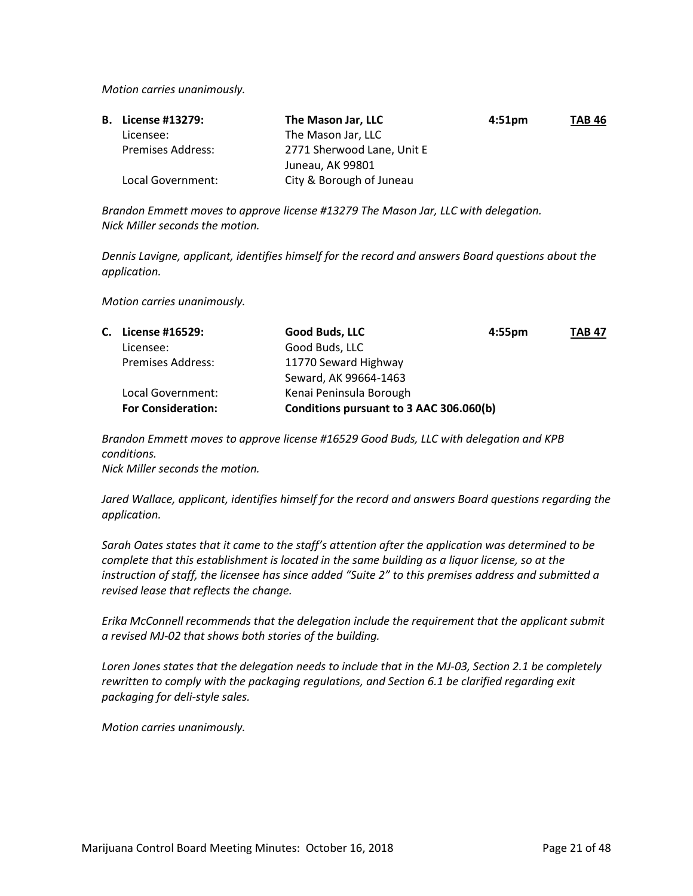*Motion carries unanimously.*

| | | | |
|---|---|---|---|
| **B. License #13279:** | **The Mason Jar, LLC** | **4:51pm** | **TAB 46** |
| Licensee: | The Mason Jar, LLC | | |
| Premises Address: | 2771 Sherwood Lane, Unit E<br>Juneau, AK 99801 | | |
| Local Government: | City & Borough of Juneau | | |

*Brandon Emmett moves to approve license #13279 The Mason Jar, LLC with delegation.*
*Nick Miller seconds the motion.*

*Dennis Lavigne, applicant, identifies himself for the record and answers Board questions about the application.*

*Motion carries unanimously.*

| | | | |
|---|---|---|---|
| **C. License #16529:** | **Good Buds, LLC** | **4:55pm** | **TAB 47** |
| Licensee: | Good Buds, LLC | | |
| Premises Address: | 11770 Seward Highway<br>Seward, AK 99664-1463 | | |
| Local Government: | Kenai Peninsula Borough | | |
| **For Consideration:** | **Conditions pursuant to 3 AAC 306.060(b)** | | |

*Brandon Emmett moves to approve license #16529 Good Buds, LLC with delegation and KPB conditions.*
*Nick Miller seconds the motion.*

*Jared Wallace, applicant, identifies himself for the record and answers Board questions regarding the application.*

*Sarah Oates states that it came to the staff's attention after the application was determined to be complete that this establishment is located in the same building as a liquor license, so at the instruction of staff, the licensee has since added "Suite 2" to this premises address and submitted a revised lease that reflects the change.*

*Erika McConnell recommends that the delegation include the requirement that the applicant submit a revised MJ-02 that shows both stories of the building.*

*Loren Jones states that the delegation needs to include that in the MJ-03, Section 2.1 be completely rewritten to comply with the packaging regulations, and Section 6.1 be clarified regarding exit packaging for deli-style sales.*

*Motion carries unanimously.*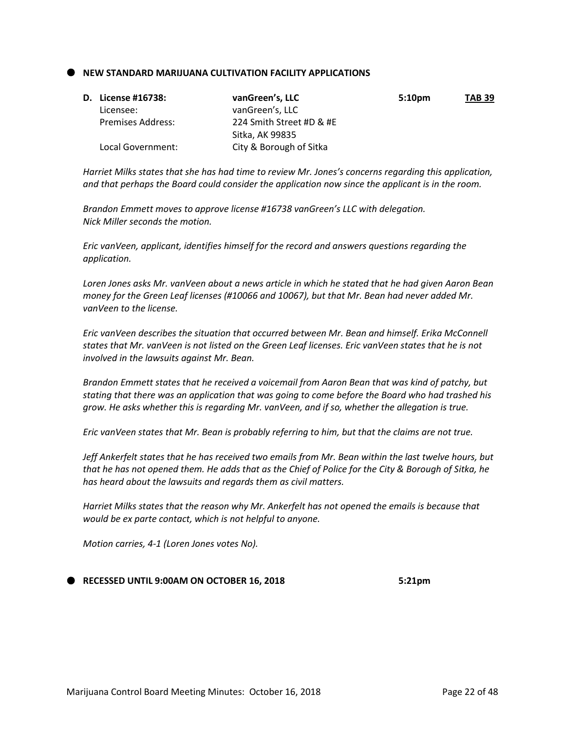- **NEW STANDARD MARIJUANA CULTIVATION FACILITY APPLICATIONS**

**D. License #16738:** **vanGreen's, LLC** **5:10pm** **TAB 39**

| | | |
|---|---|---|
| Licensee: | vanGreen's, LLC | |
| Premises Address: | 224 Smith Street #D & #E | |
| | Sitka, AK 99835 | |
| Local Government: | City & Borough of Sitka | |

*Harriet Milks states that she has had time to review Mr. Jones's concerns regarding this application, and that perhaps the Board could consider the application now since the applicant is in the room.*

*Brandon Emmett moves to approve license #16738 vanGreen's LLC with delegation.*
*Nick Miller seconds the motion.*

*Eric vanVeen, applicant, identifies himself for the record and answers questions regarding the application.*

*Loren Jones asks Mr. vanVeen about a news article in which he stated that he had given Aaron Bean money for the Green Leaf licenses (#10066 and 10067), but that Mr. Bean had never added Mr. vanVeen to the license.*

*Eric vanVeen describes the situation that occurred between Mr. Bean and himself. Erika McConnell states that Mr. vanVeen is not listed on the Green Leaf licenses. Eric vanVeen states that he is not involved in the lawsuits against Mr. Bean.*

*Brandon Emmett states that he received a voicemail from Aaron Bean that was kind of patchy, but stating that there was an application that was going to come before the Board who had trashed his grow. He asks whether this is regarding Mr. vanVeen, and if so, whether the allegation is true.*

*Eric vanVeen states that Mr. Bean is probably referring to him, but that the claims are not true.*

*Jeff Ankerfelt states that he has received two emails from Mr. Bean within the last twelve hours, but that he has not opened them. He adds that as the Chief of Police for the City & Borough of Sitka, he has heard about the lawsuits and regards them as civil matters.*

*Harriet Milks states that the reason why Mr. Ankerfelt has not opened the emails is because that would be ex parte contact, which is not helpful to anyone.*

*Motion carries, 4-1 (Loren Jones votes No).*

- **RECESSED UNTIL 9:00AM ON OCTOBER 16, 2018** **5:21pm**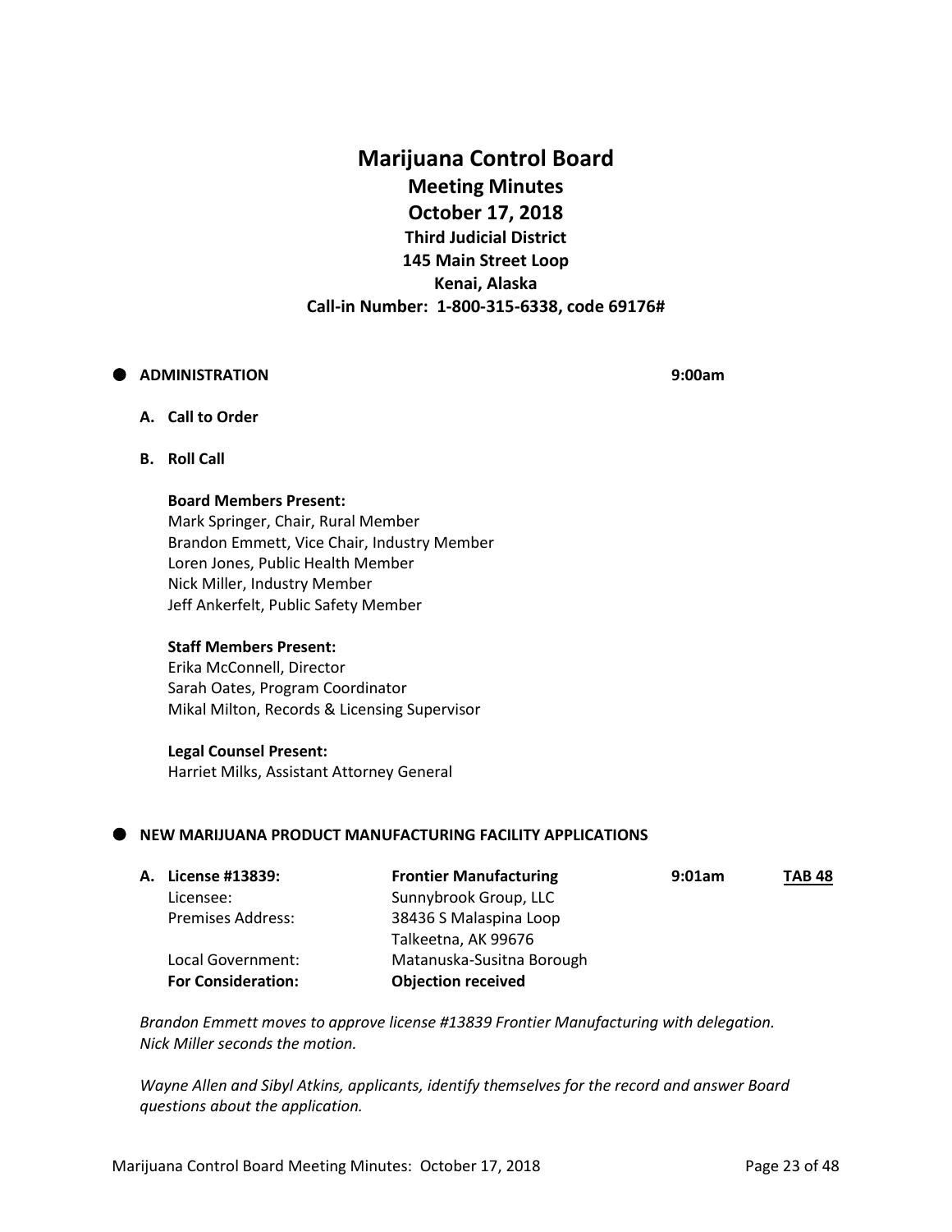# Marijuana Control Board

## Meeting Minutes

## October 17, 2018

### Third Judicial District

### 145 Main Street Loop

### Kenai, Alaska

### Call-in Number: 1-800-315-6338, code 69176#

- **ADMINISTRATION** **9:00am**

  **A. Call to Order**

  **B. Roll Call**

  **Board Members Present:**
  Mark Springer, Chair, Rural Member
  Brandon Emmett, Vice Chair, Industry Member
  Loren Jones, Public Health Member
  Nick Miller, Industry Member
  Jeff Ankerfelt, Public Safety Member

  **Staff Members Present:**
  Erika McConnell, Director
  Sarah Oates, Program Coordinator
  Mikal Milton, Records & Licensing Supervisor

  **Legal Counsel Present:**
  Harriet Milks, Assistant Attorney General

- **NEW MARIJUANA PRODUCT MANUFACTURING FACILITY APPLICATIONS**

| **A. License #13839:** | **Frontier Manufacturing** | **9:01am** | **TAB 48** |
|---|---|---|---|
| Licensee: | Sunnybrook Group, LLC | | |
| Premises Address: | 38436 S Malaspina Loop<br>Talkeetna, AK 99676 | | |
| Local Government: | Matanuska-Susitna Borough | | |
| **For Consideration:** | **Objection received** | | |

*Brandon Emmett moves to approve license #13839 Frontier Manufacturing with delegation. Nick Miller seconds the motion.*

*Wayne Allen and Sibyl Atkins, applicants, identify themselves for the record and answer Board questions about the application.*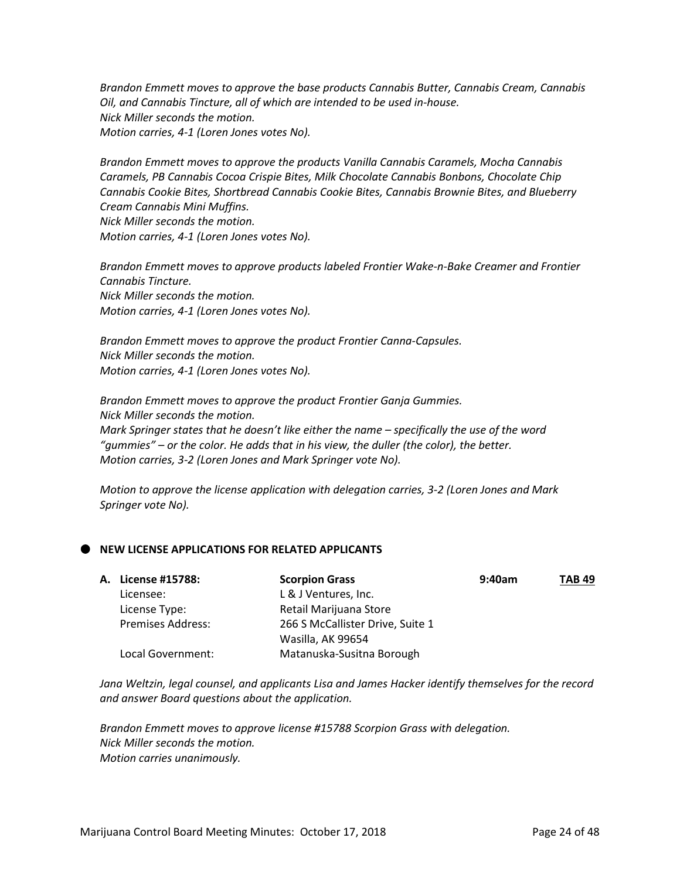*Brandon Emmett moves to approve the base products Cannabis Butter, Cannabis Cream, Cannabis Oil, and Cannabis Tincture, all of which are intended to be used in-house.*
*Nick Miller seconds the motion.*
*Motion carries, 4-1 (Loren Jones votes No).*

*Brandon Emmett moves to approve the products Vanilla Cannabis Caramels, Mocha Cannabis Caramels, PB Cannabis Cocoa Crispie Bites, Milk Chocolate Cannabis Bonbons, Chocolate Chip Cannabis Cookie Bites, Shortbread Cannabis Cookie Bites, Cannabis Brownie Bites, and Blueberry Cream Cannabis Mini Muffins.*
*Nick Miller seconds the motion.*
*Motion carries, 4-1 (Loren Jones votes No).*

*Brandon Emmett moves to approve products labeled Frontier Wake-n-Bake Creamer and Frontier Cannabis Tincture.*
*Nick Miller seconds the motion.*
*Motion carries, 4-1 (Loren Jones votes No).*

*Brandon Emmett moves to approve the product Frontier Canna-Capsules.*
*Nick Miller seconds the motion.*
*Motion carries, 4-1 (Loren Jones votes No).*

*Brandon Emmett moves to approve the product Frontier Ganja Gummies.*
*Nick Miller seconds the motion.*
*Mark Springer states that he doesn't like either the name – specifically the use of the word "gummies" – or the color. He adds that in his view, the duller (the color), the better.*
*Motion carries, 3-2 (Loren Jones and Mark Springer vote No).*

*Motion to approve the license application with delegation carries, 3-2 (Loren Jones and Mark Springer vote No).*

- **NEW LICENSE APPLICATIONS FOR RELATED APPLICANTS**

| **A. License #15788:** | **Scorpion Grass** | **9:40am** | **TAB 49** |
|---|---|---|---|
| Licensee: | L & J Ventures, Inc. | | |
| License Type: | Retail Marijuana Store | | |
| Premises Address: | 266 S McCallister Drive, Suite 1<br>Wasilla, AK 99654 | | |
| Local Government: | Matanuska-Susitna Borough | | |

*Jana Weltzin, legal counsel, and applicants Lisa and James Hacker identify themselves for the record and answer Board questions about the application.*

*Brandon Emmett moves to approve license #15788 Scorpion Grass with delegation.*
*Nick Miller seconds the motion.*
*Motion carries unanimously.*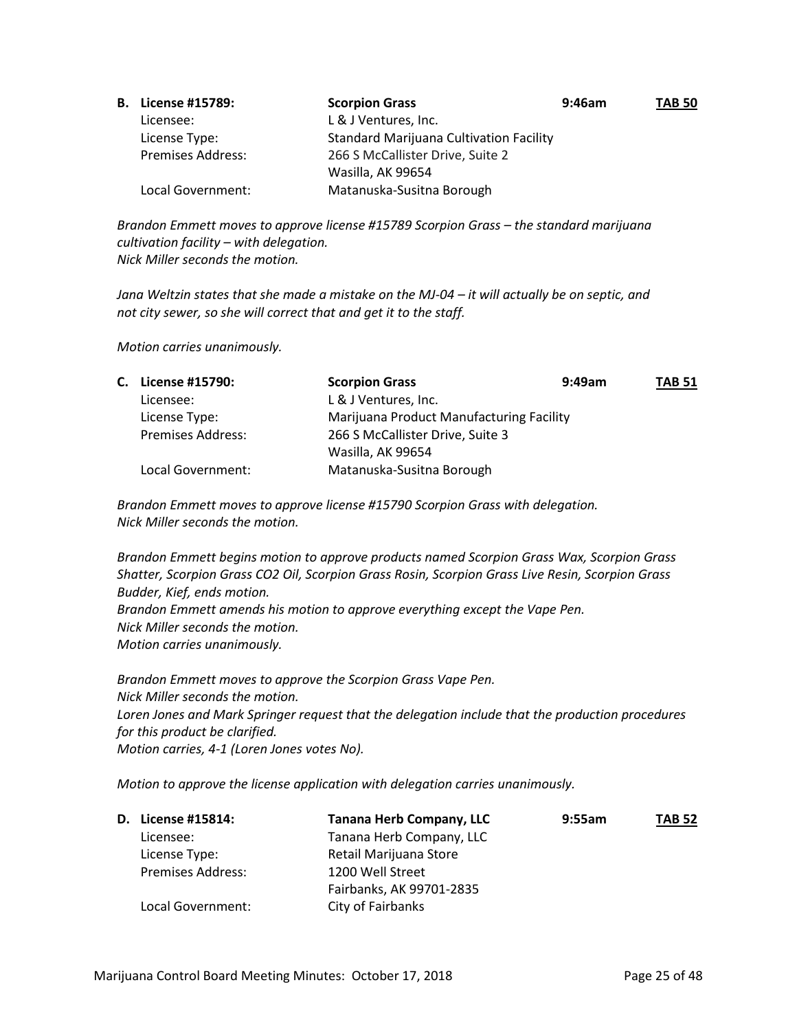**B. License #15789:** **Scorpion Grass** **9:46am** **TAB 50**

| | |
|---|---|
| Licensee: | L & J Ventures, Inc. |
| License Type: | Standard Marijuana Cultivation Facility |
| Premises Address: | 266 S McCallister Drive, Suite 2<br>Wasilla, AK 99654 |
| Local Government: | Matanuska-Susitna Borough |

*Brandon Emmett moves to approve license #15789 Scorpion Grass – the standard marijuana cultivation facility – with delegation.*
*Nick Miller seconds the motion.*

*Jana Weltzin states that she made a mistake on the MJ-04 – it will actually be on septic, and not city sewer, so she will correct that and get it to the staff.*

*Motion carries unanimously.*

**C. License #15790:** **Scorpion Grass** **9:49am** **TAB 51**

| | |
|---|---|
| Licensee: | L & J Ventures, Inc. |
| License Type: | Marijuana Product Manufacturing Facility |
| Premises Address: | 266 S McCallister Drive, Suite 3<br>Wasilla, AK 99654 |
| Local Government: | Matanuska-Susitna Borough |

*Brandon Emmett moves to approve license #15790 Scorpion Grass with delegation.*
*Nick Miller seconds the motion.*

*Brandon Emmett begins motion to approve products named Scorpion Grass Wax, Scorpion Grass Shatter, Scorpion Grass CO2 Oil, Scorpion Grass Rosin, Scorpion Grass Live Resin, Scorpion Grass Budder, Kief, ends motion.*
*Brandon Emmett amends his motion to approve everything except the Vape Pen.*
*Nick Miller seconds the motion.*
*Motion carries unanimously.*

*Brandon Emmett moves to approve the Scorpion Grass Vape Pen.*
*Nick Miller seconds the motion.*
*Loren Jones and Mark Springer request that the delegation include that the production procedures for this product be clarified.*
*Motion carries, 4-1 (Loren Jones votes No).*

*Motion to approve the license application with delegation carries unanimously.*

**D. License #15814:** **Tanana Herb Company, LLC** **9:55am** **TAB 52**

| | |
|---|---|
| Licensee: | Tanana Herb Company, LLC |
| License Type: | Retail Marijuana Store |
| Premises Address: | 1200 Well Street<br>Fairbanks, AK 99701-2835 |
| Local Government: | City of Fairbanks |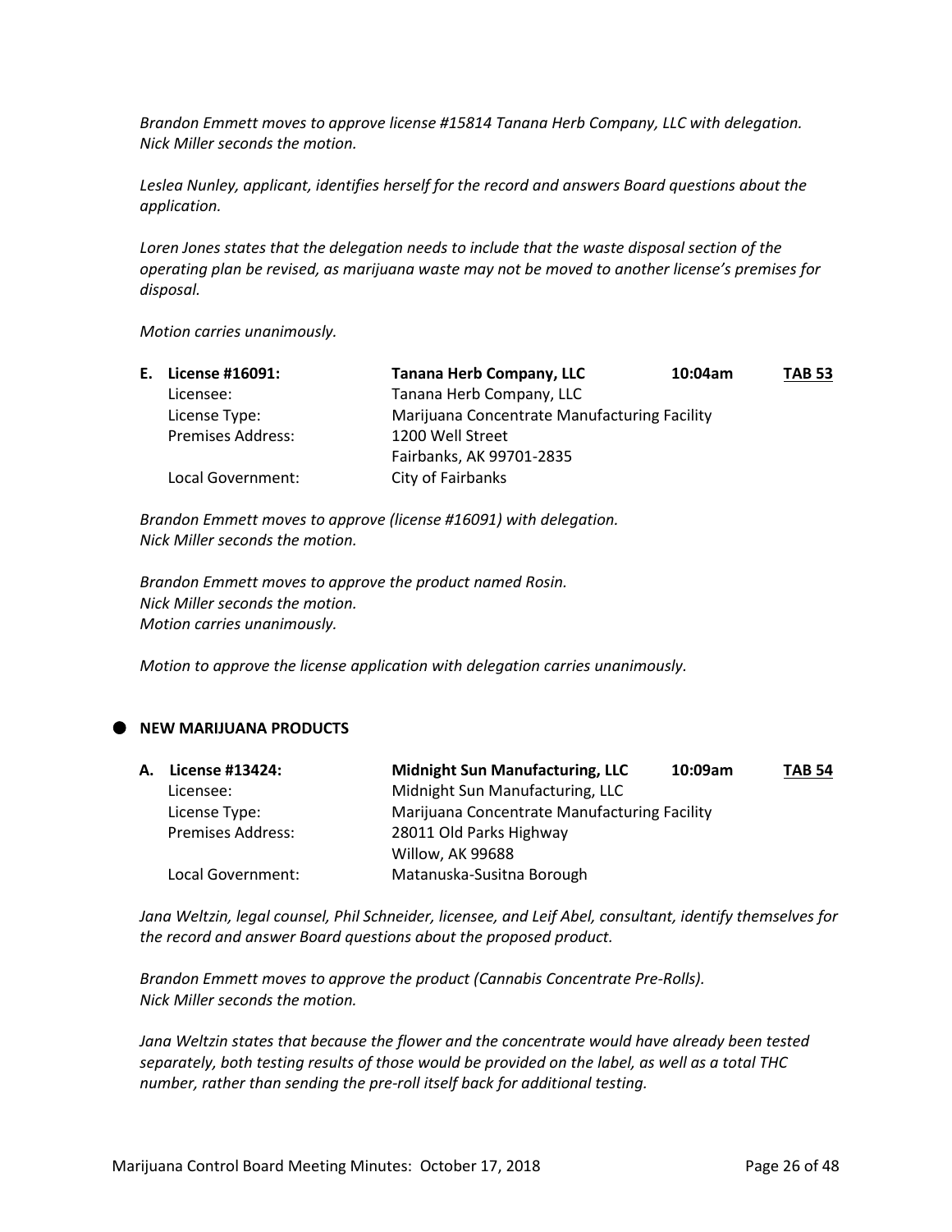*Brandon Emmett moves to approve license #15814 Tanana Herb Company, LLC with delegation.*
*Nick Miller seconds the motion.*

*Leslea Nunley, applicant, identifies herself for the record and answers Board questions about the application.*

*Loren Jones states that the delegation needs to include that the waste disposal section of the operating plan be revised, as marijuana waste may not be moved to another license's premises for disposal.*

*Motion carries unanimously.*

**E. License #16091:** **Tanana Herb Company, LLC** **10:04am** **TAB 53**

| | |
|---|---|
| Licensee: | Tanana Herb Company, LLC |
| License Type: | Marijuana Concentrate Manufacturing Facility |
| Premises Address: | 1200 Well Street<br>Fairbanks, AK 99701-2835 |
| Local Government: | City of Fairbanks |

*Brandon Emmett moves to approve (license #16091) with delegation.*
*Nick Miller seconds the motion.*

*Brandon Emmett moves to approve the product named Rosin.*
*Nick Miller seconds the motion.*
*Motion carries unanimously.*

*Motion to approve the license application with delegation carries unanimously.*

## NEW MARIJUANA PRODUCTS

**A. License #13424:** **Midnight Sun Manufacturing, LLC** **10:09am** **TAB 54**

| | |
|---|---|
| Licensee: | Midnight Sun Manufacturing, LLC |
| License Type: | Marijuana Concentrate Manufacturing Facility |
| Premises Address: | 28011 Old Parks Highway<br>Willow, AK 99688 |
| Local Government: | Matanuska-Susitna Borough |

*Jana Weltzin, legal counsel, Phil Schneider, licensee, and Leif Abel, consultant, identify themselves for the record and answer Board questions about the proposed product.*

*Brandon Emmett moves to approve the product (Cannabis Concentrate Pre-Rolls).*
*Nick Miller seconds the motion.*

*Jana Weltzin states that because the flower and the concentrate would have already been tested separately, both testing results of those would be provided on the label, as well as a total THC number, rather than sending the pre-roll itself back for additional testing.*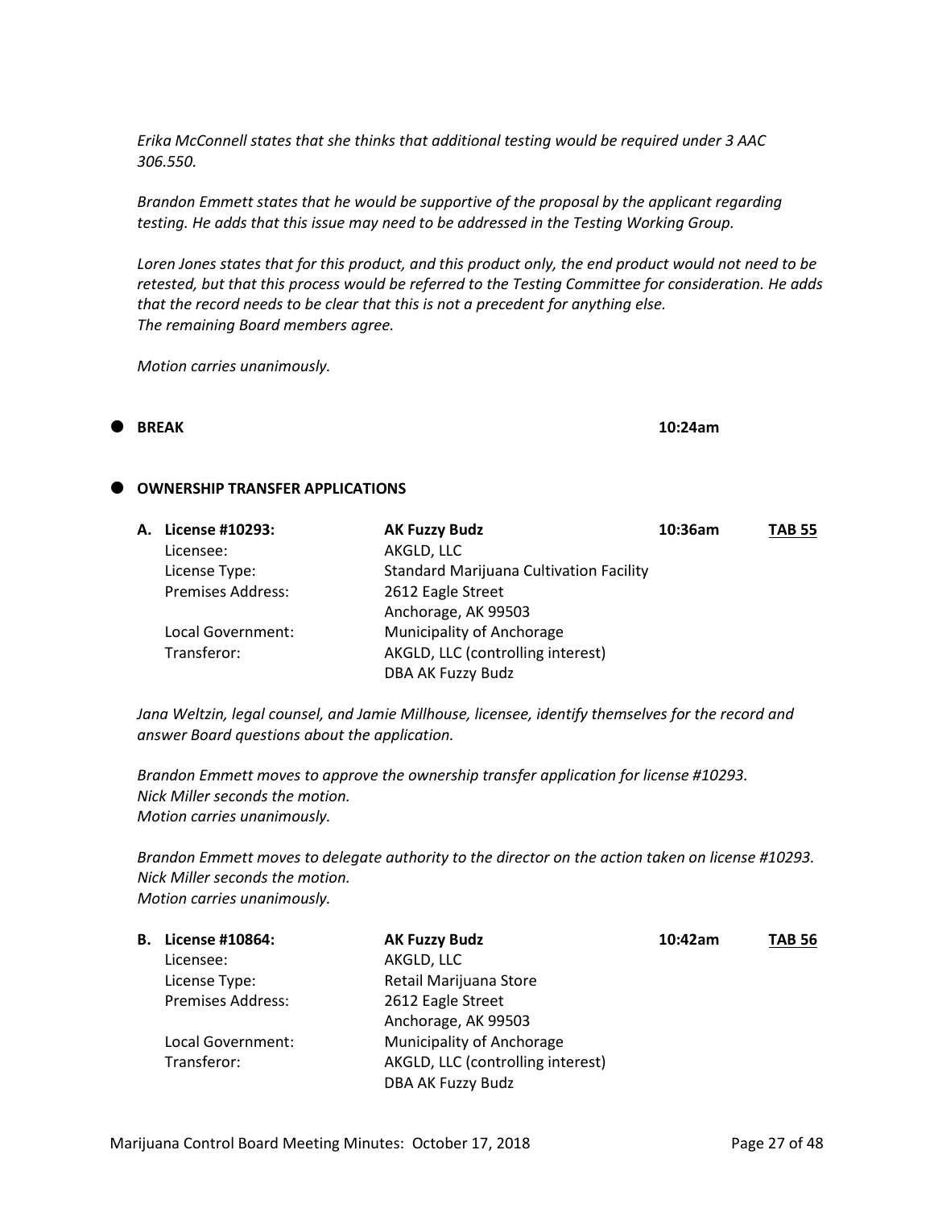*Erika McConnell states that she thinks that additional testing would be required under 3 AAC 306.550.*

*Brandon Emmett states that he would be supportive of the proposal by the applicant regarding testing. He adds that this issue may need to be addressed in the Testing Working Group.*

*Loren Jones states that for this product, and this product only, the end product would not need to be retested, but that this process would be referred to the Testing Committee for consideration. He adds that the record needs to be clear that this is not a precedent for anything else.*
*The remaining Board members agree.*

*Motion carries unanimously.*

- **BREAK** **10:24am**

- **OWNERSHIP TRANSFER APPLICATIONS**

**A. License #10293:** **AK Fuzzy Budz** **10:36am** **TAB 55**

| | |
|---|---|
| Licensee: | AKGLD, LLC |
| License Type: | Standard Marijuana Cultivation Facility |
| Premises Address: | 2612 Eagle Street<br>Anchorage, AK 99503 |
| Local Government: | Municipality of Anchorage |
| Transferor: | AKGLD, LLC (controlling interest)<br>DBA AK Fuzzy Budz |

*Jana Weltzin, legal counsel, and Jamie Millhouse, licensee, identify themselves for the record and answer Board questions about the application.*

*Brandon Emmett moves to approve the ownership transfer application for license #10293.*
*Nick Miller seconds the motion.*
*Motion carries unanimously.*

*Brandon Emmett moves to delegate authority to the director on the action taken on license #10293.*
*Nick Miller seconds the motion.*
*Motion carries unanimously.*

**B. License #10864:** **AK Fuzzy Budz** **10:42am** **TAB 56**

| | |
|---|---|
| Licensee: | AKGLD, LLC |
| License Type: | Retail Marijuana Store |
| Premises Address: | 2612 Eagle Street<br>Anchorage, AK 99503 |
| Local Government: | Municipality of Anchorage |
| Transferor: | AKGLD, LLC (controlling interest)<br>DBA AK Fuzzy Budz |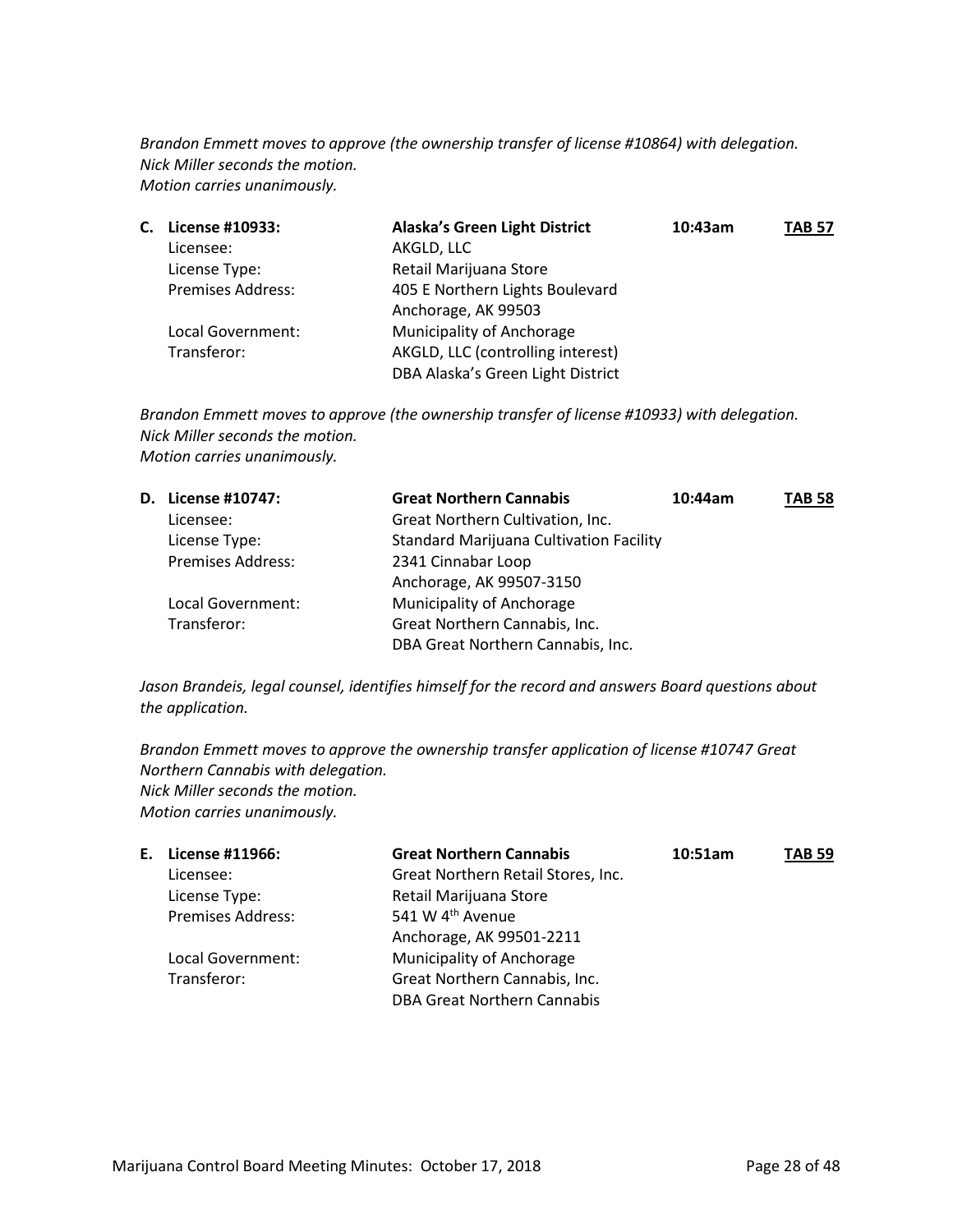*Brandon Emmett moves to approve (the ownership transfer of license #10864) with delegation.*
*Nick Miller seconds the motion.*
*Motion carries unanimously.*

| **C. License #10933:** | **Alaska's Green Light District** | **10:43am** | **TAB 57** |
|---|---|---|---|
| Licensee: | AKGLD, LLC | | |
| License Type: | Retail Marijuana Store | | |
| Premises Address: | 405 E Northern Lights Boulevard<br>Anchorage, AK 99503 | | |
| Local Government: | Municipality of Anchorage | | |
| Transferor: | AKGLD, LLC (controlling interest)<br>DBA Alaska's Green Light District | | |

*Brandon Emmett moves to approve (the ownership transfer of license #10933) with delegation.*
*Nick Miller seconds the motion.*
*Motion carries unanimously.*

| **D. License #10747:** | **Great Northern Cannabis** | **10:44am** | **TAB 58** |
|---|---|---|---|
| Licensee: | Great Northern Cultivation, Inc. | | |
| License Type: | Standard Marijuana Cultivation Facility | | |
| Premises Address: | 2341 Cinnabar Loop<br>Anchorage, AK 99507-3150 | | |
| Local Government: | Municipality of Anchorage | | |
| Transferor: | Great Northern Cannabis, Inc.<br>DBA Great Northern Cannabis, Inc. | | |

*Jason Brandeis, legal counsel, identifies himself for the record and answers Board questions about the application.*

*Brandon Emmett moves to approve the ownership transfer application of license #10747 Great Northern Cannabis with delegation.*
*Nick Miller seconds the motion.*
*Motion carries unanimously.*

| **E. License #11966:** | **Great Northern Cannabis** | **10:51am** | **TAB 59** |
|---|---|---|---|
| Licensee: | Great Northern Retail Stores, Inc. | | |
| License Type: | Retail Marijuana Store | | |
| Premises Address: | 541 W 4th Avenue<br>Anchorage, AK 99501-2211 | | |
| Local Government: | Municipality of Anchorage | | |
| Transferor: | Great Northern Cannabis, Inc.<br>DBA Great Northern Cannabis | | |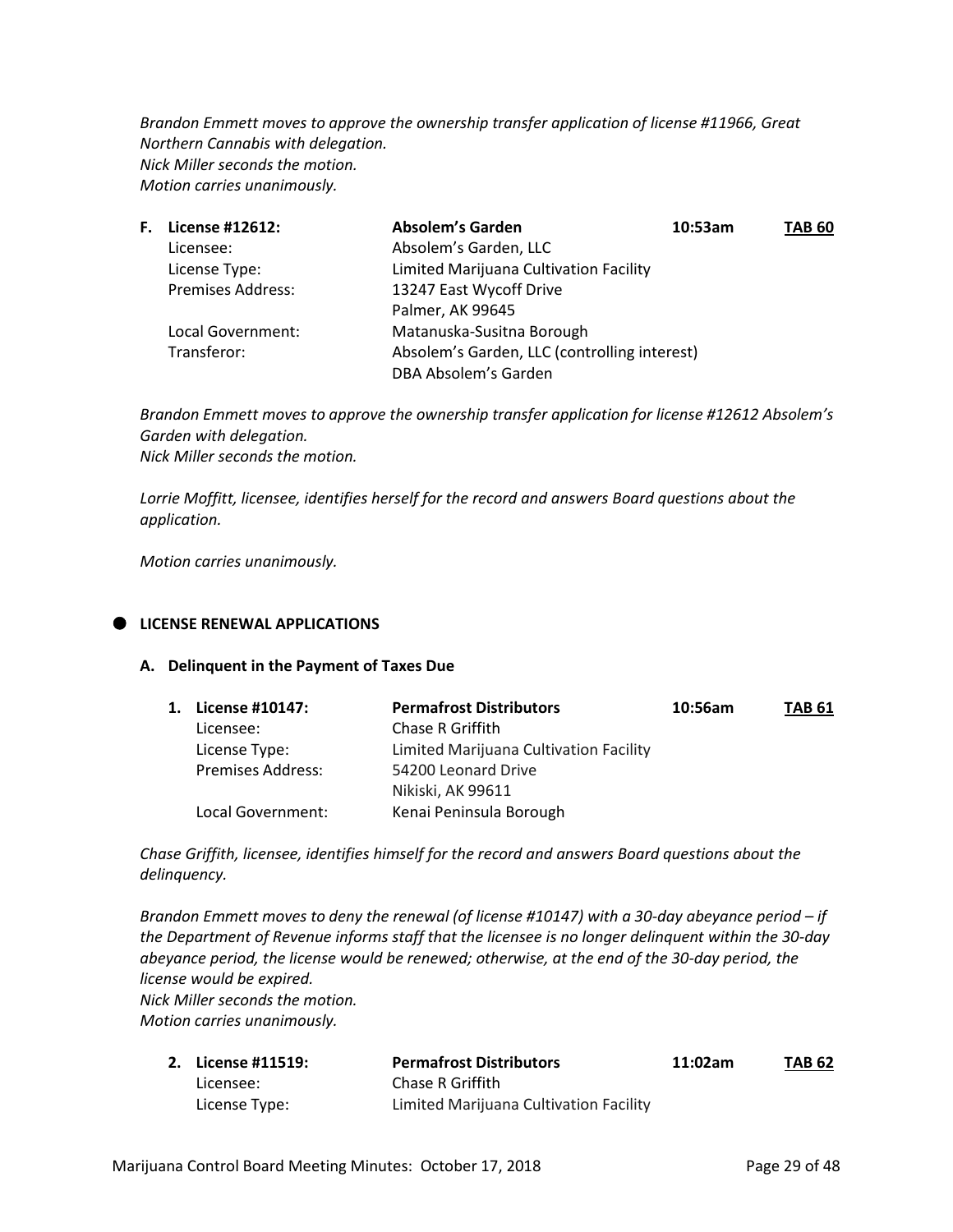*Brandon Emmett moves to approve the ownership transfer application of license #11966, Great Northern Cannabis with delegation.*
*Nick Miller seconds the motion.*
*Motion carries unanimously.*

| **F. License #12612:** | **Absolem's Garden** | **10:53am** | **TAB 60** |
|---|---|---|---|
| Licensee: | Absolem's Garden, LLC | | |
| License Type: | Limited Marijuana Cultivation Facility | | |
| Premises Address: | 13247 East Wycoff Drive<br>Palmer, AK 99645 | | |
| Local Government: | Matanuska-Susitna Borough | | |
| Transferor: | Absolem's Garden, LLC (controlling interest)<br>DBA Absolem's Garden | | |

*Brandon Emmett moves to approve the ownership transfer application for license #12612 Absolem's Garden with delegation.*
*Nick Miller seconds the motion.*

*Lorrie Moffitt, licensee, identifies herself for the record and answers Board questions about the application.*

*Motion carries unanimously.*

## LICENSE RENEWAL APPLICATIONS

### A. Delinquent in the Payment of Taxes Due

| **1. License #10147:** | **Permafrost Distributors** | **10:56am** | **TAB 61** |
|---|---|---|---|
| Licensee: | Chase R Griffith | | |
| License Type: | Limited Marijuana Cultivation Facility | | |
| Premises Address: | 54200 Leonard Drive<br>Nikiski, AK 99611 | | |
| Local Government: | Kenai Peninsula Borough | | |

*Chase Griffith, licensee, identifies himself for the record and answers Board questions about the delinquency.*

*Brandon Emmett moves to deny the renewal (of license #10147) with a 30-day abeyance period – if the Department of Revenue informs staff that the licensee is no longer delinquent within the 30-day abeyance period, the license would be renewed; otherwise, at the end of the 30-day period, the license would be expired.*
*Nick Miller seconds the motion.*
*Motion carries unanimously.*

| **2. License #11519:** | **Permafrost Distributors** | **11:02am** | **TAB 62** |
|---|---|---|---|
| Licensee: | Chase R Griffith | | |
| License Type: | Limited Marijuana Cultivation Facility | | |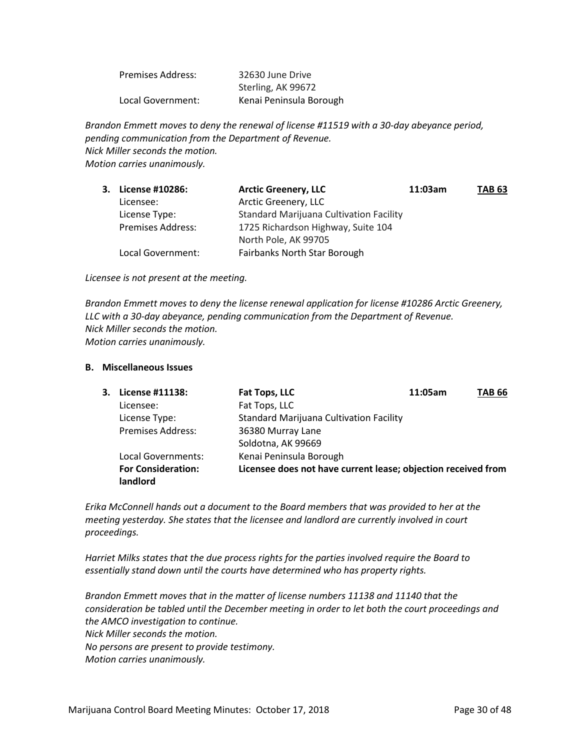| | |
|---|---|
| Premises Address: | 32630 June Drive<br>Sterling, AK 99672 |
| Local Government: | Kenai Peninsula Borough |

*Brandon Emmett moves to deny the renewal of license #11519 with a 30-day abeyance period, pending communication from the Department of Revenue.*
*Nick Miller seconds the motion.*
*Motion carries unanimously.*

| **3. License #10286:** | **Arctic Greenery, LLC** | **11:03am** | **TAB 63** |
|---|---|---|---|
| Licensee: | Arctic Greenery, LLC | | |
| License Type: | Standard Marijuana Cultivation Facility | | |
| Premises Address: | 1725 Richardson Highway, Suite 104<br>North Pole, AK 99705 | | |
| Local Government: | Fairbanks North Star Borough | | |

*Licensee is not present at the meeting.*

*Brandon Emmett moves to deny the license renewal application for license #10286 Arctic Greenery, LLC with a 30-day abeyance, pending communication from the Department of Revenue.*
*Nick Miller seconds the motion.*
*Motion carries unanimously.*

### B. Miscellaneous Issues

| **3. License #11138:** | **Fat Tops, LLC** | **11:05am** | **TAB 66** |
|---|---|---|---|
| Licensee: | Fat Tops, LLC | | |
| License Type: | Standard Marijuana Cultivation Facility | | |
| Premises Address: | 36380 Murray Lane<br>Soldotna, AK 99669 | | |
| Local Governments: | Kenai Peninsula Borough | | |
| **For Consideration:** | **Licensee does not have current lease; objection received from landlord** | | |

*Erika McConnell hands out a document to the Board members that was provided to her at the meeting yesterday. She states that the licensee and landlord are currently involved in court proceedings.*

*Harriet Milks states that the due process rights for the parties involved require the Board to essentially stand down until the courts have determined who has property rights.*

*Brandon Emmett moves that in the matter of license numbers 11138 and 11140 that the consideration be tabled until the December meeting in order to let both the court proceedings and the AMCO investigation to continue.*
*Nick Miller seconds the motion.*
*No persons are present to provide testimony.*
*Motion carries unanimously.*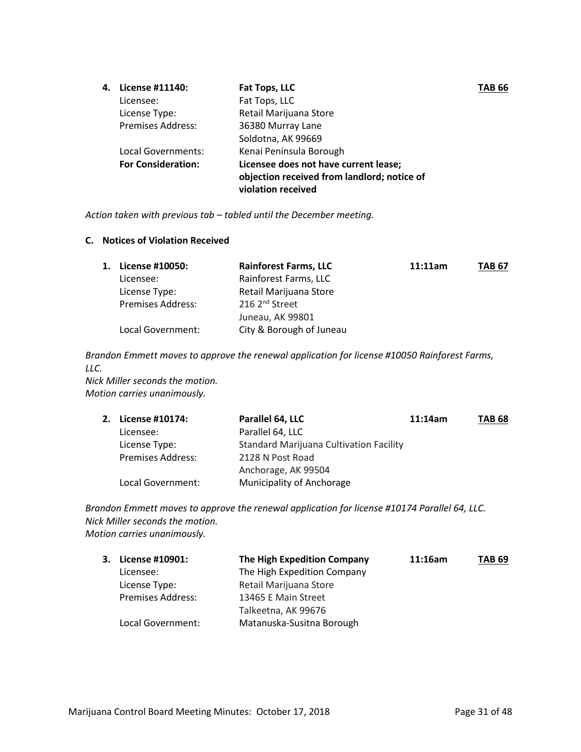4. **License #11140:** **Fat Tops, LLC** **TAB 66**

| | |
|---|---|
| Licensee: | Fat Tops, LLC |
| License Type: | Retail Marijuana Store |
| Premises Address: | 36380 Murray Lane<br>Soldotna, AK 99669 |
| Local Governments: | Kenai Peninsula Borough |
| **For Consideration:** | **Licensee does not have current lease; objection received from landlord; notice of violation received** |

*Action taken with previous tab – tabled until the December meeting.*

### C. Notices of Violation Received

1. **License #10050:** **Rainforest Farms, LLC** **11:11am** **TAB 67**

| | |
|---|---|
| Licensee: | Rainforest Farms, LLC |
| License Type: | Retail Marijuana Store |
| Premises Address: | 216 2nd Street<br>Juneau, AK 99801 |
| Local Government: | City & Borough of Juneau |

*Brandon Emmett moves to approve the renewal application for license #10050 Rainforest Farms, LLC.*
*Nick Miller seconds the motion.*
*Motion carries unanimously.*

2. **License #10174:** **Parallel 64, LLC** **11:14am** **TAB 68**

| | |
|---|---|
| Licensee: | Parallel 64, LLC |
| License Type: | Standard Marijuana Cultivation Facility |
| Premises Address: | 2128 N Post Road<br>Anchorage, AK 99504 |
| Local Government: | Municipality of Anchorage |

*Brandon Emmett moves to approve the renewal application for license #10174 Parallel 64, LLC.*
*Nick Miller seconds the motion.*
*Motion carries unanimously.*

3. **License #10901:** **The High Expedition Company** **11:16am** **TAB 69**

| | |
|---|---|
| Licensee: | The High Expedition Company |
| License Type: | Retail Marijuana Store |
| Premises Address: | 13465 E Main Street<br>Talkeetna, AK 99676 |
| Local Government: | Matanuska-Susitna Borough |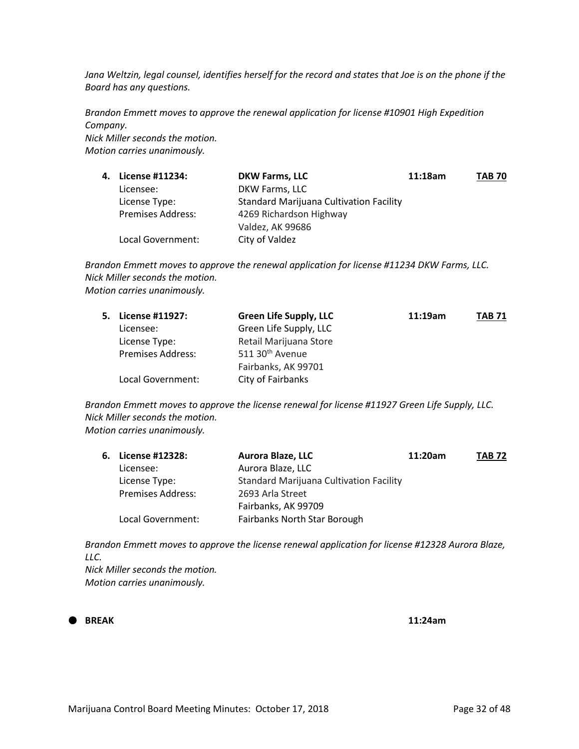*Jana Weltzin, legal counsel, identifies herself for the record and states that Joe is on the phone if the Board has any questions.*

*Brandon Emmett moves to approve the renewal application for license #10901 High Expedition Company.*
*Nick Miller seconds the motion.*
*Motion carries unanimously.*

| **4. License #11234:** | **DKW Farms, LLC** | **11:18am** | **TAB 70** |
|---|---|---|---|
| Licensee: | DKW Farms, LLC | | |
| License Type: | Standard Marijuana Cultivation Facility | | |
| Premises Address: | 4269 Richardson Highway<br>Valdez, AK 99686 | | |
| Local Government: | City of Valdez | | |

*Brandon Emmett moves to approve the renewal application for license #11234 DKW Farms, LLC.*
*Nick Miller seconds the motion.*
*Motion carries unanimously.*

| **5. License #11927:** | **Green Life Supply, LLC** | **11:19am** | **TAB 71** |
|---|---|---|---|
| Licensee: | Green Life Supply, LLC | | |
| License Type: | Retail Marijuana Store | | |
| Premises Address: | 511 30th Avenue<br>Fairbanks, AK 99701 | | |
| Local Government: | City of Fairbanks | | |

*Brandon Emmett moves to approve the license renewal for license #11927 Green Life Supply, LLC.*
*Nick Miller seconds the motion.*
*Motion carries unanimously.*

| **6. License #12328:** | **Aurora Blaze, LLC** | **11:20am** | **TAB 72** |
|---|---|---|---|
| Licensee: | Aurora Blaze, LLC | | |
| License Type: | Standard Marijuana Cultivation Facility | | |
| Premises Address: | 2693 Arla Street<br>Fairbanks, AK 99709 | | |
| Local Government: | Fairbanks North Star Borough | | |

*Brandon Emmett moves to approve the license renewal application for license #12328 Aurora Blaze, LLC.*
*Nick Miller seconds the motion.*
*Motion carries unanimously.*

- **BREAK** **11:24am**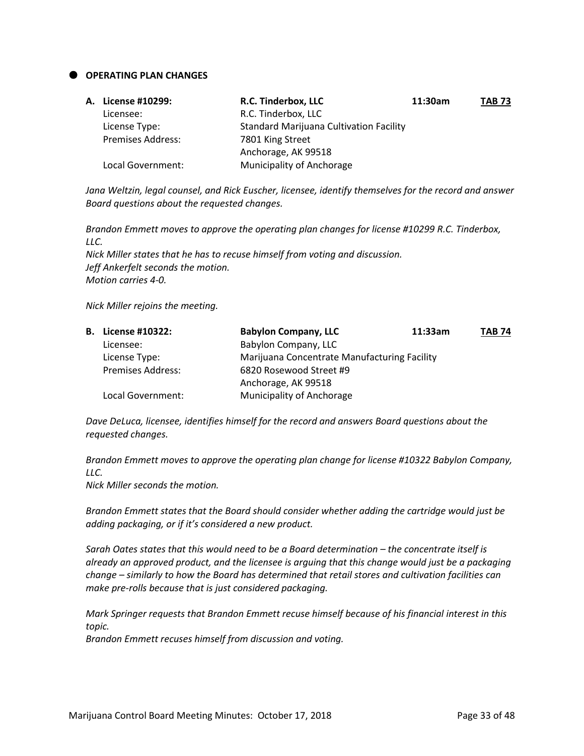## OPERATING PLAN CHANGES

**A. License #10299: R.C. Tinderbox, LLC — 11:30am — TAB 73**

| | |
|---|---|
| Licensee: | R.C. Tinderbox, LLC |
| License Type: | Standard Marijuana Cultivation Facility |
| Premises Address: | 7801 King Street<br>Anchorage, AK 99518 |
| Local Government: | Municipality of Anchorage |

*Jana Weltzin, legal counsel, and Rick Euscher, licensee, identify themselves for the record and answer Board questions about the requested changes.*

*Brandon Emmett moves to approve the operating plan changes for license #10299 R.C. Tinderbox, LLC.*
*Nick Miller states that he has to recuse himself from voting and discussion.*
*Jeff Ankerfelt seconds the motion.*
*Motion carries 4-0.*

*Nick Miller rejoins the meeting.*

**B. License #10322: Babylon Company, LLC — 11:33am — TAB 74**

| | |
|---|---|
| Licensee: | Babylon Company, LLC |
| License Type: | Marijuana Concentrate Manufacturing Facility |
| Premises Address: | 6820 Rosewood Street #9<br>Anchorage, AK 99518 |
| Local Government: | Municipality of Anchorage |

*Dave DeLuca, licensee, identifies himself for the record and answers Board questions about the requested changes.*

*Brandon Emmett moves to approve the operating plan change for license #10322 Babylon Company, LLC.*
*Nick Miller seconds the motion.*

*Brandon Emmett states that the Board should consider whether adding the cartridge would just be adding packaging, or if it's considered a new product.*

*Sarah Oates states that this would need to be a Board determination – the concentrate itself is already an approved product, and the licensee is arguing that this change would just be a packaging change – similarly to how the Board has determined that retail stores and cultivation facilities can make pre-rolls because that is just considered packaging.*

*Mark Springer requests that Brandon Emmett recuse himself because of his financial interest in this topic.*
*Brandon Emmett recuses himself from discussion and voting.*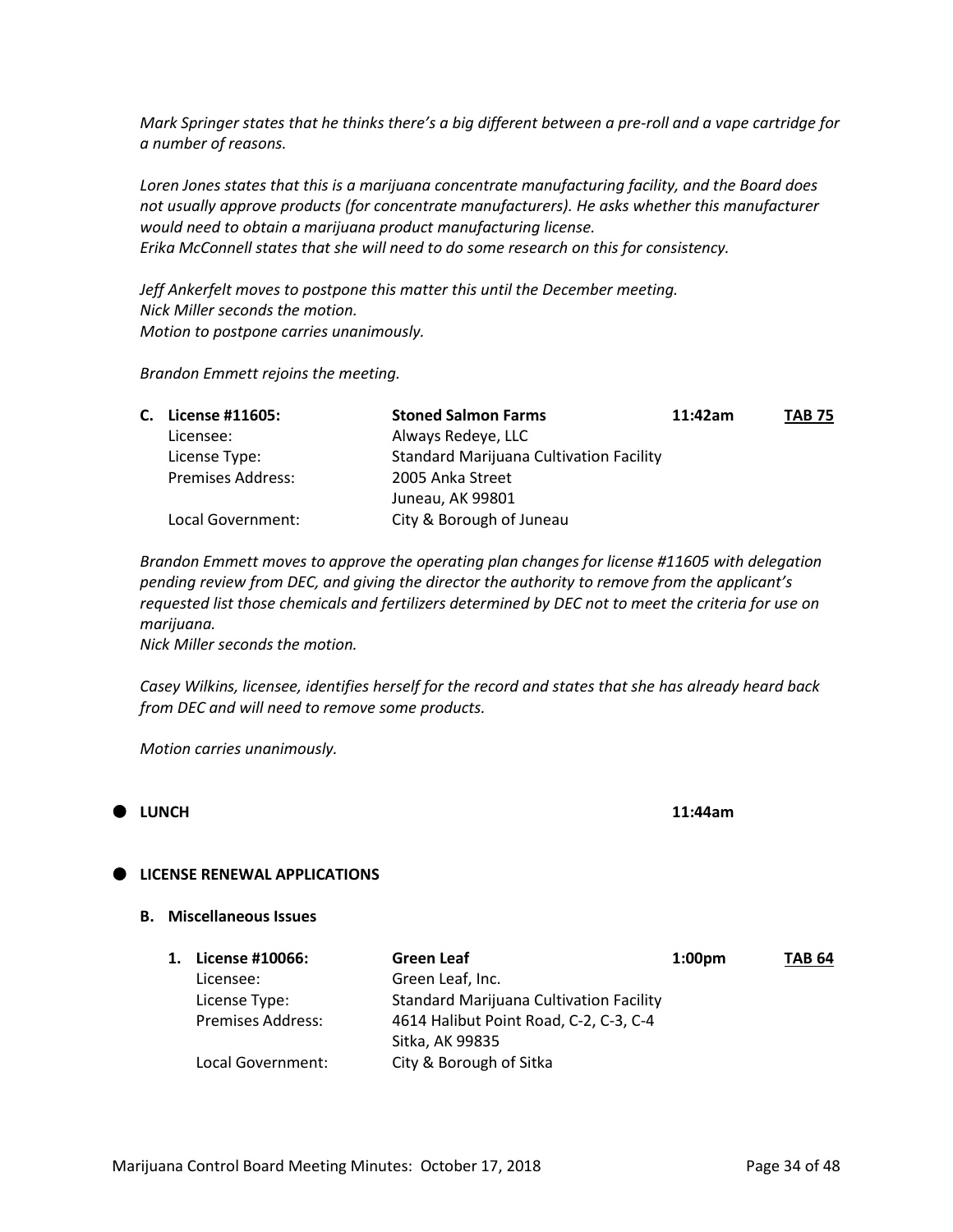*Mark Springer states that he thinks there's a big different between a pre-roll and a vape cartridge for a number of reasons.*

*Loren Jones states that this is a marijuana concentrate manufacturing facility, and the Board does not usually approve products (for concentrate manufacturers). He asks whether this manufacturer would need to obtain a marijuana product manufacturing license.*
*Erika McConnell states that she will need to do some research on this for consistency.*

*Jeff Ankerfelt moves to postpone this matter this until the December meeting.*
*Nick Miller seconds the motion.*
*Motion to postpone carries unanimously.*

*Brandon Emmett rejoins the meeting.*

| **C. License #11605:** | **Stoned Salmon Farms** | **11:42am** | **TAB 75** |
|---|---|---|---|
| Licensee: | Always Redeye, LLC | | |
| License Type: | Standard Marijuana Cultivation Facility | | |
| Premises Address: | 2005 Anka Street<br>Juneau, AK 99801 | | |
| Local Government: | City & Borough of Juneau | | |

*Brandon Emmett moves to approve the operating plan changes for license #11605 with delegation pending review from DEC, and giving the director the authority to remove from the applicant's requested list those chemicals and fertilizers determined by DEC not to meet the criteria for use on marijuana.*
*Nick Miller seconds the motion.*

*Casey Wilkins, licensee, identifies herself for the record and states that she has already heard back from DEC and will need to remove some products.*

*Motion carries unanimously.*

- **LUNCH** **11:44am**

- **LICENSE RENEWAL APPLICATIONS**

**B. Miscellaneous Issues**

| **1. License #10066:** | **Green Leaf** | **1:00pm** | **TAB 64** |
|---|---|---|---|
| Licensee: | Green Leaf, Inc. | | |
| License Type: | Standard Marijuana Cultivation Facility | | |
| Premises Address: | 4614 Halibut Point Road, C-2, C-3, C-4<br>Sitka, AK 99835 | | |
| Local Government: | City & Borough of Sitka | | |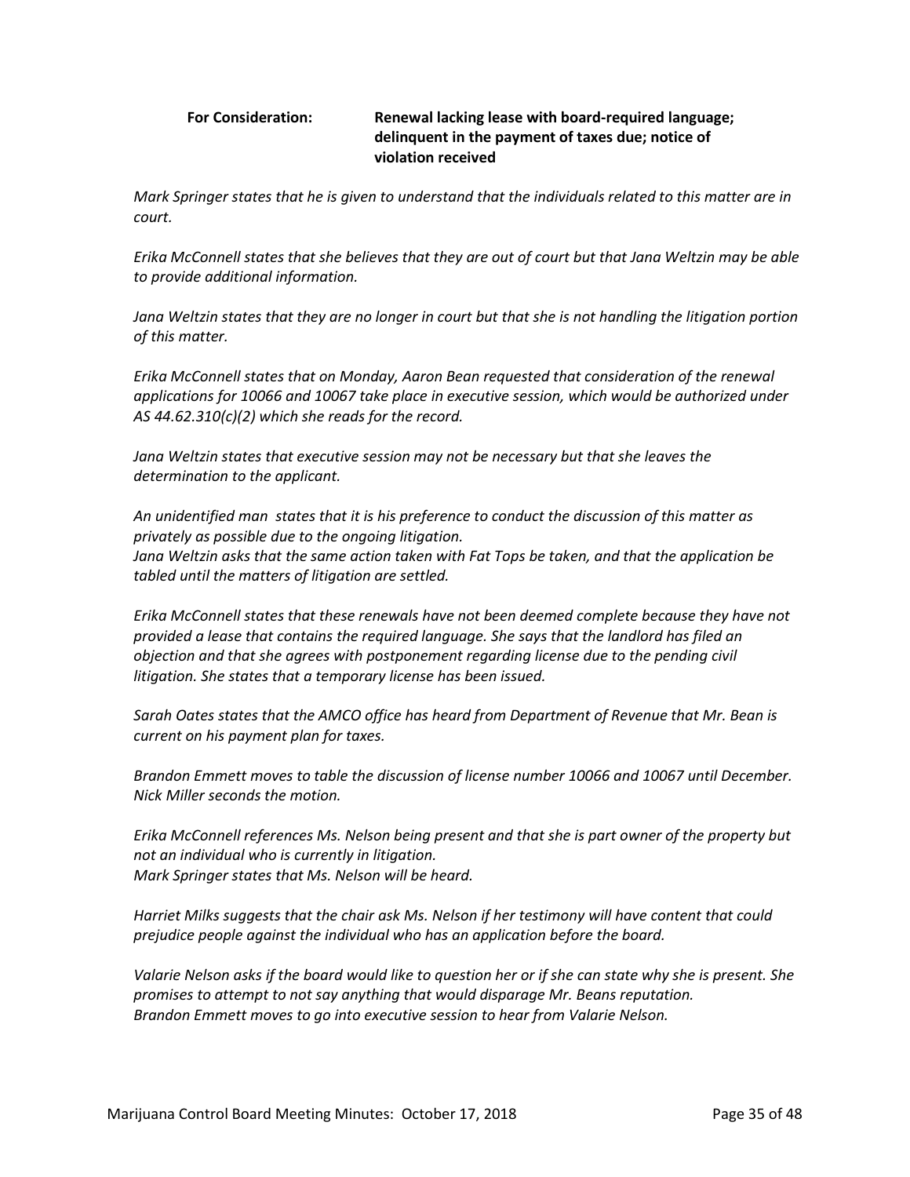**For Consideration:** **Renewal lacking lease with board-required language; delinquent in the payment of taxes due; notice of violation received**

*Mark Springer states that he is given to understand that the individuals related to this matter are in court.*

*Erika McConnell states that she believes that they are out of court but that Jana Weltzin may be able to provide additional information.*

*Jana Weltzin states that they are no longer in court but that she is not handling the litigation portion of this matter.*

*Erika McConnell states that on Monday, Aaron Bean requested that consideration of the renewal applications for 10066 and 10067 take place in executive session, which would be authorized under AS 44.62.310(c)(2) which she reads for the record.*

*Jana Weltzin states that executive session may not be necessary but that she leaves the determination to the applicant.*

*An unidentified man states that it is his preference to conduct the discussion of this matter as privately as possible due to the ongoing litigation.*
*Jana Weltzin asks that the same action taken with Fat Tops be taken, and that the application be tabled until the matters of litigation are settled.*

*Erika McConnell states that these renewals have not been deemed complete because they have not provided a lease that contains the required language. She says that the landlord has filed an objection and that she agrees with postponement regarding license due to the pending civil litigation. She states that a temporary license has been issued.*

*Sarah Oates states that the AMCO office has heard from Department of Revenue that Mr. Bean is current on his payment plan for taxes.*

*Brandon Emmett moves to table the discussion of license number 10066 and 10067 until December. Nick Miller seconds the motion.*

*Erika McConnell references Ms. Nelson being present and that she is part owner of the property but not an individual who is currently in litigation.*
*Mark Springer states that Ms. Nelson will be heard.*

*Harriet Milks suggests that the chair ask Ms. Nelson if her testimony will have content that could prejudice people against the individual who has an application before the board.*

*Valarie Nelson asks if the board would like to question her or if she can state why she is present. She promises to attempt to not say anything that would disparage Mr. Beans reputation.*
*Brandon Emmett moves to go into executive session to hear from Valarie Nelson.*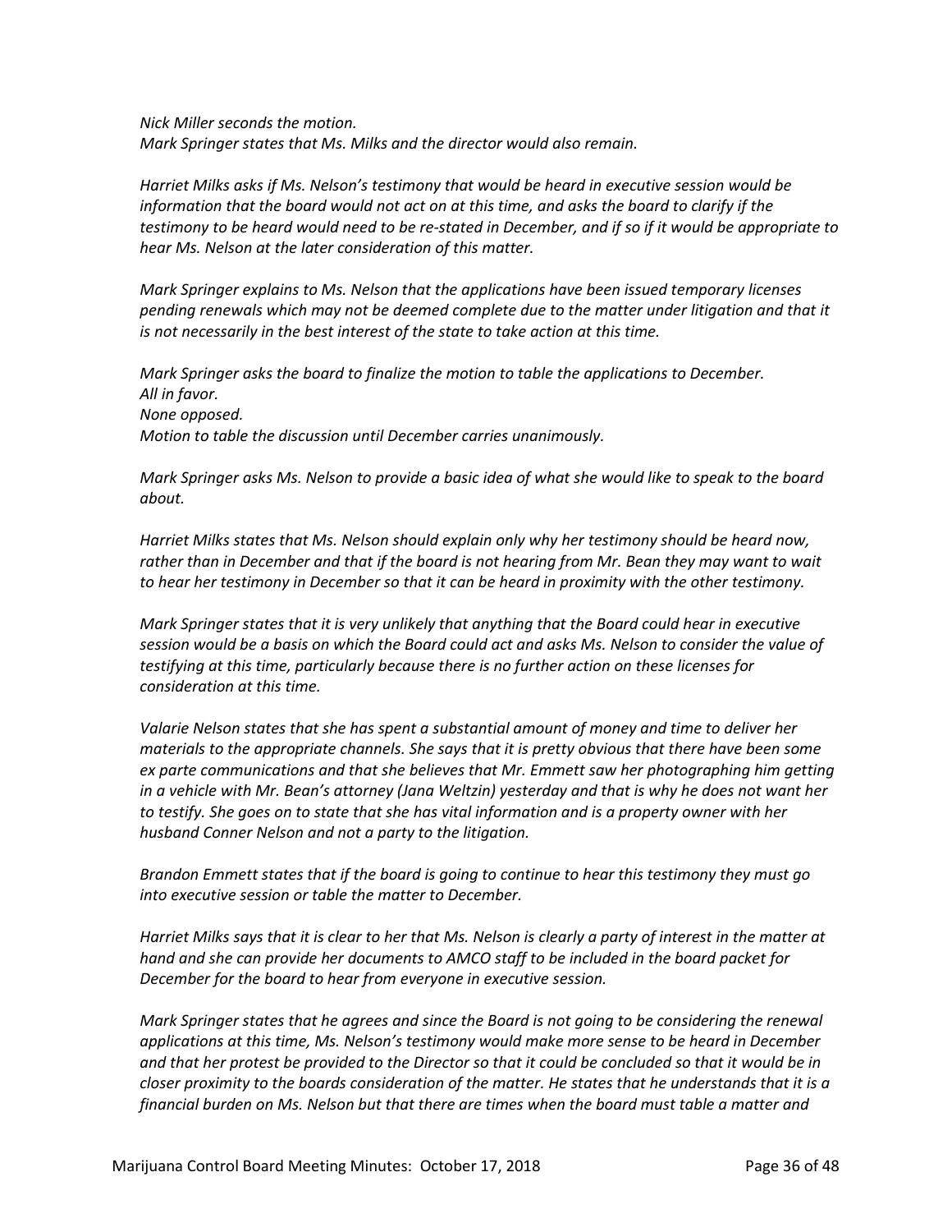*Nick Miller seconds the motion.*
*Mark Springer states that Ms. Milks and the director would also remain.*

*Harriet Milks asks if Ms. Nelson's testimony that would be heard in executive session would be information that the board would not act on at this time, and asks the board to clarify if the testimony to be heard would need to be re-stated in December, and if so if it would be appropriate to hear Ms. Nelson at the later consideration of this matter.*

*Mark Springer explains to Ms. Nelson that the applications have been issued temporary licenses pending renewals which may not be deemed complete due to the matter under litigation and that it is not necessarily in the best interest of the state to take action at this time.*

*Mark Springer asks the board to finalize the motion to table the applications to December.*
*All in favor.*
*None opposed.*
*Motion to table the discussion until December carries unanimously.*

*Mark Springer asks Ms. Nelson to provide a basic idea of what she would like to speak to the board about.*

*Harriet Milks states that Ms. Nelson should explain only why her testimony should be heard now, rather than in December and that if the board is not hearing from Mr. Bean they may want to wait to hear her testimony in December so that it can be heard in proximity with the other testimony.*

*Mark Springer states that it is very unlikely that anything that the Board could hear in executive session would be a basis on which the Board could act and asks Ms. Nelson to consider the value of testifying at this time, particularly because there is no further action on these licenses for consideration at this time.*

*Valarie Nelson states that she has spent a substantial amount of money and time to deliver her materials to the appropriate channels. She says that it is pretty obvious that there have been some ex parte communications and that she believes that Mr. Emmett saw her photographing him getting in a vehicle with Mr. Bean's attorney (Jana Weltzin) yesterday and that is why he does not want her to testify. She goes on to state that she has vital information and is a property owner with her husband Conner Nelson and not a party to the litigation.*

*Brandon Emmett states that if the board is going to continue to hear this testimony they must go into executive session or table the matter to December.*

*Harriet Milks says that it is clear to her that Ms. Nelson is clearly a party of interest in the matter at hand and she can provide her documents to AMCO staff to be included in the board packet for December for the board to hear from everyone in executive session.*

*Mark Springer states that he agrees and since the Board is not going to be considering the renewal applications at this time, Ms. Nelson's testimony would make more sense to be heard in December and that her protest be provided to the Director so that it could be concluded so that it would be in closer proximity to the boards consideration of the matter. He states that he understands that it is a financial burden on Ms. Nelson but that there are times when the board must table a matter and*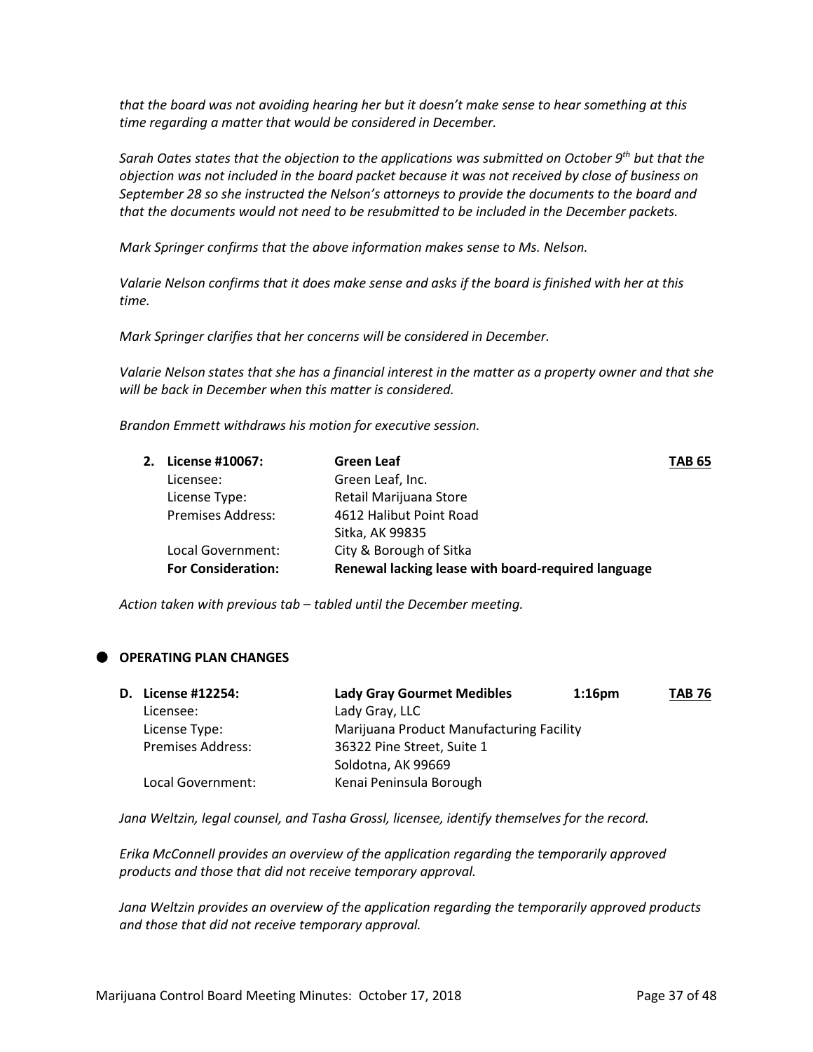*that the board was not avoiding hearing her but it doesn't make sense to hear something at this time regarding a matter that would be considered in December.*

*Sarah Oates states that the objection to the applications was submitted on October 9th but that the objection was not included in the board packet because it was not received by close of business on September 28 so she instructed the Nelson's attorneys to provide the documents to the board and that the documents would not need to be resubmitted to be included in the December packets.*

*Mark Springer confirms that the above information makes sense to Ms. Nelson.*

*Valarie Nelson confirms that it does make sense and asks if the board is finished with her at this time.*

*Mark Springer clarifies that her concerns will be considered in December.*

*Valarie Nelson states that she has a financial interest in the matter as a property owner and that she will be back in December when this matter is considered.*

*Brandon Emmett withdraws his motion for executive session.*

| **2. License #10067:** | **Green Leaf** | **TAB 65** |
|---|---|---|
| Licensee: | Green Leaf, Inc. | |
| License Type: | Retail Marijuana Store | |
| Premises Address: | 4612 Halibut Point Road<br>Sitka, AK 99835 | |
| Local Government: | City & Borough of Sitka | |
| **For Consideration:** | **Renewal lacking lease with board-required language** | |

*Action taken with previous tab – tabled until the December meeting.*

## OPERATING PLAN CHANGES

| **D. License #12254:** | **Lady Gray Gourmet Medibles** | **1:16pm** | **TAB 76** |
|---|---|---|---|
| Licensee: | Lady Gray, LLC | | |
| License Type: | Marijuana Product Manufacturing Facility | | |
| Premises Address: | 36322 Pine Street, Suite 1<br>Soldotna, AK 99669 | | |
| Local Government: | Kenai Peninsula Borough | | |

*Jana Weltzin, legal counsel, and Tasha Grossl, licensee, identify themselves for the record.*

*Erika McConnell provides an overview of the application regarding the temporarily approved products and those that did not receive temporary approval.*

*Jana Weltzin provides an overview of the application regarding the temporarily approved products and those that did not receive temporary approval.*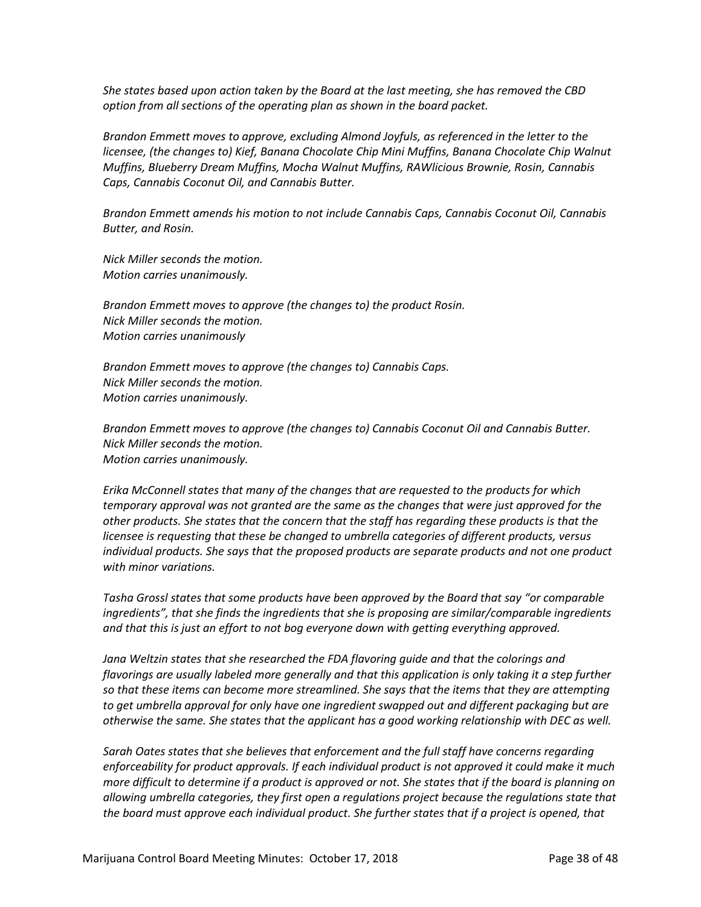*She states based upon action taken by the Board at the last meeting, she has removed the CBD option from all sections of the operating plan as shown in the board packet.*

*Brandon Emmett moves to approve, excluding Almond Joyfuls, as referenced in the letter to the licensee, (the changes to) Kief, Banana Chocolate Chip Mini Muffins, Banana Chocolate Chip Walnut Muffins, Blueberry Dream Muffins, Mocha Walnut Muffins, RAWlicious Brownie, Rosin, Cannabis Caps, Cannabis Coconut Oil, and Cannabis Butter.*

*Brandon Emmett amends his motion to not include Cannabis Caps, Cannabis Coconut Oil, Cannabis Butter, and Rosin.*

*Nick Miller seconds the motion.*
*Motion carries unanimously.*

*Brandon Emmett moves to approve (the changes to) the product Rosin.*
*Nick Miller seconds the motion.*
*Motion carries unanimously*

*Brandon Emmett moves to approve (the changes to) Cannabis Caps.*
*Nick Miller seconds the motion.*
*Motion carries unanimously.*

*Brandon Emmett moves to approve (the changes to) Cannabis Coconut Oil and Cannabis Butter.*
*Nick Miller seconds the motion.*
*Motion carries unanimously.*

*Erika McConnell states that many of the changes that are requested to the products for which temporary approval was not granted are the same as the changes that were just approved for the other products. She states that the concern that the staff has regarding these products is that the licensee is requesting that these be changed to umbrella categories of different products, versus individual products. She says that the proposed products are separate products and not one product with minor variations.*

*Tasha Grossl states that some products have been approved by the Board that say "or comparable ingredients", that she finds the ingredients that she is proposing are similar/comparable ingredients and that this is just an effort to not bog everyone down with getting everything approved.*

*Jana Weltzin states that she researched the FDA flavoring guide and that the colorings and flavorings are usually labeled more generally and that this application is only taking it a step further so that these items can become more streamlined. She says that the items that they are attempting to get umbrella approval for only have one ingredient swapped out and different packaging but are otherwise the same. She states that the applicant has a good working relationship with DEC as well.*

*Sarah Oates states that she believes that enforcement and the full staff have concerns regarding enforceability for product approvals. If each individual product is not approved it could make it much more difficult to determine if a product is approved or not. She states that if the board is planning on allowing umbrella categories, they first open a regulations project because the regulations state that the board must approve each individual product. She further states that if a project is opened, that*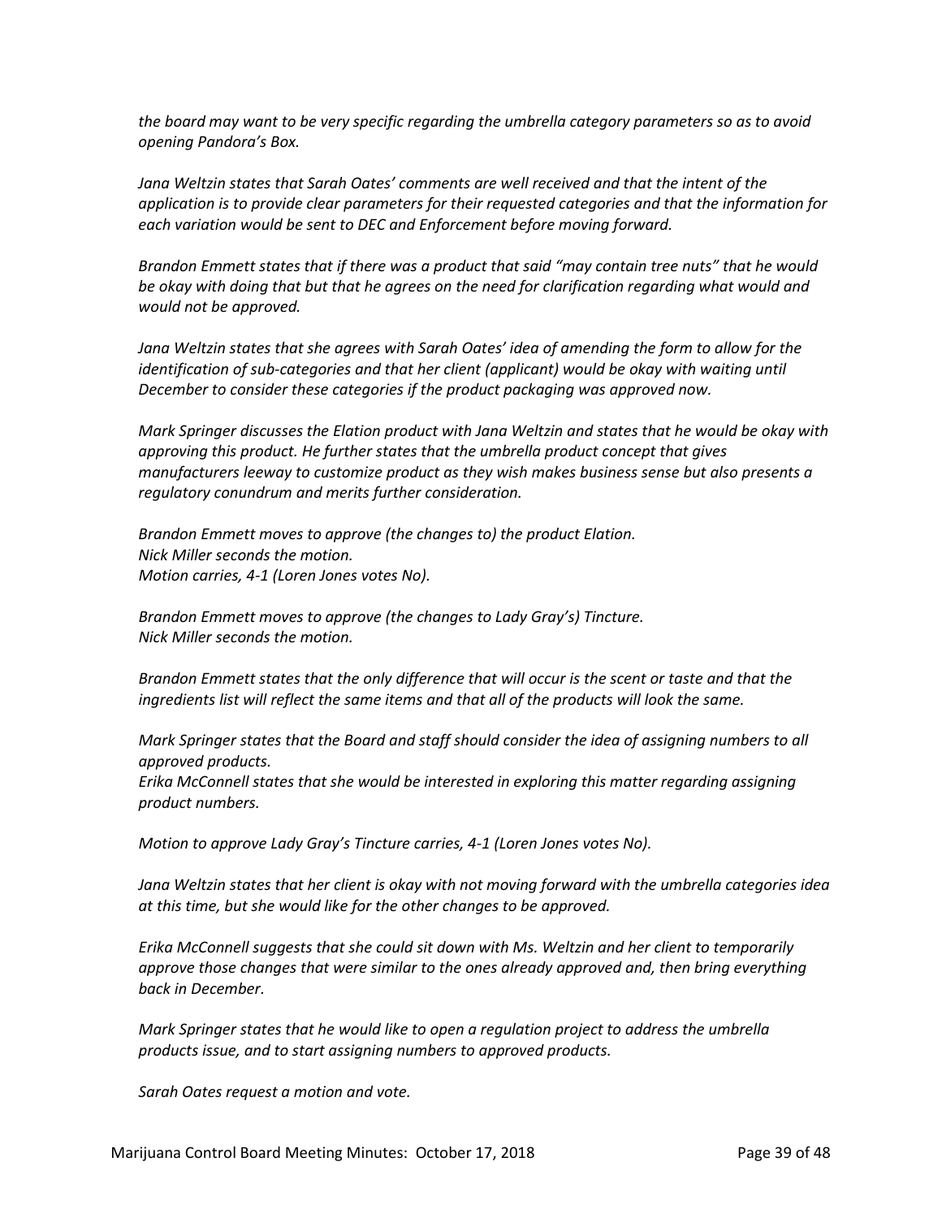*the board may want to be very specific regarding the umbrella category parameters so as to avoid opening Pandora's Box.*

*Jana Weltzin states that Sarah Oates' comments are well received and that the intent of the application is to provide clear parameters for their requested categories and that the information for each variation would be sent to DEC and Enforcement before moving forward.*

*Brandon Emmett states that if there was a product that said "may contain tree nuts" that he would be okay with doing that but that he agrees on the need for clarification regarding what would and would not be approved.*

*Jana Weltzin states that she agrees with Sarah Oates' idea of amending the form to allow for the identification of sub-categories and that her client (applicant) would be okay with waiting until December to consider these categories if the product packaging was approved now.*

*Mark Springer discusses the Elation product with Jana Weltzin and states that he would be okay with approving this product. He further states that the umbrella product concept that gives manufacturers leeway to customize product as they wish makes business sense but also presents a regulatory conundrum and merits further consideration.*

*Brandon Emmett moves to approve (the changes to) the product Elation.*
*Nick Miller seconds the motion.*
*Motion carries, 4-1 (Loren Jones votes No).*

*Brandon Emmett moves to approve (the changes to Lady Gray's) Tincture.*
*Nick Miller seconds the motion.*

*Brandon Emmett states that the only difference that will occur is the scent or taste and that the ingredients list will reflect the same items and that all of the products will look the same.*

*Mark Springer states that the Board and staff should consider the idea of assigning numbers to all approved products.*
*Erika McConnell states that she would be interested in exploring this matter regarding assigning product numbers.*

*Motion to approve Lady Gray's Tincture carries, 4-1 (Loren Jones votes No).*

*Jana Weltzin states that her client is okay with not moving forward with the umbrella categories idea at this time, but she would like for the other changes to be approved.*

*Erika McConnell suggests that she could sit down with Ms. Weltzin and her client to temporarily approve those changes that were similar to the ones already approved and, then bring everything back in December.*

*Mark Springer states that he would like to open a regulation project to address the umbrella products issue, and to start assigning numbers to approved products.*

*Sarah Oates request a motion and vote.*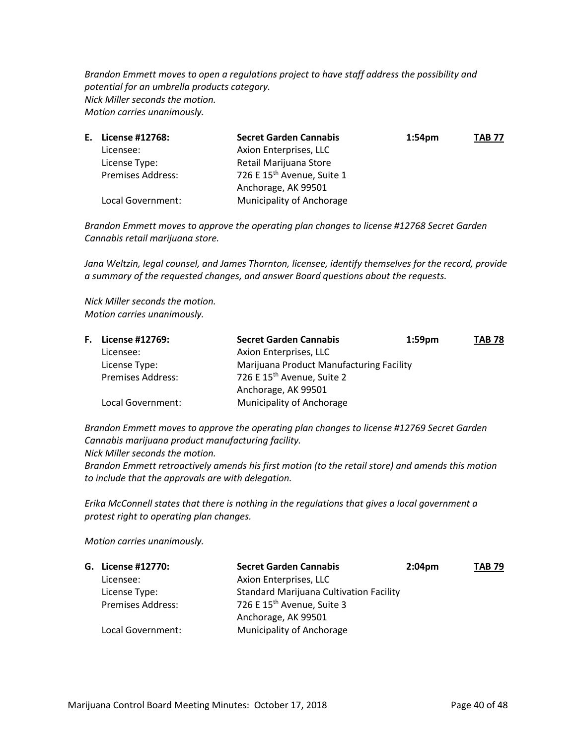*Brandon Emmett moves to open a regulations project to have staff address the possibility and potential for an umbrella products category.*
*Nick Miller seconds the motion.*
*Motion carries unanimously.*

| **E. License #12768:** | **Secret Garden Cannabis** | **1:54pm** | **TAB 77** |
|---|---|---|---|
| Licensee: | Axion Enterprises, LLC | | |
| License Type: | Retail Marijuana Store | | |
| Premises Address: | 726 E 15th Avenue, Suite 1<br>Anchorage, AK 99501 | | |
| Local Government: | Municipality of Anchorage | | |

*Brandon Emmett moves to approve the operating plan changes to license #12768 Secret Garden Cannabis retail marijuana store.*

*Jana Weltzin, legal counsel, and James Thornton, licensee, identify themselves for the record, provide a summary of the requested changes, and answer Board questions about the requests.*

*Nick Miller seconds the motion.*
*Motion carries unanimously.*

| **F. License #12769:** | **Secret Garden Cannabis** | **1:59pm** | **TAB 78** |
|---|---|---|---|
| Licensee: | Axion Enterprises, LLC | | |
| License Type: | Marijuana Product Manufacturing Facility | | |
| Premises Address: | 726 E 15th Avenue, Suite 2<br>Anchorage, AK 99501 | | |
| Local Government: | Municipality of Anchorage | | |

*Brandon Emmett moves to approve the operating plan changes to license #12769 Secret Garden Cannabis marijuana product manufacturing facility.*
*Nick Miller seconds the motion.*
*Brandon Emmett retroactively amends his first motion (to the retail store) and amends this motion to include that the approvals are with delegation.*

*Erika McConnell states that there is nothing in the regulations that gives a local government a protest right to operating plan changes.*

*Motion carries unanimously.*

| **G. License #12770:** | **Secret Garden Cannabis** | **2:04pm** | **TAB 79** |
|---|---|---|---|
| Licensee: | Axion Enterprises, LLC | | |
| License Type: | Standard Marijuana Cultivation Facility | | |
| Premises Address: | 726 E 15th Avenue, Suite 3<br>Anchorage, AK 99501 | | |
| Local Government: | Municipality of Anchorage | | |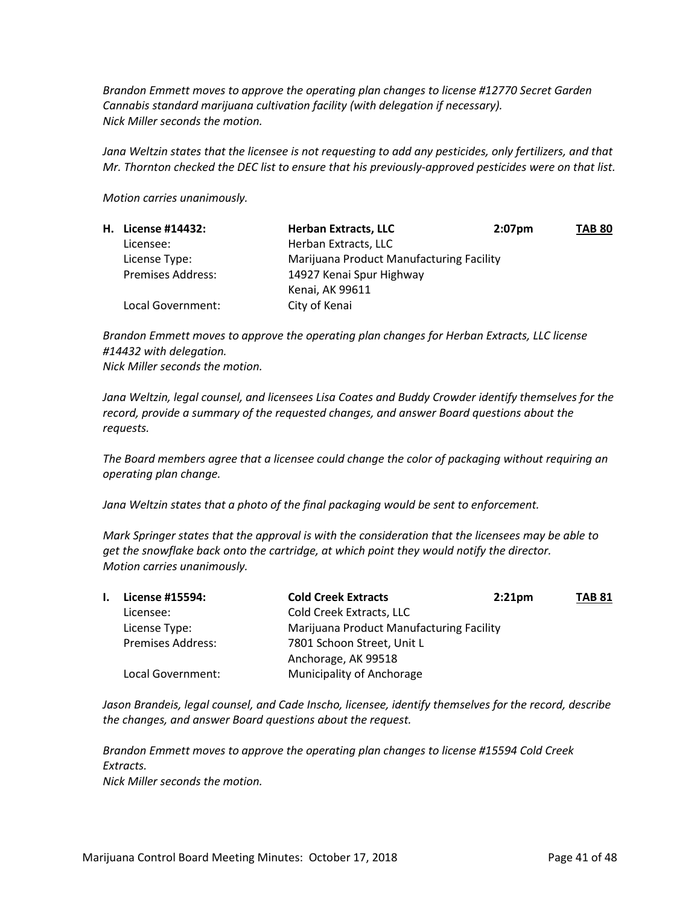*Brandon Emmett moves to approve the operating plan changes to license #12770 Secret Garden Cannabis standard marijuana cultivation facility (with delegation if necessary).*
*Nick Miller seconds the motion.*

*Jana Weltzin states that the licensee is not requesting to add any pesticides, only fertilizers, and that Mr. Thornton checked the DEC list to ensure that his previously-approved pesticides were on that list.*

*Motion carries unanimously.*

| **H. License #14432:** | **Herban Extracts, LLC** | **2:07pm** | **TAB 80** |
|---|---|---|---|
| Licensee: | Herban Extracts, LLC | | |
| License Type: | Marijuana Product Manufacturing Facility | | |
| Premises Address: | 14927 Kenai Spur Highway<br>Kenai, AK 99611 | | |
| Local Government: | City of Kenai | | |

*Brandon Emmett moves to approve the operating plan changes for Herban Extracts, LLC license #14432 with delegation.*
*Nick Miller seconds the motion.*

*Jana Weltzin, legal counsel, and licensees Lisa Coates and Buddy Crowder identify themselves for the record, provide a summary of the requested changes, and answer Board questions about the requests.*

*The Board members agree that a licensee could change the color of packaging without requiring an operating plan change.*

*Jana Weltzin states that a photo of the final packaging would be sent to enforcement.*

*Mark Springer states that the approval is with the consideration that the licensees may be able to get the snowflake back onto the cartridge, at which point they would notify the director.*
*Motion carries unanimously.*

| **I. License #15594:** | **Cold Creek Extracts** | **2:21pm** | **TAB 81** |
|---|---|---|---|
| Licensee: | Cold Creek Extracts, LLC | | |
| License Type: | Marijuana Product Manufacturing Facility | | |
| Premises Address: | 7801 Schoon Street, Unit L<br>Anchorage, AK 99518 | | |
| Local Government: | Municipality of Anchorage | | |

*Jason Brandeis, legal counsel, and Cade Inscho, licensee, identify themselves for the record, describe the changes, and answer Board questions about the request.*

*Brandon Emmett moves to approve the operating plan changes to license #15594 Cold Creek Extracts.*
*Nick Miller seconds the motion.*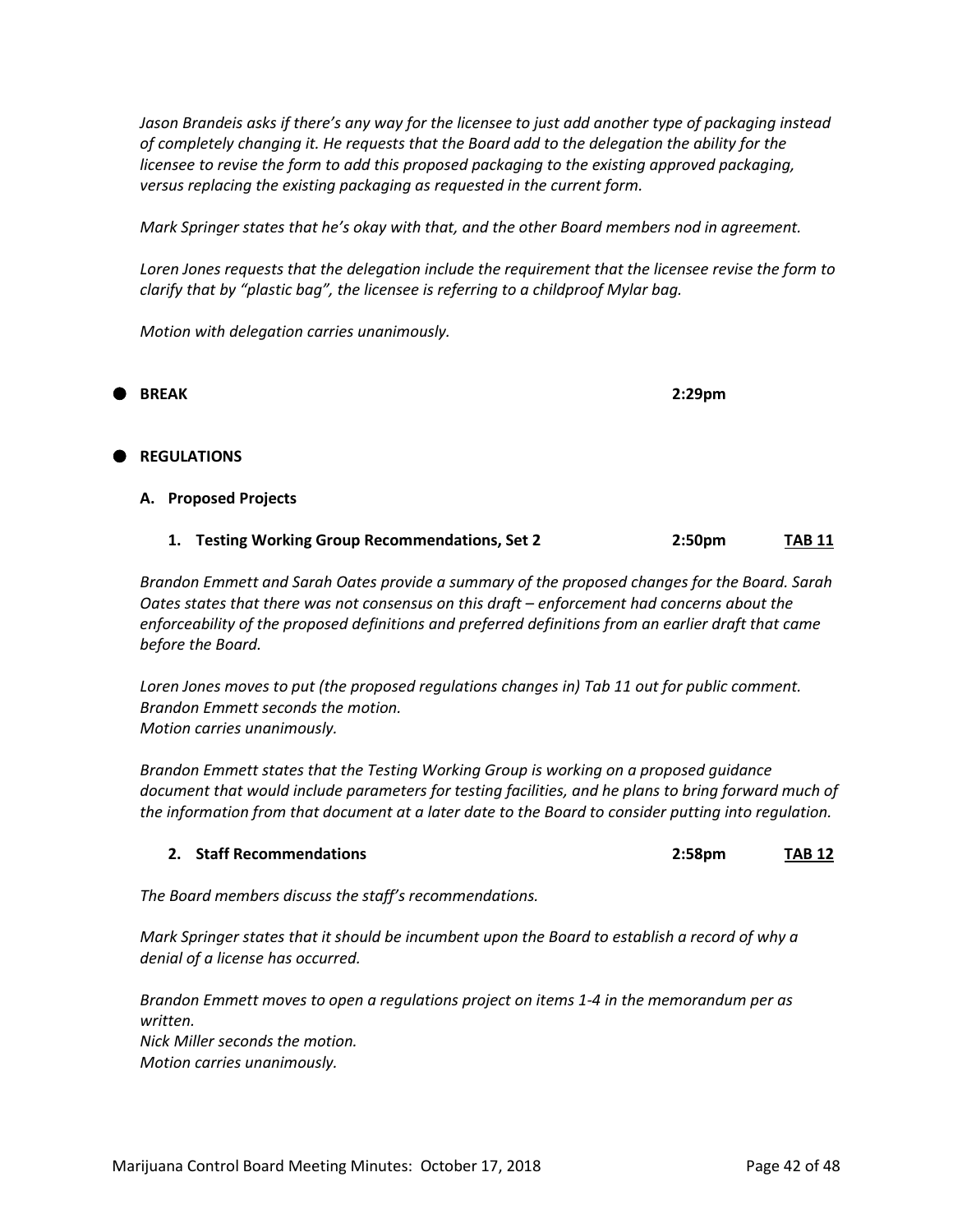*Jason Brandeis asks if there's any way for the licensee to just add another type of packaging instead of completely changing it. He requests that the Board add to the delegation the ability for the licensee to revise the form to add this proposed packaging to the existing approved packaging, versus replacing the existing packaging as requested in the current form.*

*Mark Springer states that he's okay with that, and the other Board members nod in agreement.*

*Loren Jones requests that the delegation include the requirement that the licensee revise the form to clarify that by "plastic bag", the licensee is referring to a childproof Mylar bag.*

*Motion with delegation carries unanimously.*

- **BREAK** 2:29pm

- **REGULATIONS**

**A. Proposed Projects**

**1. Testing Working Group Recommendations, Set 2** 2:50pm **TAB 11**

*Brandon Emmett and Sarah Oates provide a summary of the proposed changes for the Board. Sarah Oates states that there was not consensus on this draft – enforcement had concerns about the enforceability of the proposed definitions and preferred definitions from an earlier draft that came before the Board.*

*Loren Jones moves to put (the proposed regulations changes in) Tab 11 out for public comment.*
*Brandon Emmett seconds the motion.*
*Motion carries unanimously.*

*Brandon Emmett states that the Testing Working Group is working on a proposed guidance document that would include parameters for testing facilities, and he plans to bring forward much of the information from that document at a later date to the Board to consider putting into regulation.*

**2. Staff Recommendations** 2:58pm **TAB 12**

*The Board members discuss the staff's recommendations.*

*Mark Springer states that it should be incumbent upon the Board to establish a record of why a denial of a license has occurred.*

*Brandon Emmett moves to open a regulations project on items 1-4 in the memorandum per as written.*
*Nick Miller seconds the motion.*
*Motion carries unanimously.*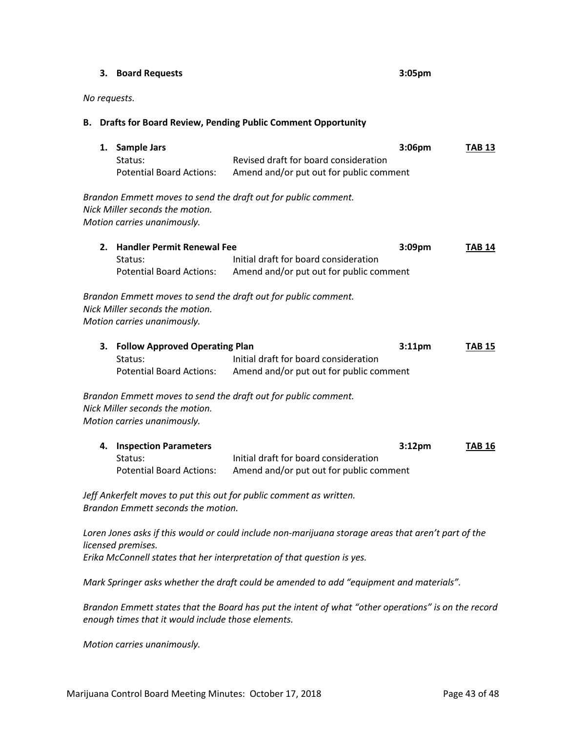### 3. Board Requests 3:05pm

*No requests.*

## B. Drafts for Board Review, Pending Public Comment Opportunity

### 1. Sample Jars 3:06pm TAB 13

Status: Revised draft for board consideration
Potential Board Actions: Amend and/or put out for public comment

*Brandon Emmett moves to send the draft out for public comment.*
*Nick Miller seconds the motion.*
*Motion carries unanimously.*

### 2. Handler Permit Renewal Fee 3:09pm TAB 14

Status: Initial draft for board consideration
Potential Board Actions: Amend and/or put out for public comment

*Brandon Emmett moves to send the draft out for public comment.*
*Nick Miller seconds the motion.*
*Motion carries unanimously.*

### 3. Follow Approved Operating Plan 3:11pm TAB 15

Status: Initial draft for board consideration
Potential Board Actions: Amend and/or put out for public comment

*Brandon Emmett moves to send the draft out for public comment.*
*Nick Miller seconds the motion.*
*Motion carries unanimously.*

### 4. Inspection Parameters 3:12pm TAB 16

Status: Initial draft for board consideration
Potential Board Actions: Amend and/or put out for public comment

*Jeff Ankerfelt moves to put this out for public comment as written.*
*Brandon Emmett seconds the motion.*

*Loren Jones asks if this would or could include non-marijuana storage areas that aren't part of the licensed premises.*
*Erika McConnell states that her interpretation of that question is yes.*

*Mark Springer asks whether the draft could be amended to add "equipment and materials".*

*Brandon Emmett states that the Board has put the intent of what "other operations" is on the record enough times that it would include those elements.*

*Motion carries unanimously.*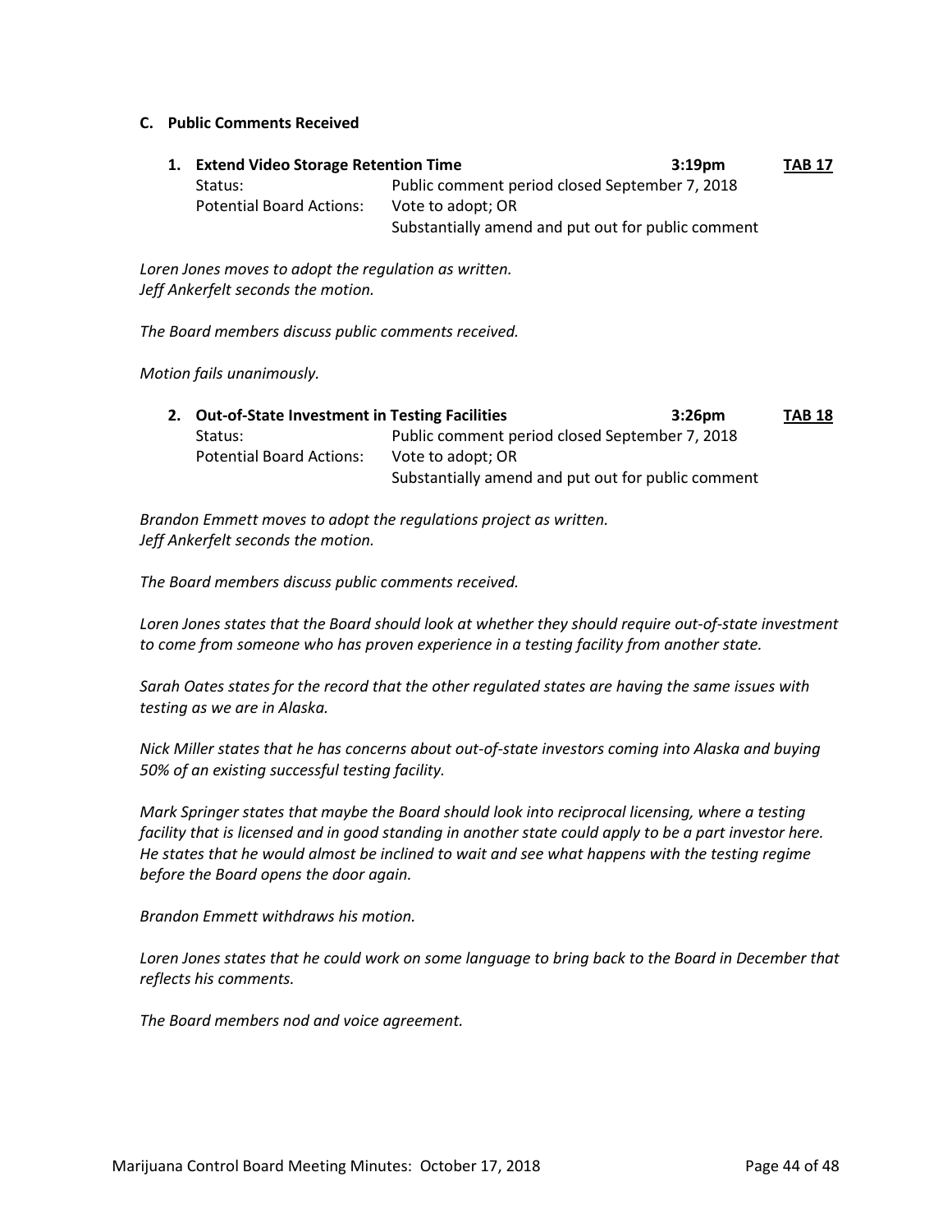## C. Public Comments Received

**1. Extend Video Storage Retention Time** **3:19pm** **TAB 17**

Status: Public comment period closed September 7, 2018

Potential Board Actions: Vote to adopt; OR
Substantially amend and put out for public comment

*Loren Jones moves to adopt the regulation as written.*
*Jeff Ankerfelt seconds the motion.*

*The Board members discuss public comments received.*

*Motion fails unanimously.*

**2. Out-of-State Investment in Testing Facilities** **3:26pm** **TAB 18**

Status: Public comment period closed September 7, 2018

Potential Board Actions: Vote to adopt; OR
Substantially amend and put out for public comment

*Brandon Emmett moves to adopt the regulations project as written.*
*Jeff Ankerfelt seconds the motion.*

*The Board members discuss public comments received.*

*Loren Jones states that the Board should look at whether they should require out-of-state investment to come from someone who has proven experience in a testing facility from another state.*

*Sarah Oates states for the record that the other regulated states are having the same issues with testing as we are in Alaska.*

*Nick Miller states that he has concerns about out-of-state investors coming into Alaska and buying 50% of an existing successful testing facility.*

*Mark Springer states that maybe the Board should look into reciprocal licensing, where a testing facility that is licensed and in good standing in another state could apply to be a part investor here. He states that he would almost be inclined to wait and see what happens with the testing regime before the Board opens the door again.*

*Brandon Emmett withdraws his motion.*

*Loren Jones states that he could work on some language to bring back to the Board in December that reflects his comments.*

*The Board members nod and voice agreement.*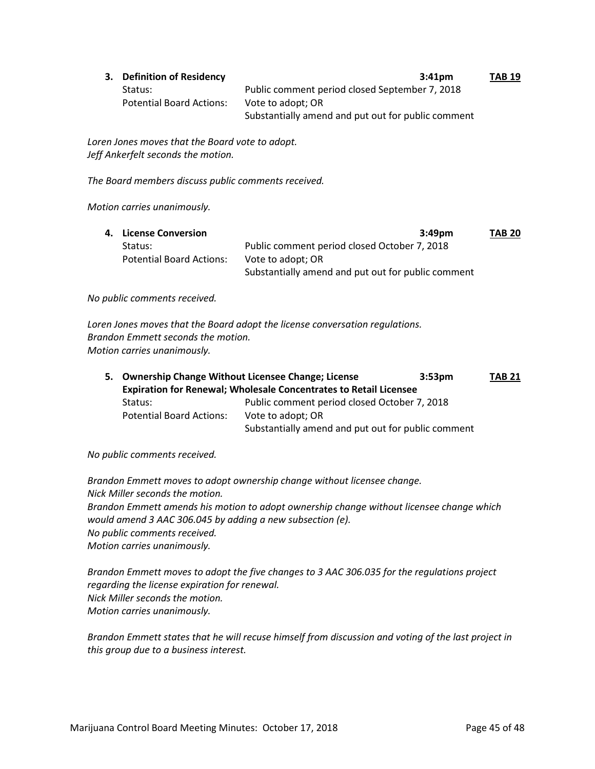3. **Definition of Residency** **3:41pm** **TAB 19**

Status: Public comment period closed September 7, 2018
Potential Board Actions: Vote to adopt; OR
Substantially amend and put out for public comment

*Loren Jones moves that the Board vote to adopt.*
*Jeff Ankerfelt seconds the motion.*

*The Board members discuss public comments received.*

*Motion carries unanimously.*

4. **License Conversion** **3:49pm** **TAB 20**

Status: Public comment period closed October 7, 2018
Potential Board Actions: Vote to adopt; OR
Substantially amend and put out for public comment

*No public comments received.*

*Loren Jones moves that the Board adopt the license conversation regulations.*
*Brandon Emmett seconds the motion.*
*Motion carries unanimously.*

5. **Ownership Change Without Licensee Change; License Expiration for Renewal; Wholesale Concentrates to Retail Licensee** **3:53pm** **TAB 21**

Status: Public comment period closed October 7, 2018
Potential Board Actions: Vote to adopt; OR
Substantially amend and put out for public comment

*No public comments received.*

*Brandon Emmett moves to adopt ownership change without licensee change.*
*Nick Miller seconds the motion.*
*Brandon Emmett amends his motion to adopt ownership change without licensee change which would amend 3 AAC 306.045 by adding a new subsection (e).*
*No public comments received.*
*Motion carries unanimously.*

*Brandon Emmett moves to adopt the five changes to 3 AAC 306.035 for the regulations project regarding the license expiration for renewal.*
*Nick Miller seconds the motion.*
*Motion carries unanimously.*

*Brandon Emmett states that he will recuse himself from discussion and voting of the last project in this group due to a business interest.*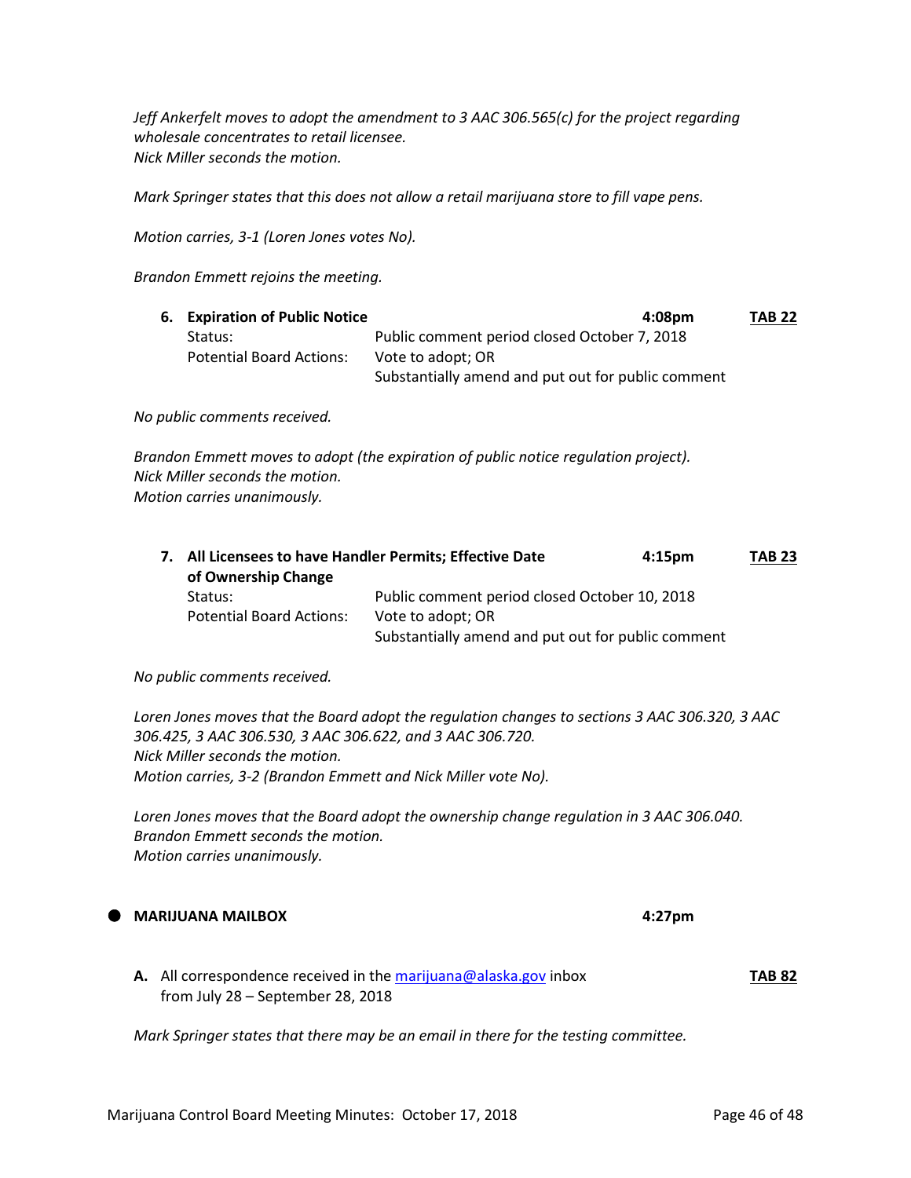*Jeff Ankerfelt moves to adopt the amendment to 3 AAC 306.565(c) for the project regarding wholesale concentrates to retail licensee.*
*Nick Miller seconds the motion.*

*Mark Springer states that this does not allow a retail marijuana store to fill vape pens.*

*Motion carries, 3-1 (Loren Jones votes No).*

*Brandon Emmett rejoins the meeting.*

**6. Expiration of Public Notice** **4:08pm** **TAB 22**

| | |
|---|---|
| Status: | Public comment period closed October 7, 2018 |
| Potential Board Actions: | Vote to adopt; OR<br>Substantially amend and put out for public comment |

*No public comments received.*

*Brandon Emmett moves to adopt (the expiration of public notice regulation project).*
*Nick Miller seconds the motion.*
*Motion carries unanimously.*

**7. All Licensees to have Handler Permits; Effective Date of Ownership Change** **4:15pm** **TAB 23**

| | |
|---|---|
| Status: | Public comment period closed October 10, 2018 |
| Potential Board Actions: | Vote to adopt; OR<br>Substantially amend and put out for public comment |

*No public comments received.*

*Loren Jones moves that the Board adopt the regulation changes to sections 3 AAC 306.320, 3 AAC 306.425, 3 AAC 306.530, 3 AAC 306.622, and 3 AAC 306.720.*
*Nick Miller seconds the motion.*
*Motion carries, 3-2 (Brandon Emmett and Nick Miller vote No).*

*Loren Jones moves that the Board adopt the ownership change regulation in 3 AAC 306.040.*
*Brandon Emmett seconds the motion.*
*Motion carries unanimously.*

- **MARIJUANA MAILBOX** **4:27pm**

**A.** All correspondence received in the marijuana@alaska.gov inbox from July 28 – September 28, 2018 **TAB 82**

*Mark Springer states that there may be an email in there for the testing committee.*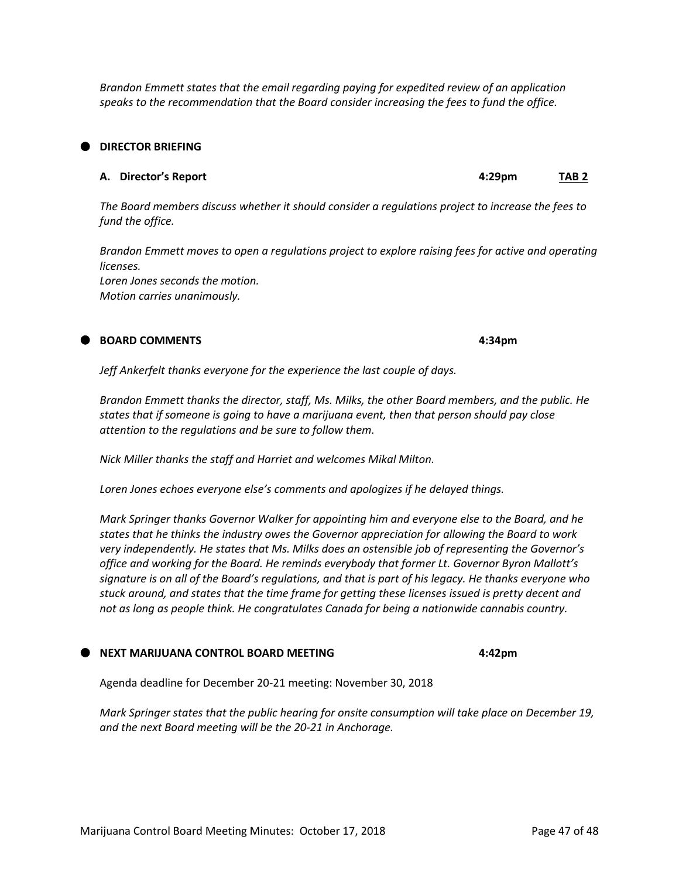*Brandon Emmett states that the email regarding paying for expedited review of an application speaks to the recommendation that the Board consider increasing the fees to fund the office.*

## DIRECTOR BRIEFING

### A. Director's Report 4:29pm TAB 2

*The Board members discuss whether it should consider a regulations project to increase the fees to fund the office.*

*Brandon Emmett moves to open a regulations project to explore raising fees for active and operating licenses.*
*Loren Jones seconds the motion.*
*Motion carries unanimously.*

## BOARD COMMENTS 4:34pm

*Jeff Ankerfelt thanks everyone for the experience the last couple of days.*

*Brandon Emmett thanks the director, staff, Ms. Milks, the other Board members, and the public. He states that if someone is going to have a marijuana event, then that person should pay close attention to the regulations and be sure to follow them.*

*Nick Miller thanks the staff and Harriet and welcomes Mikal Milton.*

*Loren Jones echoes everyone else's comments and apologizes if he delayed things.*

*Mark Springer thanks Governor Walker for appointing him and everyone else to the Board, and he states that he thinks the industry owes the Governor appreciation for allowing the Board to work very independently. He states that Ms. Milks does an ostensible job of representing the Governor's office and working for the Board. He reminds everybody that former Lt. Governor Byron Mallott's signature is on all of the Board's regulations, and that is part of his legacy. He thanks everyone who stuck around, and states that the time frame for getting these licenses issued is pretty decent and not as long as people think. He congratulates Canada for being a nationwide cannabis country.*

## NEXT MARIJUANA CONTROL BOARD MEETING 4:42pm

Agenda deadline for December 20-21 meeting: November 30, 2018

*Mark Springer states that the public hearing for onsite consumption will take place on December 19, and the next Board meeting will be the 20-21 in Anchorage.*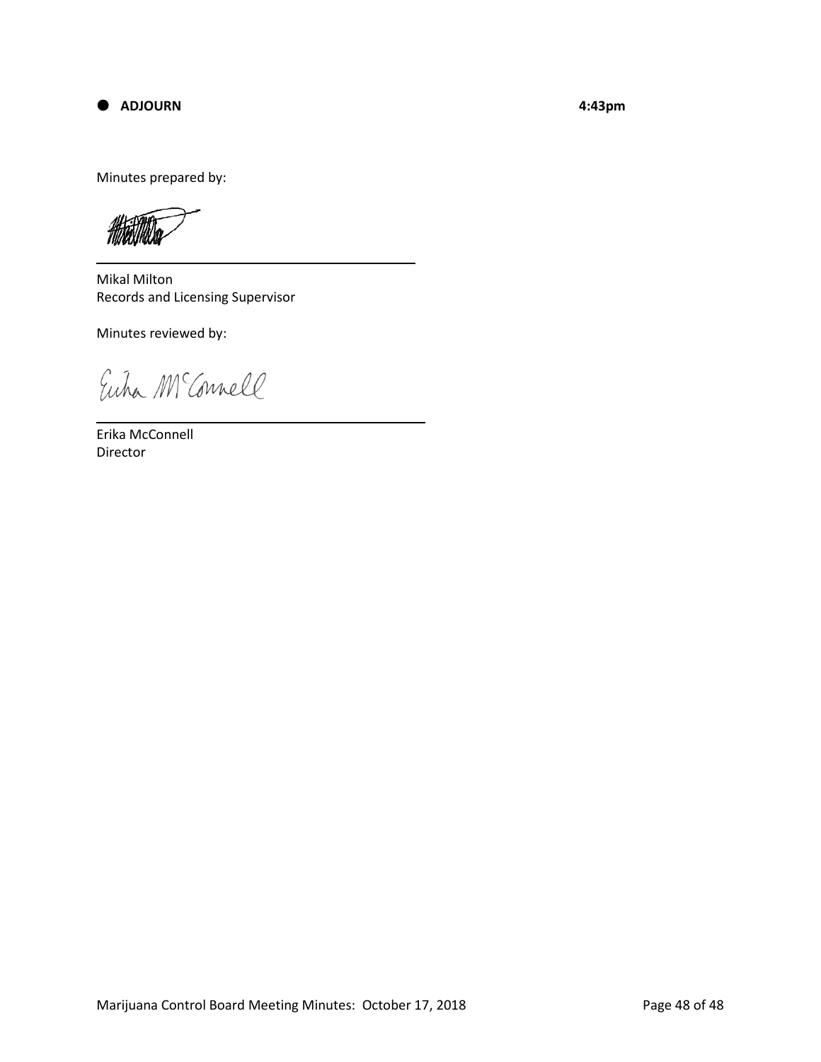- **ADJOURN** **4:43pm**

Minutes prepared by:

Mikal Milton
Records and Licensing Supervisor

Minutes reviewed by:

Erika McConnell
Director